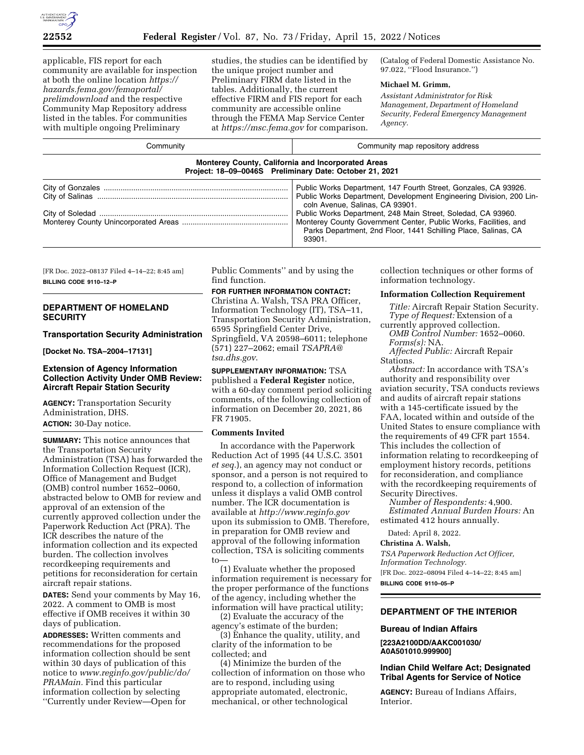applicable, FIS report for each community are available for inspection at both the online location *https://hazards.fema.gov/femaportal/prelimdownload* and the respective Community Map Repository address listed in the tables. For communities with multiple ongoing Preliminary studies, the studies can be identified by the unique project number and Preliminary FIRM date listed in the tables. Additionally, the current effective FIRM and FIS report for each community are accessible online through the FEMA Map Service Center at *https://msc.fema.gov* for comparison.

(Catalog of Federal Domestic Assistance No. 97.022, ''Flood Insurance.'')

**Michael M. Grimm,**

*Assistant Administrator for Risk Management, Department of Homeland Security, Federal Emergency Management Agency.*

| Community | Community map repository address |
|---|---|
| **Monterey County, California and Incorporated Areas** **Project: 18–09–0046S Preliminary Date: October 21, 2021** | |
| City of Gonzales | Public Works Department, 147 Fourth Street, Gonzales, CA 93926. |
| City of Salinas | Public Works Department, Development Engineering Division, 200 Lincoln Avenue, Salinas, CA 93901. |
| City of Soledad | Public Works Department, 248 Main Street, Soledad, CA 93960. |
| Monterey County Unincorporated Areas | Monterey County Government Center, Public Works, Facilities, and Parks Department, 2nd Floor, 1441 Schilling Place, Salinas, CA 93901. |

[FR Doc. 2022–08137 Filed 4–14–22; 8:45 am]

**BILLING CODE 9110–12–P**

## DEPARTMENT OF HOMELAND SECURITY

### Transportation Security Administration

**[Docket No. TSA–2004–17131]**

### Extension of Agency Information Collection Activity Under OMB Review: Aircraft Repair Station Security

**AGENCY:** Transportation Security Administration, DHS.

**ACTION:** 30-Day notice.

**SUMMARY:** This notice announces that the Transportation Security Administration (TSA) has forwarded the Information Collection Request (ICR), Office of Management and Budget (OMB) control number 1652–0060, abstracted below to OMB for review and approval of an extension of the currently approved collection under the Paperwork Reduction Act (PRA). The ICR describes the nature of the information collection and its expected burden. The collection involves recordkeeping requirements and petitions for reconsideration for certain aircraft repair stations.

**DATES:** Send your comments by May 16, 2022. A comment to OMB is most effective if OMB receives it within 30 days of publication.

**ADDRESSES:** Written comments and recommendations for the proposed information collection should be sent within 30 days of publication of this notice to *www.reginfo.gov/public/do/PRAMain.* Find this particular information collection by selecting ''Currently under Review—Open for Public Comments'' and by using the find function.

**FOR FURTHER INFORMATION CONTACT:** Christina A. Walsh, TSA PRA Officer, Information Technology (IT), TSA–11, Transportation Security Administration, 6595 Springfield Center Drive, Springfield, VA 20598–6011; telephone (571) 227–2062; email *TSAPRA@tsa.dhs.gov*.

**SUPPLEMENTARY INFORMATION:** TSA published a **Federal Register** notice, with a 60-day comment period soliciting comments, of the following collection of information on December 20, 2021, 86 FR 71905.

#### Comments Invited

In accordance with the Paperwork Reduction Act of 1995 (44 U.S.C. 3501 *et seq.*), an agency may not conduct or sponsor, and a person is not required to respond to, a collection of information unless it displays a valid OMB control number. The ICR documentation is available at *http://www.reginfo.gov* upon its submission to OMB. Therefore, in preparation for OMB review and approval of the following information collection, TSA is soliciting comments to—

(1) Evaluate whether the proposed information requirement is necessary for the proper performance of the functions of the agency, including whether the information will have practical utility;

(2) Evaluate the accuracy of the agency's estimate of the burden;

(3) Enhance the quality, utility, and clarity of the information to be collected; and

(4) Minimize the burden of the collection of information on those who are to respond, including using appropriate automated, electronic, mechanical, or other technological collection techniques or other forms of information technology.

#### Information Collection Requirement

*Title:* Aircraft Repair Station Security.

*Type of Request:* Extension of a currently approved collection.

*OMB Control Number:* 1652–0060.

*Forms(s):* NA.

*Affected Public:* Aircraft Repair Stations.

*Abstract:* In accordance with TSA's authority and responsibility over aviation security, TSA conducts reviews and audits of aircraft repair stations with a 145-certificate issued by the FAA, located within and outside of the United States to ensure compliance with the requirements of 49 CFR part 1554. This includes the collection of information relating to recordkeeping of employment history records, petitions for reconsideration, and compliance with the recordkeeping requirements of Security Directives.

*Number of Respondents:* 4,900.

*Estimated Annual Burden Hours:* An estimated 412 hours annually.

Dated: April 8, 2022.

**Christina A. Walsh,**

*TSA Paperwork Reduction Act Officer, Information Technology.*

[FR Doc. 2022–08094 Filed 4–14–22; 8:45 am]

**BILLING CODE 9110–05–P**

## DEPARTMENT OF THE INTERIOR

### Bureau of Indian Affairs

**[223A2100DD/AAKC001030/A0A501010.999900]**

### Indian Child Welfare Act; Designated Tribal Agents for Service of Notice

**AGENCY:** Bureau of Indians Affairs, Interior.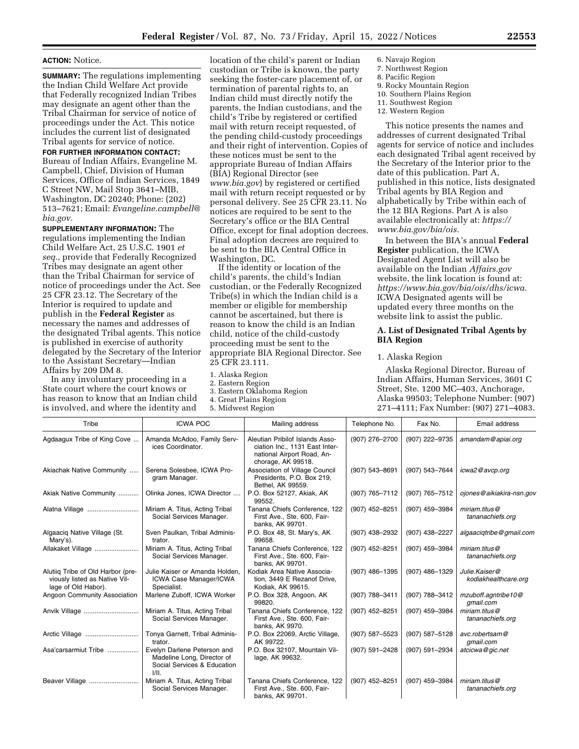**ACTION:** Notice.

**SUMMARY:** The regulations implementing the Indian Child Welfare Act provide that Federally recognized Indian Tribes may designate an agent other than the Tribal Chairman for service of notice of proceedings under the Act. This notice includes the current list of designated Tribal agents for service of notice.

**FOR FURTHER INFORMATION CONTACT:** Bureau of Indian Affairs, Evangeline M. Campbell, Chief, Division of Human Services, Office of Indian Services, 1849 C Street NW, Mail Stop 3641–MIB, Washington, DC 20240; Phone: (202) 513–7621; Email: *Evangeline.campbell@bia.gov.*

**SUPPLEMENTARY INFORMATION:** The regulations implementing the Indian Child Welfare Act, 25 U.S.C. 1901 *et seq.,* provide that Federally Recognized Tribes may designate an agent other than the Tribal Chairman for service of notice of proceedings under the Act. See 25 CFR 23.12. The Secretary of the Interior is required to update and publish in the **Federal Register** as necessary the names and addresses of the designated Tribal agents. This notice is published in exercise of authority delegated by the Secretary of the Interior to the Assistant Secretary—Indian Affairs by 209 DM 8.

In any involuntary proceeding in a State court where the court knows or has reason to know that an Indian child is involved, and where the identity and location of the child's parent or Indian custodian or Tribe is known, the party seeking the foster-care placement of, or termination of parental rights to, an Indian child must directly notify the parents, the Indian custodians, and the child's Tribe by registered or certified mail with return receipt requested, of the pending child-custody proceedings and their right of intervention. Copies of these notices must be sent to the appropriate Bureau of Indian Affairs (BIA) Regional Director (see *www.bia.gov*) by registered or certified mail with return receipt requested or by personal delivery. See 25 CFR 23.11. No notices are required to be sent to the Secretary's office or the BIA Central Office, except for final adoption decrees. Final adoption decrees are required to be sent to the BIA Central Office in Washington, DC.

If the identity or location of the child's parents, the child's Indian custodian, or the Federally Recognized Tribe(s) in which the Indian child is a member or eligible for membership cannot be ascertained, but there is reason to know the child is an Indian child, notice of the child-custody proceeding must be sent to the appropriate BIA Regional Director. See 25 CFR 23.111.

1. Alaska Region
2. Eastern Region
3. Eastern Oklahoma Region
4. Great Plains Region
5. Midwest Region
6. Navajo Region
7. Northwest Region
8. Pacific Region
9. Rocky Mountain Region
10. Southern Plains Region
11. Southwest Region
12. Western Region

This notice presents the names and addresses of current designated Tribal agents for service of notice and includes each designated Tribal agent received by the Secretary of the Interior prior to the date of this publication. Part A, published in this notice, lists designated Tribal agents by BIA Region and alphabetically by Tribe within each of the 12 BIA Regions. Part A is also available electronically at: *https://www.bia.gov/bia/ois.*

In between the BIA's annual **Federal Register** publication, the ICWA Designated Agent List will also be available on the Indian *Affairs.gov* website, the link location is found at: *https://www.bia.gov/bia/ois/dhs/icwa.* ICWA Designated agents will be updated every three months on the website link to assist the public.

## A. List of Designated Tribal Agents by BIA Region

1. Alaska Region

Alaska Regional Director, Bureau of Indian Affairs, Human Services, 3601 C Street, Ste. 1200 MC–403, Anchorage, Alaska 99503; Telephone Number: (907) 271–4111; Fax Number: (907) 271–4083.

| Tribe | ICWA POC | Mailing address | Telephone No. | Fax No. | Email address |
|---|---|---|---|---|---|
| Agdaagux Tribe of King Cove | Amanda McAdoo, Family Services Coordinator. | Aleutian Pribilof Islands Association Inc., 1131 East International Airport Road, Anchorage, AK 99518. | (907) 276–2700 | (907) 222–9735 | *amandam@apiai.org* |
| Akiachak Native Community | Serena Solesbee, ICWA Program Manager. | Association of Village Council Presidents, P.O. Box 219, Bethel, AK 99559. | (907) 543–8691 | (907) 543–7644 | *icwa2@avcp.org* |
| Akiak Native Community | Olinka Jones, ICWA Director | P.O. Box 52127, Akiak, AK 99552. | (907) 765–7112 | (907) 765–7512 | *ojones@aikiakira-nsn.gov* |
| Alatna Village | Miriam A. Titus, Acting Tribal Social Services Manager. | Tanana Chiefs Conference, 122 First Ave., Ste. 600, Fairbanks, AK 99701. | (907) 452–8251 | (907) 459–3984 | *miriam.titus@tananachiefs.org* |
| Algaaciq Native Village (St. Mary's). | Sven Paulkan, Tribal Administrator. | P.O. Box 48, St. Mary's, AK 99658. | (907) 438–2932 | (907) 438–2227 | *algaaciqtribe@gmail.com* |
| Allakaket Village | Miriam A. Titus, Acting Tribal Social Services Manager. | Tanana Chiefs Conference, 122 First Ave., Ste. 600, Fairbanks, AK 99701. | (907) 452–8251 | (907) 459–3984 | *miriam.titus@tananachiefs.org* |
| Alutiiq Tribe of Old Harbor (previously listed as Native Village of Old Habor). | Julie Kaiser or Amanda Holden, ICWA Case Manager/ICWA Specialist. | Kodiak Area Native Association, 3449 E Rezanof Drive, Kodiak, AK 99615. | (907) 486–1395 | (907) 486–1329 | *Julie.Kaiser@kodiakhealthcare.org* |
| Angoon Community Association | Marlene Zuboff, ICWA Worker | P.O. Box 328, Angoon, AK 99820. | (907) 788–3411 | (907) 788–3412 | *mzuboff.agntribe10@gmail.com* |
| Anvik Village | Miriam A. Titus, Acting Tribal Social Services Manager. | Tanana Chiefs Conference, 122 First Ave., Ste. 600, Fairbanks, AK 9970. | (907) 452–8251 | (907) 459–3984 | *miriam.titus@tananachiefs.org* |
| Arctic Village | Tonya Garnett, Tribal Administrator. | P.O. Box 22069, Arctic Village, AK 99722. | (907) 587–5523 | (907) 587–5128 | *avc.robertsam@gmail.com* |
| Asa'carsarmiut Tribe | Evelyn Darlene Peterson and Madeline Long, Director of Social Services & Education I/II. | P.O. Box 32107, Mountain Village, AK 99632. | (907) 591–2428 | (907) 591–2934 | *atcicwa@gic.net* |
| Beaver Village | Miriam A. Titus, Acting Tribal Social Services Manager. | Tanana Chiefs Conference, 122 First Ave., Ste. 600, Fairbanks, AK 99701. | (907) 452–8251 | (907) 459–3984 | *miriam.titus@tananachiefs.org* |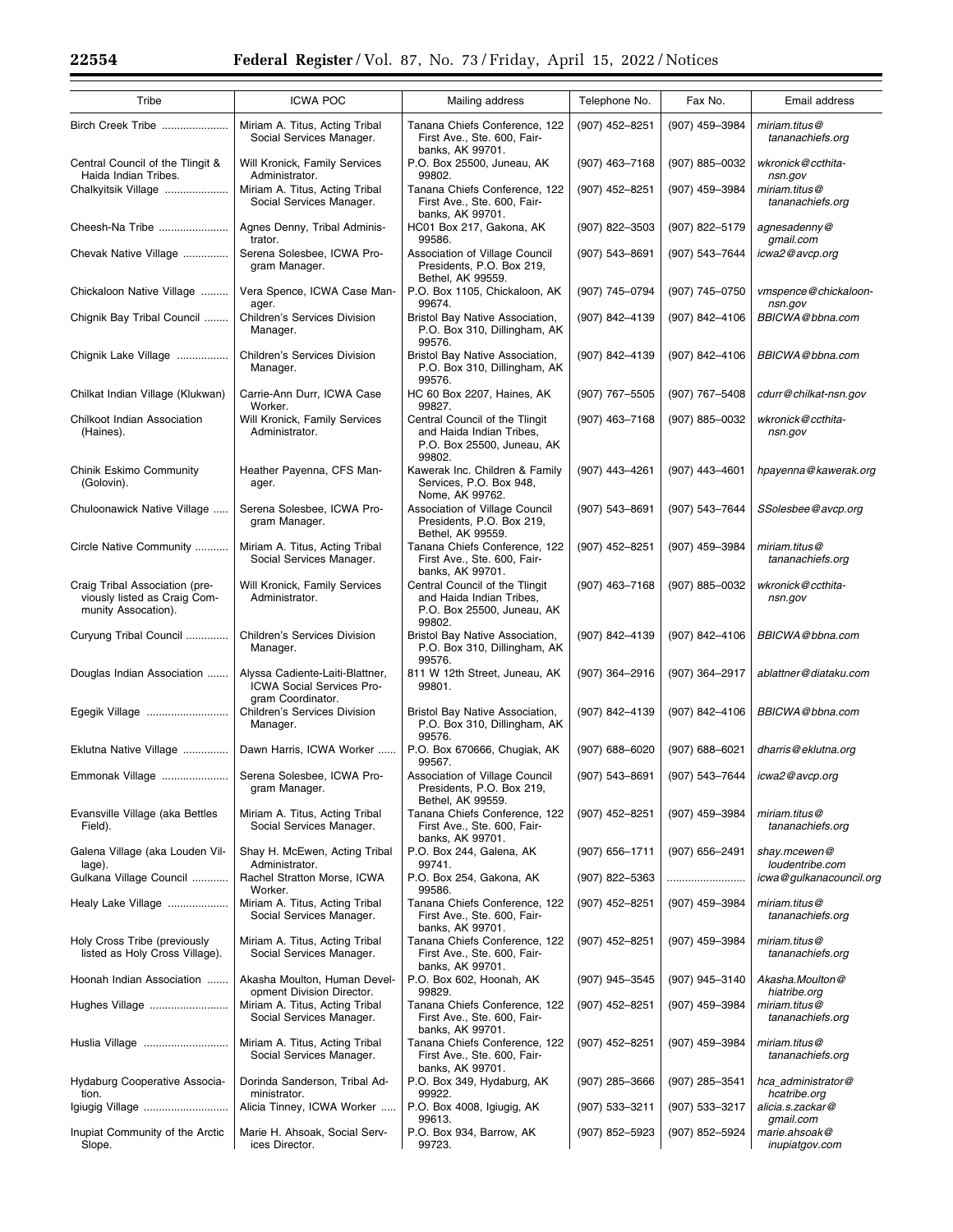| Tribe | ICWA POC | Mailing address | Telephone No. | Fax No. | Email address |
|---|---|---|---|---|---|
| Birch Creek Tribe | Miriam A. Titus, Acting Tribal Social Services Manager. | Tanana Chiefs Conference, 122 First Ave., Ste. 600, Fairbanks, AK 99701. | (907) 452–8251 | (907) 459–3984 | *miriam.titus@tananachiefs.org* |
| Central Council of the Tlingit & Haida Indian Tribes. | Will Kronick, Family Services Administrator. | P.O. Box 25500, Juneau, AK 99802. | (907) 463–7168 | (907) 885–0032 | *wkronick@ccthita-nsn.gov* |
| Chalkyitsik Village | Miriam A. Titus, Acting Tribal Social Services Manager. | Tanana Chiefs Conference, 122 First Ave., Ste. 600, Fairbanks, AK 99701. | (907) 452–8251 | (907) 459–3984 | *miriam.titus@tananachiefs.org* |
| Cheesh-Na Tribe | Agnes Denny, Tribal Administrator. | HC01 Box 217, Gakona, AK 99586. | (907) 822–3503 | (907) 822–5179 | *agnesadenny@gmail.com* |
| Chevak Native Village | Serena Solesbee, ICWA Program Manager. | Association of Village Council Presidents, P.O. Box 219, Bethel, AK 99559. | (907) 543–8691 | (907) 543–7644 | *icwa2@avcp.org* |
| Chickaloon Native Village | Vera Spence, ICWA Case Manager. | P.O. Box 1105, Chickaloon, AK 99674. | (907) 745–0794 | (907) 745–0750 | *vmspence@chickaloon-nsn.gov* |
| Chignik Bay Tribal Council | Children's Services Division Manager. | Bristol Bay Native Association, P.O. Box 310, Dillingham, AK 99576. | (907) 842–4139 | (907) 842–4106 | *BBICWA@bbna.com* |
| Chignik Lake Village | Children's Services Division Manager. | Bristol Bay Native Association, P.O. Box 310, Dillingham, AK 99576. | (907) 842–4139 | (907) 842–4106 | *BBICWA@bbna.com* |
| Chilkat Indian Village (Klukwan) | Carrie-Ann Durr, ICWA Case Worker. | HC 60 Box 2207, Haines, AK 99827. | (907) 767–5505 | (907) 767–5408 | *cdurr@chilkat-nsn.gov* |
| Chilkoot Indian Association (Haines). | Will Kronick, Family Services Administrator. | Central Council of the Tlingit and Haida Indian Tribes, P.O. Box 25500, Juneau, AK 99802. | (907) 463–7168 | (907) 885–0032 | *wkronick@ccthita-nsn.gov* |
| Chinik Eskimo Community (Golovin). | Heather Payenna, CFS Manager. | Kawerak Inc. Children & Family Services, P.O. Box 948, Nome, AK 99762. | (907) 443–4261 | (907) 443–4601 | *hpayenna@kawerak.org* |
| Chuloonawick Native Village | Serena Solesbee, ICWA Program Manager. | Association of Village Council Presidents, P.O. Box 219, Bethel, AK 99559. | (907) 543–8691 | (907) 543–7644 | *SSolesbee@avcp.org* |
| Circle Native Community | Miriam A. Titus, Acting Tribal Social Services Manager. | Tanana Chiefs Conference, 122 First Ave., Ste. 600, Fairbanks, AK 99701. | (907) 452–8251 | (907) 459–3984 | *miriam.titus@tananachiefs.org* |
| Craig Tribal Association (previously listed as Craig Community Assocation). | Will Kronick, Family Services Administrator. | Central Council of the Tlingit and Haida Indian Tribes, P.O. Box 25500, Juneau, AK 99802. | (907) 463–7168 | (907) 885–0032 | *wkronick@ccthita-nsn.gov* |
| Curyung Tribal Council | Children's Services Division Manager. | Bristol Bay Native Association, P.O. Box 310, Dillingham, AK 99576. | (907) 842–4139 | (907) 842–4106 | *BBICWA@bbna.com* |
| Douglas Indian Association | Alyssa Cadiente-Laiti-Blattner, ICWA Social Services Program Coordinator. | 811 W 12th Street, Juneau, AK 99801. | (907) 364–2916 | (907) 364–2917 | *ablattner@diataku.com* |
| Egegik Village | Children's Services Division Manager. | Bristol Bay Native Association, P.O. Box 310, Dillingham, AK 99576. | (907) 842–4139 | (907) 842–4106 | *BBICWA@bbna.com* |
| Eklutna Native Village | Dawn Harris, ICWA Worker | P.O. Box 670666, Chugiak, AK 99567. | (907) 688–6020 | (907) 688–6021 | *dharris@eklutna.org* |
| Emmonak Village | Serena Solesbee, ICWA Program Manager. | Association of Village Council Presidents, P.O. Box 219, Bethel, AK 99559. | (907) 543–8691 | (907) 543–7644 | *icwa2@avcp.org* |
| Evansville Village (aka Bettles Field). | Miriam A. Titus, Acting Tribal Social Services Manager. | Tanana Chiefs Conference, 122 First Ave., Ste. 600, Fairbanks, AK 99701. | (907) 452–8251 | (907) 459–3984 | *miriam.titus@tananachiefs.org* |
| Galena Village (aka Louden Village). | Shay H. McEwen, Acting Tribal Administrator. | P.O. Box 244, Galena, AK 99741. | (907) 656–1711 | (907) 656–2491 | *shay.mcewen@loudentribe.com* |
| Gulkana Village Council | Rachel Stratton Morse, ICWA Worker. | P.O. Box 254, Gakona, AK 99586. | (907) 822–5363 | | *icwa@gulkanacouncil.org* |
| Healy Lake Village | Miriam A. Titus, Acting Tribal Social Services Manager. | Tanana Chiefs Conference, 122 First Ave., Ste. 600, Fairbanks, AK 99701. | (907) 452–8251 | (907) 459–3984 | *miriam.titus@tananachiefs.org* |
| Holy Cross Tribe (previously listed as Holy Cross Village). | Miriam A. Titus, Acting Tribal Social Services Manager. | Tanana Chiefs Conference, 122 First Ave., Ste. 600, Fairbanks, AK 99701. | (907) 452–8251 | (907) 459–3984 | *miriam.titus@tananachiefs.org* |
| Hoonah Indian Association | Akasha Moulton, Human Development Division Director. | P.O. Box 602, Hoonah, AK 99829. | (907) 945–3545 | (907) 945–3140 | *Akasha.Moulton@hiatribe.org* |
| Hughes Village | Miriam A. Titus, Acting Tribal Social Services Manager. | Tanana Chiefs Conference, 122 First Ave., Ste. 600, Fairbanks, AK 99701. | (907) 452–8251 | (907) 459–3984 | *miriam.titus@tananachiefs.org* |
| Huslia Village | Miriam A. Titus, Acting Tribal Social Services Manager. | Tanana Chiefs Conference, 122 First Ave., Ste. 600, Fairbanks, AK 99701. | (907) 452–8251 | (907) 459–3984 | *miriam.titus@tananachiefs.org* |
| Hydaburg Cooperative Association. | Dorinda Sanderson, Tribal Administrator. | P.O. Box 349, Hydaburg, AK 99922. | (907) 285–3666 | (907) 285–3541 | *hca_administrator@hcatribe.org* |
| Igiugig Village | Alicia Tinney, ICWA Worker | P.O. Box 4008, Igiugig, AK 99613. | (907) 533–3211 | (907) 533–3217 | *alicia.s.zackar@gmail.com* |
| Inupiat Community of the Arctic Slope. | Marie H. Ahsoak, Social Services Director. | P.O. Box 934, Barrow, AK 99723. | (907) 852–5923 | (907) 852–5924 | *marie.ahsoak@inupiatgov.com* |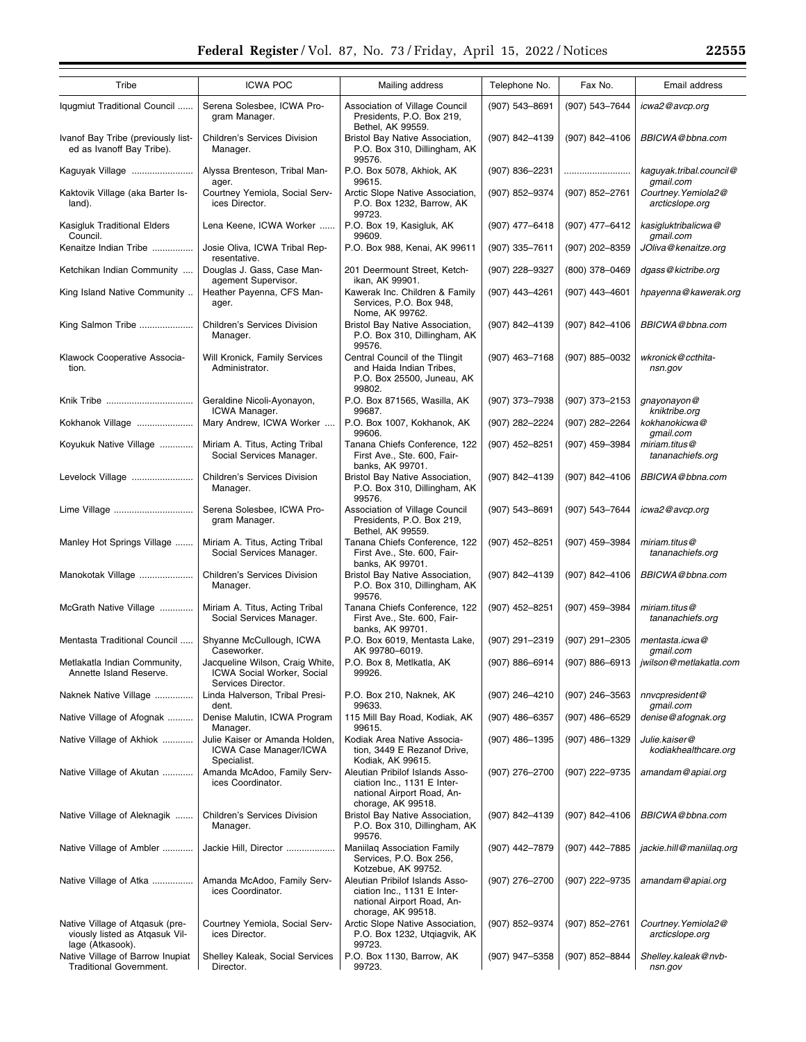| Tribe | ICWA POC | Mailing address | Telephone No. | Fax No. | Email address |
|---|---|---|---|---|---|
| Iqugmiut Traditional Council | Serena Solesbee, ICWA Program Manager. | Association of Village Council Presidents, P.O. Box 219, Bethel, AK 99559. | (907) 543–8691 | (907) 543–7644 | *icwa2@avcp.org* |
| Ivanof Bay Tribe (previously listed as Ivanoff Bay Tribe). | Children's Services Division Manager. | Bristol Bay Native Association, P.O. Box 310, Dillingham, AK 99576. | (907) 842–4139 | (907) 842–4106 | *BBICWA@bbna.com* |
| Kaguyak Village | Alyssa Brenteson, Tribal Manager. | P.O. Box 5078, Akhiok, AK 99615. | (907) 836–2231 | | *kaguyak.tribal.council@gmail.com* |
| Kaktovik Village (aka Barter Island). | Courtney Yemiola, Social Services Director. | Arctic Slope Native Association, P.O. Box 1232, Barrow, AK 99723. | (907) 852–9374 | (907) 852–2761 | *Courtney.Yemiola2@arcticslope.org* |
| Kasigluk Traditional Elders Council. | Lena Keene, ICWA Worker | P.O. Box 19, Kasigluk, AK 99609. | (907) 477–6418 | (907) 477–6412 | *kasigluktribalicwa@gmail.com* |
| Kenaitze Indian Tribe | Josie Oliva, ICWA Tribal Representative. | P.O. Box 988, Kenai, AK 99611 | (907) 335–7611 | (907) 202–8359 | *JOliva@kenaitze.org* |
| Ketchikan Indian Community | Douglas J. Gass, Case Management Supervisor. | 201 Deermount Street, Ketchikan, AK 99901. | (907) 228–9327 | (800) 378–0469 | *dgass@kictribe.org* |
| King Island Native Community | Heather Payenna, CFS Manager. | Kawerak Inc. Children & Family Services, P.O. Box 948, Nome, AK 99762. | (907) 443–4261 | (907) 443–4601 | *hpayenna@kawerak.org* |
| King Salmon Tribe | Children's Services Division Manager. | Bristol Bay Native Association, P.O. Box 310, Dillingham, AK 99576. | (907) 842–4139 | (907) 842–4106 | *BBICWA@bbna.com* |
| Klawock Cooperative Association. | Will Kronick, Family Services Administrator. | Central Council of the Tlingit and Haida Indian Tribes, P.O. Box 25500, Juneau, AK 99802. | (907) 463–7168 | (907) 885–0032 | *wkronick@ccthita-nsn.gov* |
| Knik Tribe | Geraldine Nicoli-Ayonayon, ICWA Manager. | P.O. Box 871565, Wasilla, AK 99687. | (907) 373–7938 | (907) 373–2153 | *gnayonayon@kniktribe.org* |
| Kokhanok Village | Mary Andrew, ICWA Worker | P.O. Box 1007, Kokhanok, AK 99606. | (907) 282–2224 | (907) 282–2264 | *kokhanokicwa@gmail.com* |
| Koyukuk Native Village | Miriam A. Titus, Acting Tribal Social Services Manager. | Tanana Chiefs Conference, 122 First Ave., Ste. 600, Fairbanks, AK 99701. | (907) 452–8251 | (907) 459–3984 | *miriam.titus@tananachiefs.org* |
| Levelock Village | Children's Services Division Manager. | Bristol Bay Native Association, P.O. Box 310, Dillingham, AK 99576. | (907) 842–4139 | (907) 842–4106 | *BBICWA@bbna.com* |
| Lime Village | Serena Solesbee, ICWA Program Manager. | Association of Village Council Presidents, P.O. Box 219, Bethel, AK 99559. | (907) 543–8691 | (907) 543–7644 | *icwa2@avcp.org* |
| Manley Hot Springs Village | Miriam A. Titus, Acting Tribal Social Services Manager. | Tanana Chiefs Conference, 122 First Ave., Ste. 600, Fairbanks, AK 99701. | (907) 452–8251 | (907) 459–3984 | *miriam.titus@tananachiefs.org* |
| Manokotak Village | Children's Services Division Manager. | Bristol Bay Native Association, P.O. Box 310, Dillingham, AK 99576. | (907) 842–4139 | (907) 842–4106 | *BBICWA@bbna.com* |
| McGrath Native Village | Miriam A. Titus, Acting Tribal Social Services Manager. | Tanana Chiefs Conference, 122 First Ave., Ste. 600, Fairbanks, AK 99701. | (907) 452–8251 | (907) 459–3984 | *miriam.titus@tananachiefs.org* |
| Mentasta Traditional Council | Shyanne McCullough, ICWA Caseworker. | P.O. Box 6019, Mentasta Lake, AK 99780–6019. | (907) 291–2319 | (907) 291–2305 | *mentasta.icwa@gmail.com* |
| Metlakatla Indian Community, Annette Island Reserve. | Jacqueline Wilson, Craig White, ICWA Social Worker, Social Services Director. | P.O. Box 8, Metlkatla, AK 99926. | (907) 886–6914 | (907) 886–6913 | *jwilson@metlakatla.com* |
| Naknek Native Village | Linda Halverson, Tribal President. | P.O. Box 210, Naknek, AK 99633. | (907) 246–4210 | (907) 246–3563 | *nnvcpresident@gmail.com* |
| Native Village of Afognak | Denise Malutin, ICWA Program Manager. | 115 Mill Bay Road, Kodiak, AK 99615. | (907) 486–6357 | (907) 486–6529 | *denise@afognak.org* |
| Native Village of Akhiok | Julie Kaiser or Amanda Holden, ICWA Case Manager/ICWA Specialist. | Kodiak Area Native Association, 3449 E Rezanof Drive, Kodiak, AK 99615. | (907) 486–1395 | (907) 486–1329 | *Julie.kaiser@kodiakhealthcare.org* |
| Native Village of Akutan | Amanda McAdoo, Family Services Coordinator. | Aleutian Pribilof Islands Association Inc., 1131 E International Airport Road, Anchorage, AK 99518. | (907) 276–2700 | (907) 222–9735 | *amandam@apiai.org* |
| Native Village of Aleknagik | Children's Services Division Manager. | Bristol Bay Native Association, P.O. Box 310, Dillingham, AK 99576. | (907) 842–4139 | (907) 842–4106 | *BBICWA@bbna.com* |
| Native Village of Ambler | Jackie Hill, Director | Maniilaq Association Family Services, P.O. Box 256, Kotzebue, AK 99752. | (907) 442–7879 | (907) 442–7885 | *jackie.hill@maniilaq.org* |
| Native Village of Atka | Amanda McAdoo, Family Services Coordinator. | Aleutian Pribilof Islands Association Inc., 1131 E International Airport Road, Anchorage, AK 99518. | (907) 276–2700 | (907) 222–9735 | *amandam@apiai.org* |
| Native Village of Atqasuk (previously listed as Atqasuk Village (Atkasook). | Courtney Yemiola, Social Services Director. | Arctic Slope Native Association, P.O. Box 1232, Utqiagvik, AK 99723. | (907) 852–9374 | (907) 852–2761 | *Courtney.Yemiola2@arcticslope.org* |
| Native Village of Barrow Inupiat Traditional Government. | Shelley Kaleak, Social Services Director. | P.O. Box 1130, Barrow, AK 99723. | (907) 947–5358 | (907) 852–8844 | *Shelley.kaleak@nvb-nsn.gov* |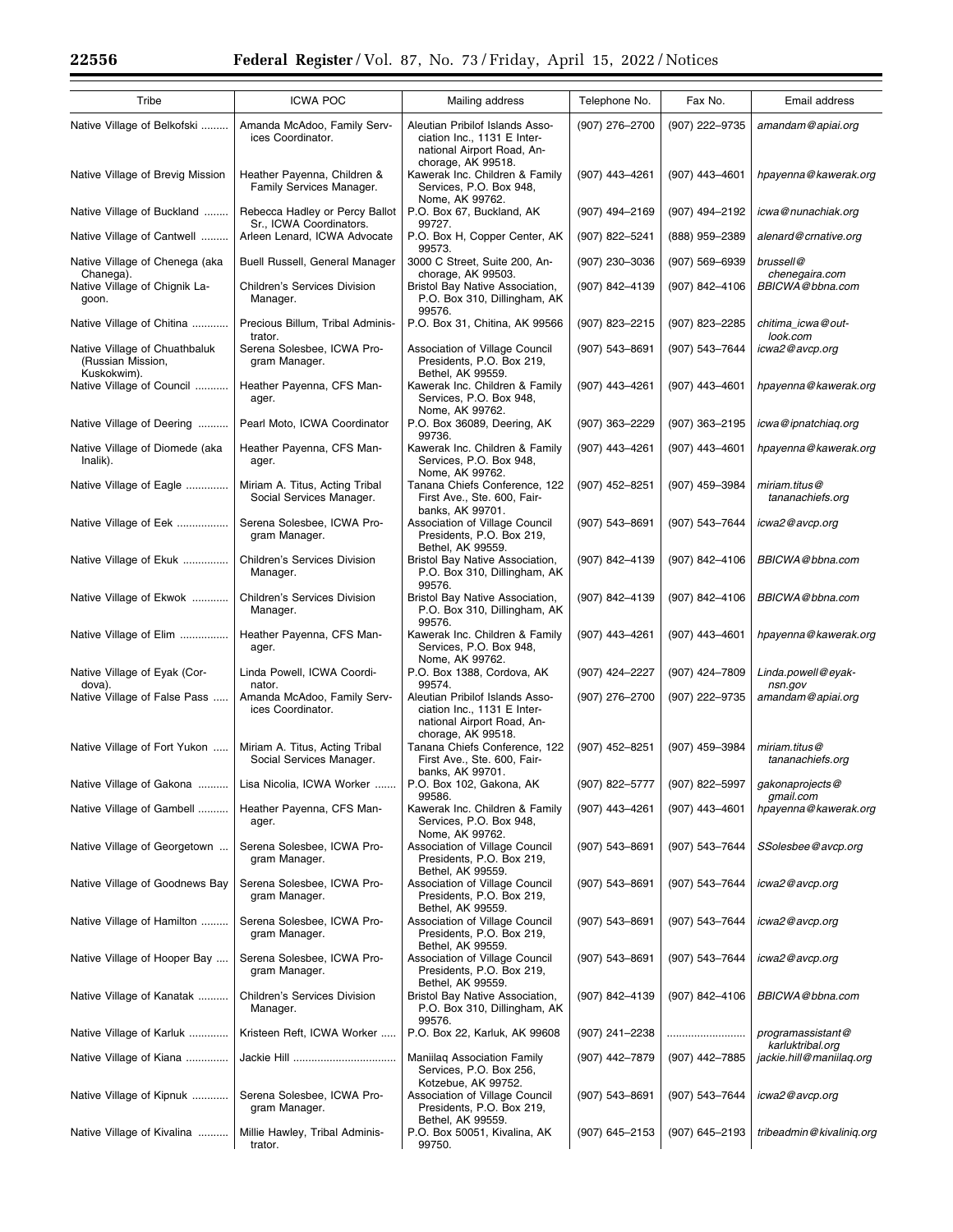| Tribe | ICWA POC | Mailing address | Telephone No. | Fax No. | Email address |
| --- | --- | --- | --- | --- | --- |
| Native Village of Belkofski | Amanda McAdoo, Family Services Coordinator. | Aleutian Pribilof Islands Association Inc., 1131 E International Airport Road, Anchorage, AK 99518. | (907) 276–2700 | (907) 222–9735 | *amandam@apiai.org* |
| Native Village of Brevig Mission | Heather Payenna, Children & Family Services Manager. | Kawerak Inc. Children & Family Services, P.O. Box 948, Nome, AK 99762. | (907) 443–4261 | (907) 443–4601 | *hpayenna@kawerak.org* |
| Native Village of Buckland | Rebecca Hadley or Percy Ballot Sr., ICWA Coordinators. | P.O. Box 67, Buckland, AK 99727. | (907) 494–2169 | (907) 494–2192 | *icwa@nunachiak.org* |
| Native Village of Cantwell | Arleen Lenard, ICWA Advocate | P.O. Box H, Copper Center, AK 99573. | (907) 822–5241 | (888) 959–2389 | *alenard@crnative.org* |
| Native Village of Chenega (aka Chanega). | Buell Russell, General Manager | 3000 C Street, Suite 200, Anchorage, AK 99503. | (907) 230–3036 | (907) 569–6939 | *brussell@chenegaira.com* |
| Native Village of Chignik Lagoon. | Children's Services Division Manager. | Bristol Bay Native Association, P.O. Box 310, Dillingham, AK 99576. | (907) 842–4139 | (907) 842–4106 | *BBICWA@bbna.com* |
| Native Village of Chitina | Precious Billum, Tribal Administrator. | P.O. Box 31, Chitina, AK 99566 | (907) 823–2215 | (907) 823–2285 | *chitima_icwa@outlook.com* |
| Native Village of Chuathbaluk (Russian Mission, Kuskokwim). | Serena Solesbee, ICWA Program Manager. | Association of Village Council Presidents, P.O. Box 219, Bethel, AK 99559. | (907) 543–8691 | (907) 543–7644 | *icwa2@avcp.org* |
| Native Village of Council | Heather Payenna, CFS Manager. | Kawerak Inc. Children & Family Services, P.O. Box 948, Nome, AK 99762. | (907) 443–4261 | (907) 443–4601 | *hpayenna@kawerak.org* |
| Native Village of Deering | Pearl Moto, ICWA Coordinator | P.O. Box 36089, Deering, AK 99736. | (907) 363–2229 | (907) 363–2195 | *icwa@ipnatchiaq.org* |
| Native Village of Diomede (aka Inalik). | Heather Payenna, CFS Manager. | Kawerak Inc. Children & Family Services, P.O. Box 948, Nome, AK 99762. | (907) 443–4261 | (907) 443–4601 | *hpayenna@kawerak.org* |
| Native Village of Eagle | Miriam A. Titus, Acting Tribal Social Services Manager. | Tanana Chiefs Conference, 122 First Ave., Ste. 600, Fairbanks, AK 99701. | (907) 452–8251 | (907) 459–3984 | *miriam.titus@tananachiefs.org* |
| Native Village of Eek | Serena Solesbee, ICWA Program Manager. | Association of Village Council Presidents, P.O. Box 219, Bethel, AK 99559. | (907) 543–8691 | (907) 543–7644 | *icwa2@avcp.org* |
| Native Village of Ekuk | Children's Services Division Manager. | Bristol Bay Native Association, P.O. Box 310, Dillingham, AK 99576. | (907) 842–4139 | (907) 842–4106 | *BBICWA@bbna.com* |
| Native Village of Ekwok | Children's Services Division Manager. | Bristol Bay Native Association, P.O. Box 310, Dillingham, AK 99576. | (907) 842–4139 | (907) 842–4106 | *BBICWA@bbna.com* |
| Native Village of Elim | Heather Payenna, CFS Manager. | Kawerak Inc. Children & Family Services, P.O. Box 948, Nome, AK 99762. | (907) 443–4261 | (907) 443–4601 | *hpayenna@kawerak.org* |
| Native Village of Eyak (Cordova). | Linda Powell, ICWA Coordinator. | P.O. Box 1388, Cordova, AK 99574. | (907) 424–2227 | (907) 424–7809 | *Linda.powell@eyak-nsn.gov* |
| Native Village of False Pass | Amanda McAdoo, Family Services Coordinator. | Aleutian Pribilof Islands Association Inc., 1131 E International Airport Road, Anchorage, AK 99518. | (907) 276–2700 | (907) 222–9735 | *amandam@apiai.org* |
| Native Village of Fort Yukon | Miriam A. Titus, Acting Tribal Social Services Manager. | Tanana Chiefs Conference, 122 First Ave., Ste. 600, Fairbanks, AK 99701. | (907) 452–8251 | (907) 459–3984 | *miriam.titus@tananachiefs.org* |
| Native Village of Gakona | Lisa Nicolia, ICWA Worker | P.O. Box 102, Gakona, AK 99586. | (907) 822–5777 | (907) 822–5997 | *gakonaprojects@gmail.com* |
| Native Village of Gambell | Heather Payenna, CFS Manager. | Kawerak Inc. Children & Family Services, P.O. Box 948, Nome, AK 99762. | (907) 443–4261 | (907) 443–4601 | *hpayenna@kawerak.org* |
| Native Village of Georgetown | Serena Solesbee, ICWA Program Manager. | Association of Village Council Presidents, P.O. Box 219, Bethel, AK 99559. | (907) 543–8691 | (907) 543–7644 | *SSolesbee@avcp.org* |
| Native Village of Goodnews Bay | Serena Solesbee, ICWA Program Manager. | Association of Village Council Presidents, P.O. Box 219, Bethel, AK 99559. | (907) 543–8691 | (907) 543–7644 | *icwa2@avcp.org* |
| Native Village of Hamilton | Serena Solesbee, ICWA Program Manager. | Association of Village Council Presidents, P.O. Box 219, Bethel, AK 99559. | (907) 543–8691 | (907) 543–7644 | *icwa2@avcp.org* |
| Native Village of Hooper Bay | Serena Solesbee, ICWA Program Manager. | Association of Village Council Presidents, P.O. Box 219, Bethel, AK 99559. | (907) 543–8691 | (907) 543–7644 | *icwa2@avcp.org* |
| Native Village of Kanatak | Children's Services Division Manager. | Bristol Bay Native Association, P.O. Box 310, Dillingham, AK 99576. | (907) 842–4139 | (907) 842–4106 | *BBICWA@bbna.com* |
| Native Village of Karluk | Kristeen Reft, ICWA Worker | P.O. Box 22, Karluk, AK 99608 | (907) 241–2238 | | *programassistant@karluktribal.org* |
| Native Village of Kiana | Jackie Hill | Maniilaq Association Family Services, P.O. Box 256, Kotzebue, AK 99752. | (907) 442–7879 | (907) 442–7885 | *jackie.hill@maniilaq.org* |
| Native Village of Kipnuk | Serena Solesbee, ICWA Program Manager. | Association of Village Council Presidents, P.O. Box 219, Bethel, AK 99559. | (907) 543–8691 | (907) 543–7644 | *icwa2@avcp.org* |
| Native Village of Kivalina | Millie Hawley, Tribal Administrator. | P.O. Box 50051, Kivalina, AK 99750. | (907) 645–2153 | (907) 645–2193 | *tribeadmin@kivaliniq.org* |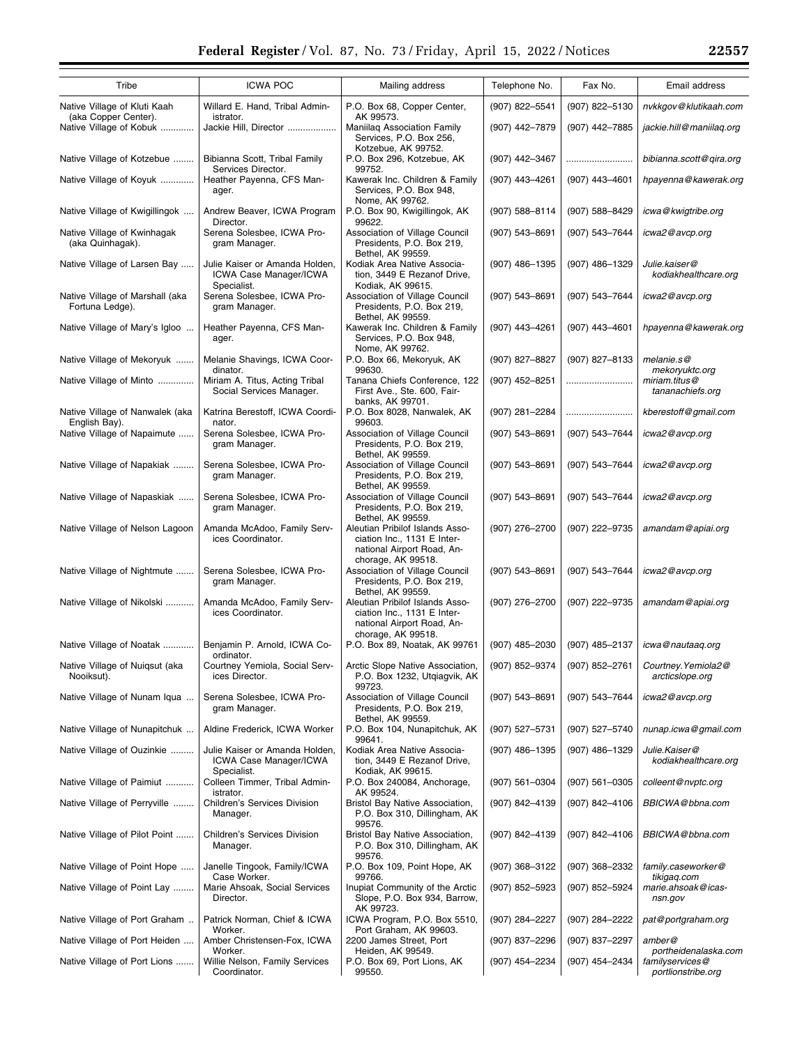| Tribe | ICWA POC | Mailing address | Telephone No. | Fax No. | Email address |
|---|---|---|---|---|---|
| Native Village of Kluti Kaah (aka Copper Center). | Willard E. Hand, Tribal Administrator. | P.O. Box 68, Copper Center, AK 99573. | (907) 822–5541 | (907) 822–5130 | nvkkgov@klutikaah.com |
| Native Village of Kobuk | Jackie Hill, Director | Maniilaq Association Family Services, P.O. Box 256, Kotzebue, AK 99752. | (907) 442–7879 | (907) 442–7885 | jackie.hill@maniilaq.org |
| Native Village of Kotzebue | Bibianna Scott, Tribal Family Services Director. | P.O. Box 296, Kotzebue, AK 99752. | (907) 442–3467 | | bibianna.scott@qira.org |
| Native Village of Koyuk | Heather Payenna, CFS Manager. | Kawerak Inc. Children & Family Services, P.O. Box 948, Nome, AK 99762. | (907) 443–4261 | (907) 443–4601 | hpayenna@kawerak.org |
| Native Village of Kwigillingok | Andrew Beaver, ICWA Program Director. | P.O. Box 90, Kwigillingok, AK 99622. | (907) 588–8114 | (907) 588–8429 | icwa@kwigtribe.org |
| Native Village of Kwinhagak (aka Quinhagak). | Serena Solesbee, ICWA Program Manager. | Association of Village Council Presidents, P.O. Box 219, Bethel, AK 99559. | (907) 543–8691 | (907) 543–7644 | icwa2@avcp.org |
| Native Village of Larsen Bay | Julie Kaiser or Amanda Holden, ICWA Case Manager/ICWA Specialist. | Kodiak Area Native Association, 3449 E Rezanof Drive, Kodiak, AK 99615. | (907) 486–1395 | (907) 486–1329 | Julie.kaiser@kodiakhealthcare.org |
| Native Village of Marshall (aka Fortuna Ledge). | Serena Solesbee, ICWA Program Manager. | Association of Village Council Presidents, P.O. Box 219, Bethel, AK 99559. | (907) 543–8691 | (907) 543–7644 | icwa2@avcp.org |
| Native Village of Mary's Igloo | Heather Payenna, CFS Manager. | Kawerak Inc. Children & Family Services, P.O. Box 948, Nome, AK 99762. | (907) 443–4261 | (907) 443–4601 | hpayenna@kawerak.org |
| Native Village of Mekoryuk | Melanie Shavings, ICWA Coordinator. | P.O. Box 66, Mekoryuk, AK 99630. | (907) 827–8827 | (907) 827–8133 | melanie.s@mekoryuktc.org |
| Native Village of Minto | Miriam A. Titus, Acting Tribal Social Services Manager. | Tanana Chiefs Conference, 122 First Ave., Ste. 600, Fairbanks, AK 99701. | (907) 452–8251 | | miriam.titus@tananachiefs.org |
| Native Village of Nanwalek (aka English Bay). | Katrina Berestoff, ICWA Coordinator. | P.O. Box 8028, Nanwalek, AK 99603. | (907) 281–2284 | | kberestoff@gmail.com |
| Native Village of Napaimute | Serena Solesbee, ICWA Program Manager. | Association of Village Council Presidents, P.O. Box 219, Bethel, AK 99559. | (907) 543–8691 | (907) 543–7644 | icwa2@avcp.org |
| Native Village of Napakiak | Serena Solesbee, ICWA Program Manager. | Association of Village Council Presidents, P.O. Box 219, Bethel, AK 99559. | (907) 543–8691 | (907) 543–7644 | icwa2@avcp.org |
| Native Village of Napaskiak | Serena Solesbee, ICWA Program Manager. | Association of Village Council Presidents, P.O. Box 219, Bethel, AK 99559. | (907) 543–8691 | (907) 543–7644 | icwa2@avcp.org |
| Native Village of Nelson Lagoon | Amanda McAdoo, Family Services Coordinator. | Aleutian Pribilof Islands Association Inc., 1131 E International Airport Road, Anchorage, AK 99518. | (907) 276–2700 | (907) 222–9735 | amandam@apiai.org |
| Native Village of Nightmute | Serena Solesbee, ICWA Program Manager. | Association of Village Council Presidents, P.O. Box 219, Bethel, AK 99559. | (907) 543–8691 | (907) 543–7644 | icwa2@avcp.org |
| Native Village of Nikolski | Amanda McAdoo, Family Services Coordinator. | Aleutian Pribilof Islands Association Inc., 1131 E International Airport Road, Anchorage, AK 99518. | (907) 276–2700 | (907) 222–9735 | amandam@apiai.org |
| Native Village of Noatak | Benjamin P. Arnold, ICWA Coordinator. | P.O. Box 89, Noatak, AK 99761 | (907) 485–2030 | (907) 485–2137 | icwa@nautaaq.org |
| Native Village of Nuiqsut (aka Nooiksut). | Courtney Yemiola, Social Services Director. | Arctic Slope Native Association, P.O. Box 1232, Utqiagvik, AK 99723. | (907) 852–9374 | (907) 852–2761 | Courtney.Yemiola2@arcticslope.org |
| Native Village of Nunam Iqua | Serena Solesbee, ICWA Program Manager. | Association of Village Council Presidents, P.O. Box 219, Bethel, AK 99559. | (907) 543–8691 | (907) 543–7644 | icwa2@avcp.org |
| Native Village of Nunapitchuk | Aldine Frederick, ICWA Worker | P.O. Box 104, Nunapitchuk, AK 99641. | (907) 527–5731 | (907) 527–5740 | nunap.icwa@gmail.com |
| Native Village of Ouzinkie | Julie Kaiser or Amanda Holden, ICWA Case Manager/ICWA Specialist. | Kodiak Area Native Association, 3449 E Rezanof Drive, Kodiak, AK 99615. | (907) 486–1395 | (907) 486–1329 | Julie.Kaiser@kodiakhealthcare.org |
| Native Village of Paimiut | Colleen Timmer, Tribal Administrator. | P.O. Box 240084, Anchorage, AK 99524. | (907) 561–0304 | (907) 561–0305 | colleent@nvptc.org |
| Native Village of Perryville | Children's Services Division Manager. | Bristol Bay Native Association, P.O. Box 310, Dillingham, AK 99576. | (907) 842–4139 | (907) 842–4106 | BBICWA@bbna.com |
| Native Village of Pilot Point | Children's Services Division Manager. | Bristol Bay Native Association, P.O. Box 310, Dillingham, AK 99576. | (907) 842–4139 | (907) 842–4106 | BBICWA@bbna.com |
| Native Village of Point Hope | Janelle Tingook, Family/ICWA Case Worker. | P.O. Box 109, Point Hope, AK 99766. | (907) 368–3122 | (907) 368–2332 | family.caseworker@tikigaq.com |
| Native Village of Point Lay | Marie Ahsoak, Social Services Director. | Inupiat Community of the Arctic Slope, P.O. Box 934, Barrow, AK 99723. | (907) 852–5923 | (907) 852–5924 | marie.ahsoak@icas-nsn.gov |
| Native Village of Port Graham | Patrick Norman, Chief & ICWA Worker. | ICWA Program, P.O. Box 5510, Port Graham, AK 99603. | (907) 284–2227 | (907) 284–2222 | pat@portgraham.org |
| Native Village of Port Heiden | Amber Christensen-Fox, ICWA Worker. | 2200 James Street, Port Heiden, AK 99549. | (907) 837–2296 | (907) 837–2297 | amber@portheidenalaska.com |
| Native Village of Port Lions | Willie Nelson, Family Services Coordinator. | P.O. Box 69, Port Lions, AK 99550. | (907) 454–2234 | (907) 454–2434 | familyservices@portlionstribe.org |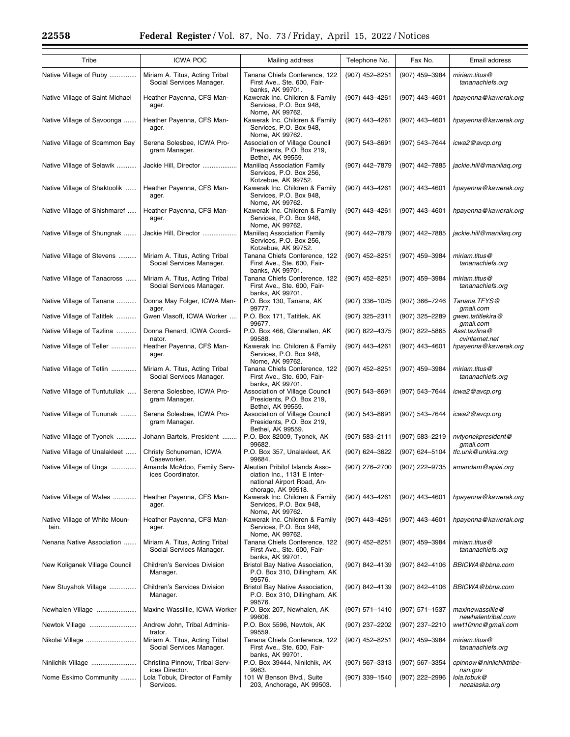| Tribe | ICWA POC | Mailing address | Telephone No. | Fax No. | Email address |
| --- | --- | --- | --- | --- | --- |
| Native Village of Ruby | Miriam A. Titus, Acting Tribal Social Services Manager. | Tanana Chiefs Conference, 122 First Ave., Ste. 600, Fairbanks, AK 99701. | (907) 452–8251 | (907) 459–3984 | *miriam.titus@tananachiefs.org* |
| Native Village of Saint Michael | Heather Payenna, CFS Manager. | Kawerak Inc. Children & Family Services, P.O. Box 948, Nome, AK 99762. | (907) 443–4261 | (907) 443–4601 | *hpayenna@kawerak.org* |
| Native Village of Savoonga | Heather Payenna, CFS Manager. | Kawerak Inc. Children & Family Services, P.O. Box 948, Nome, AK 99762. | (907) 443–4261 | (907) 443–4601 | *hpayenna@kawerak.org* |
| Native Village of Scammon Bay | Serena Solesbee, ICWA Program Manager. | Association of Village Council Presidents, P.O. Box 219, Bethel, AK 99559. | (907) 543–8691 | (907) 543–7644 | *icwa2@avcp.org* |
| Native Village of Selawik | Jackie Hill, Director | Maniilaq Association Family Services, P.O. Box 256, Kotzebue, AK 99752. | (907) 442–7879 | (907) 442–7885 | *jackie.hill@maniilaq.org* |
| Native Village of Shaktoolik | Heather Payenna, CFS Manager. | Kawerak Inc. Children & Family Services, P.O. Box 948, Nome, AK 99762. | (907) 443–4261 | (907) 443–4601 | *hpayenna@kawerak.org* |
| Native Village of Shishmaref | Heather Payenna, CFS Manager. | Kawerak Inc. Children & Family Services, P.O. Box 948, Nome, AK 99762. | (907) 443–4261 | (907) 443–4601 | *hpayenna@kawerak.org* |
| Native Village of Shungnak | Jackie Hill, Director | Maniilaq Association Family Services, P.O. Box 256, Kotzebue, AK 99752. | (907) 442–7879 | (907) 442–7885 | *jackie.hill@maniilaq.org* |
| Native Village of Stevens | Miriam A. Titus, Acting Tribal Social Services Manager. | Tanana Chiefs Conference, 122 First Ave., Ste. 600, Fairbanks, AK 99701. | (907) 452–8251 | (907) 459–3984 | *miriam.titus@tananachiefs.org* |
| Native Village of Tanacross | Miriam A. Titus, Acting Tribal Social Services Manager. | Tanana Chiefs Conference, 122 First Ave., Ste. 600, Fairbanks, AK 99701. | (907) 452–8251 | (907) 459–3984 | *miriam.titus@tananachiefs.org* |
| Native Village of Tanana | Donna May Folger, ICWA Manager. | P.O. Box 130, Tanana, AK 99777. | (907) 336–1025 | (907) 366–7246 | *Tanana.TFYS@gmail.com* |
| Native Village of Tatitlek | Gwen Vlasoff, ICWA Worker | P.O. Box 171, Tatitlek, AK 99677. | (907) 325–2311 | (907) 325–2289 | *gwen.tatitlekira@gmail.com* |
| Native Village of Tazlina | Donna Renard, ICWA Coordinator. | P.O. Box 466, Glennallen, AK 99588. | (907) 822–4375 | (907) 822–5865 | *Asst.tazlina@cvinternet.net* |
| Native Village of Teller | Heather Payenna, CFS Manager. | Kawerak Inc. Children & Family Services, P.O. Box 948, Nome, AK 99762. | (907) 443–4261 | (907) 443–4601 | *hpayenna@kawerak.org* |
| Native Village of Tetlin | Miriam A. Titus, Acting Tribal Social Services Manager. | Tanana Chiefs Conference, 122 First Ave., Ste. 600, Fairbanks, AK 99701. | (907) 452–8251 | (907) 459–3984 | *miriam.titus@tananachiefs.org* |
| Native Village of Tuntutuliak | Serena Solesbee, ICWA Program Manager. | Association of Village Council Presidents, P.O. Box 219, Bethel, AK 99559. | (907) 543–8691 | (907) 543–7644 | *icwa2@avcp.org* |
| Native Village of Tununak | Serena Solesbee, ICWA Program Manager. | Association of Village Council Presidents, P.O. Box 219, Bethel, AK 99559. | (907) 543–8691 | (907) 543–7644 | *icwa2@avcp.org* |
| Native Village of Tyonek | Johann Bartels, President | P.O. Box 82009, Tyonek, AK 99682. | (907) 583–2111 | (907) 583–2219 | *nvtyonekpresident@gmail.com* |
| Native Village of Unalakleet | Christy Schuneman, ICWA Caseworker. | P.O. Box 357, Unalakleet, AK 99684. | (907) 624–3622 | (907) 624–5104 | *tfc.unk@unkira.org* |
| Native Village of Unga | Amanda McAdoo, Family Services Coordinator. | Aleutian Pribilof Islands Association Inc., 1131 E International Airport Road, Anchorage, AK 99518. | (907) 276–2700 | (907) 222–9735 | *amandam@apiai.org* |
| Native Village of Wales | Heather Payenna, CFS Manager. | Kawerak Inc. Children & Family Services, P.O. Box 948, Nome, AK 99762. | (907) 443–4261 | (907) 443–4601 | *hpayenna@kawerak.org* |
| Native Village of White Mountain. | Heather Payenna, CFS Manager. | Kawerak Inc. Children & Family Services, P.O. Box 948, Nome, AK 99762. | (907) 443–4261 | (907) 443–4601 | *hpayenna@kawerak.org* |
| Nenana Native Association | Miriam A. Titus, Acting Tribal Social Services Manager. | Tanana Chiefs Conference, 122 First Ave., Ste. 600, Fairbanks, AK 99701. | (907) 452–8251 | (907) 459–3984 | *miriam.titus@tananachiefs.org* |
| New Koliganek Village Council | Children's Services Division Manager. | Bristol Bay Native Association, P.O. Box 310, Dillingham, AK 99576. | (907) 842–4139 | (907) 842–4106 | *BBICWA@bbna.com* |
| New Stuyahok Village | Children's Services Division Manager. | Bristol Bay Native Association, P.O. Box 310, Dillingham, AK 99576. | (907) 842–4139 | (907) 842–4106 | *BBICWA@bbna.com* |
| Newhalen Village | Maxine Wassillie, ICWA Worker | P.O. Box 207, Newhalen, AK 99606. | (907) 571–1410 | (907) 571–1537 | *maxinewassillie@newhalentribal.com* |
| Newtok Village | Andrew John, Tribal Administrator. | P.O. Box 5596, Newtok, AK 99559. | (907) 237–2202 | (907) 237–2210 | *wwt10nnc@gmail.com* |
| Nikolai Village | Miriam A. Titus, Acting Tribal Social Services Manager. | Tanana Chiefs Conference, 122 First Ave., Ste. 600, Fairbanks, AK 99701. | (907) 452–8251 | (907) 459–3984 | *miriam.titus@tananachiefs.org* |
| Ninilchik Village | Christina Pinnow, Tribal Services Director. | P.O. Box 39444, Ninilchik, AK 9963. | (907) 567–3313 | (907) 567–3354 | *cpinnow@ninilchiktribe-nsn.gov* |
| Nome Eskimo Community | Lola Tobuk, Director of Family Services. | 101 W Benson Blvd., Suite 203, Anchorage, AK 99503. | (907) 339–1540 | (907) 222–2996 | *lola.tobuk@necalaska.org* |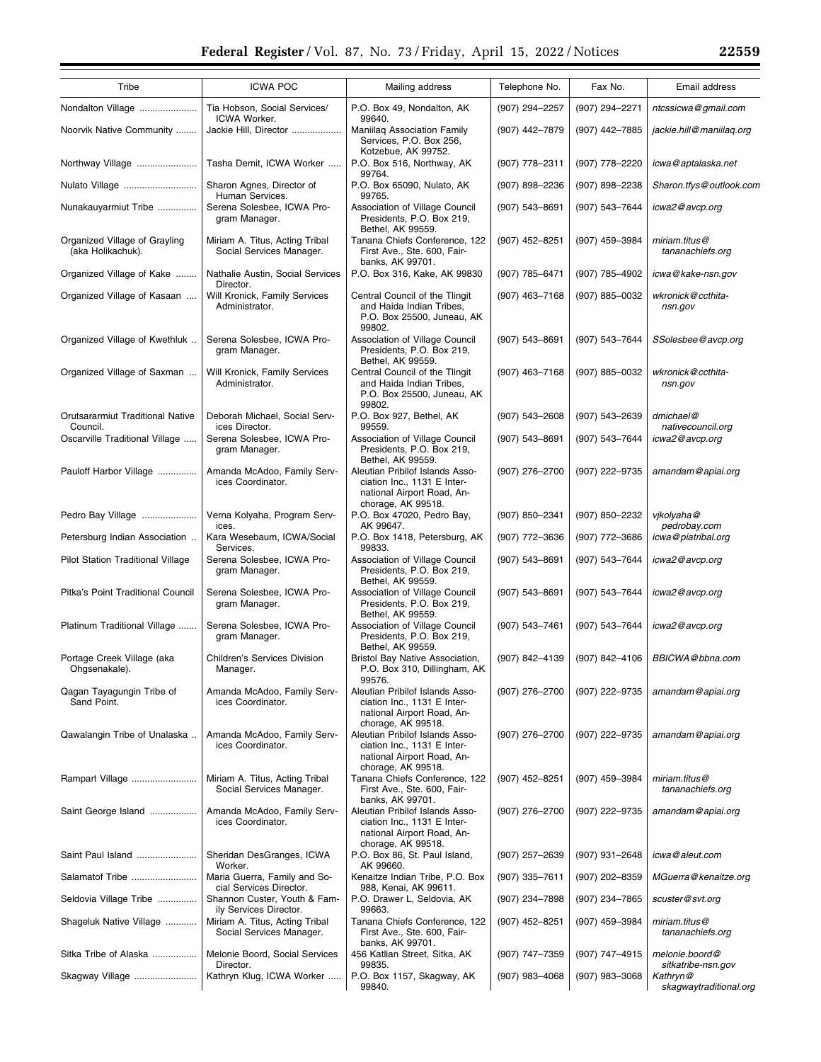| Tribe | ICWA POC | Mailing address | Telephone No. | Fax No. | Email address |
|---|---|---|---|---|---|
| Nondalton Village | Tia Hobson, Social Services/ ICWA Worker. | P.O. Box 49, Nondalton, AK 99640. | (907) 294–2257 | (907) 294–2271 | *ntcssicwa@gmail.com* |
| Noorvik Native Community | Jackie Hill, Director | Maniilaq Association Family Services, P.O. Box 256, Kotzebue, AK 99752. | (907) 442–7879 | (907) 442–7885 | *jackie.hill@maniilaq.org* |
| Northway Village | Tasha Demit, ICWA Worker | P.O. Box 516, Northway, AK 99764. | (907) 778–2311 | (907) 778–2220 | *icwa@aptalaska.net* |
| Nulato Village | Sharon Agnes, Director of Human Services. | P.O. Box 65090, Nulato, AK 99765. | (907) 898–2236 | (907) 898–2238 | *Sharon.tfys@outlook.com* |
| Nunakauyarmiut Tribe | Serena Solesbee, ICWA Program Manager. | Association of Village Council Presidents, P.O. Box 219, Bethel, AK 99559. | (907) 543–8691 | (907) 543–7644 | *icwa2@avcp.org* |
| Organized Village of Grayling (aka Holikachuk). | Miriam A. Titus, Acting Tribal Social Services Manager. | Tanana Chiefs Conference, 122 First Ave., Ste. 600, Fairbanks, AK 99701. | (907) 452–8251 | (907) 459–3984 | *miriam.titus@tananachiefs.org* |
| Organized Village of Kake | Nathalie Austin, Social Services Director. | P.O. Box 316, Kake, AK 99830 | (907) 785–6471 | (907) 785–4902 | *icwa@kake-nsn.gov* |
| Organized Village of Kasaan | Will Kronick, Family Services Administrator. | Central Council of the Tlingit and Haida Indian Tribes, P.O. Box 25500, Juneau, AK 99802. | (907) 463–7168 | (907) 885–0032 | *wkronick@ccthita-nsn.gov* |
| Organized Village of Kwethluk | Serena Solesbee, ICWA Program Manager. | Association of Village Council Presidents, P.O. Box 219, Bethel, AK 99559. | (907) 543–8691 | (907) 543–7644 | *SSolesbee@avcp.org* |
| Organized Village of Saxman | Will Kronick, Family Services Administrator. | Central Council of the Tlingit and Haida Indian Tribes, P.O. Box 25500, Juneau, AK 99802. | (907) 463–7168 | (907) 885–0032 | *wkronick@ccthita-nsn.gov* |
| Orutsararmiut Traditional Native Council. | Deborah Michael, Social Services Director. | P.O. Box 927, Bethel, AK 99559. | (907) 543–2608 | (907) 543–2639 | *dmichael@nativecouncil.org* |
| Oscarville Traditional Village | Serena Solesbee, ICWA Program Manager. | Association of Village Council Presidents, P.O. Box 219, Bethel, AK 99559. | (907) 543–8691 | (907) 543–7644 | *icwa2@avcp.org* |
| Pauloff Harbor Village | Amanda McAdoo, Family Services Coordinator. | Aleutian Pribilof Islands Association Inc., 1131 E International Airport Road, Anchorage, AK 99518. | (907) 276–2700 | (907) 222–9735 | *amandam@apiai.org* |
| Pedro Bay Village | Verna Kolyaha, Program Services. | P.O. Box 47020, Pedro Bay, AK 99647. | (907) 850–2341 | (907) 850–2232 | *vjkolyaha@pedrobay.com* |
| Petersburg Indian Association | Kara Wesebaum, ICWA/Social Services. | P.O. Box 1418, Petersburg, AK 99833. | (907) 772–3636 | (907) 772–3686 | *icwa@piatribal.org* |
| Pilot Station Traditional Village | Serena Solesbee, ICWA Program Manager. | Association of Village Council Presidents, P.O. Box 219, Bethel, AK 99559. | (907) 543–8691 | (907) 543–7644 | *icwa2@avcp.org* |
| Pitka's Point Traditional Council | Serena Solesbee, ICWA Program Manager. | Association of Village Council Presidents, P.O. Box 219, Bethel, AK 99559. | (907) 543–8691 | (907) 543–7644 | *icwa2@avcp.org* |
| Platinum Traditional Village | Serena Solesbee, ICWA Program Manager. | Association of Village Council Presidents, P.O. Box 219, Bethel, AK 99559. | (907) 543–7461 | (907) 543–7644 | *icwa2@avcp.org* |
| Portage Creek Village (aka Ohgsenakale). | Children's Services Division Manager. | Bristol Bay Native Association, P.O. Box 310, Dillingham, AK 99576. | (907) 842–4139 | (907) 842–4106 | *BBICWA@bbna.com* |
| Qagan Tayagungin Tribe of Sand Point. | Amanda McAdoo, Family Services Coordinator. | Aleutian Pribilof Islands Association Inc., 1131 E International Airport Road, Anchorage, AK 99518. | (907) 276–2700 | (907) 222–9735 | *amandam@apiai.org* |
| Qawalangin Tribe of Unalaska | Amanda McAdoo, Family Services Coordinator. | Aleutian Pribilof Islands Association Inc., 1131 E International Airport Road, Anchorage, AK 99518. | (907) 276–2700 | (907) 222–9735 | *amandam@apiai.org* |
| Rampart Village | Miriam A. Titus, Acting Tribal Social Services Manager. | Tanana Chiefs Conference, 122 First Ave., Ste. 600, Fairbanks, AK 99701. | (907) 452–8251 | (907) 459–3984 | *miriam.titus@tananachiefs.org* |
| Saint George Island | Amanda McAdoo, Family Services Coordinator. | Aleutian Pribilof Islands Association Inc., 1131 E International Airport Road, Anchorage, AK 99518. | (907) 276–2700 | (907) 222–9735 | *amandam@apiai.org* |
| Saint Paul Island | Sheridan DesGranges, ICWA Worker. | P.O. Box 86, St. Paul Island, AK 99660. | (907) 257–2639 | (907) 931–2648 | *icwa@aleut.com* |
| Salamatof Tribe | Maria Guerra, Family and Social Services Director. | Kenaitze Indian Tribe, P.O. Box 988, Kenai, AK 99611. | (907) 335–7611 | (907) 202–8359 | *MGuerra@kenaitze.org* |
| Seldovia Village Tribe | Shannon Custer, Youth & Family Services Director. | P.O. Drawer L, Seldovia, AK 99663. | (907) 234–7898 | (907) 234–7865 | *scuster@svt.org* |
| Shageluk Native Village | Miriam A. Titus, Acting Tribal Social Services Manager. | Tanana Chiefs Conference, 122 First Ave., Ste. 600, Fairbanks, AK 99701. | (907) 452–8251 | (907) 459–3984 | *miriam.titus@tananachiefs.org* |
| Sitka Tribe of Alaska | Melonie Boord, Social Services Director. | 456 Katlian Street, Sitka, AK 99835. | (907) 747–7359 | (907) 747–4915 | *melonie.boord@sitkatribe-nsn.gov* |
| Skagway Village | Kathryn Klug, ICWA Worker | P.O. Box 1157, Skagway, AK 99840. | (907) 983–4068 | (907) 983–3068 | *Kathryn@skagwaytraditional.org* |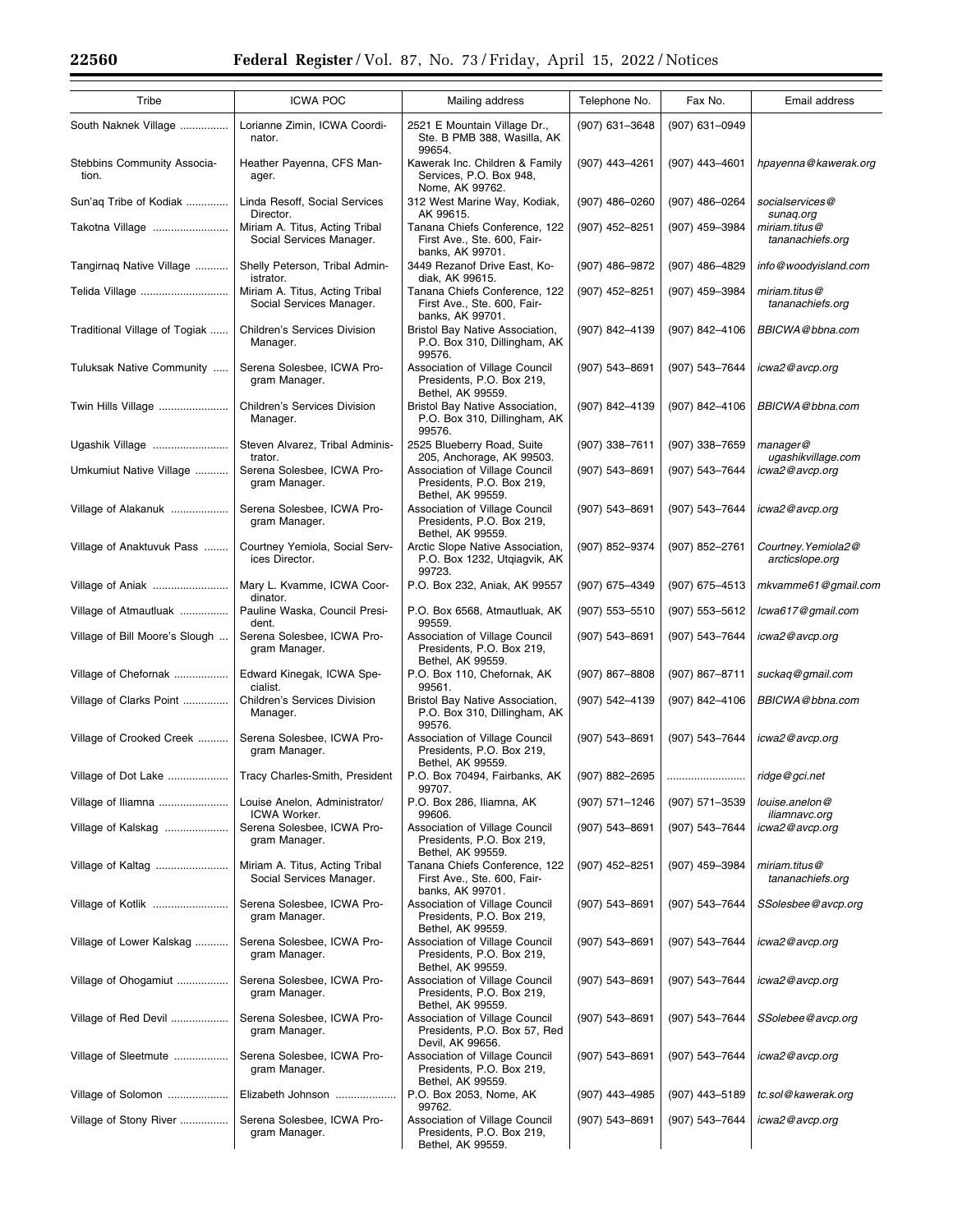| Tribe | ICWA POC | Mailing address | Telephone No. | Fax No. | Email address |
|---|---|---|---|---|---|
| South Naknek Village | Lorianne Zimin, ICWA Coordinator. | 2521 E Mountain Village Dr., Ste. B PMB 388, Wasilla, AK 99654. | (907) 631–3648 | (907) 631–0949 | |
| Stebbins Community Association. | Heather Payenna, CFS Manager. | Kawerak Inc. Children & Family Services, P.O. Box 948, Nome, AK 99762. | (907) 443–4261 | (907) 443–4601 | hpayenna@kawerak.org |
| Sun'aq Tribe of Kodiak | Linda Resoff, Social Services Director. | 312 West Marine Way, Kodiak, AK 99615. | (907) 486–0260 | (907) 486–0264 | socialservices@sunaq.org |
| Takotna Village | Miriam A. Titus, Acting Tribal Social Services Manager. | Tanana Chiefs Conference, 122 First Ave., Ste. 600, Fairbanks, AK 99701. | (907) 452–8251 | (907) 459–3984 | miriam.titus@tananachiefs.org |
| Tangirnaq Native Village | Shelly Peterson, Tribal Administrator. | 3449 Rezanof Drive East, Kodiak, AK 99615. | (907) 486–9872 | (907) 486–4829 | info@woodyisland.com |
| Telida Village | Miriam A. Titus, Acting Tribal Social Services Manager. | Tanana Chiefs Conference, 122 First Ave., Ste. 600, Fairbanks, AK 99701. | (907) 452–8251 | (907) 459–3984 | miriam.titus@tananachiefs.org |
| Traditional Village of Togiak | Children's Services Division Manager. | Bristol Bay Native Association, P.O. Box 310, Dillingham, AK 99576. | (907) 842–4139 | (907) 842–4106 | BBICWA@bbna.com |
| Tuluksak Native Community | Serena Solesbee, ICWA Program Manager. | Association of Village Council Presidents, P.O. Box 219, Bethel, AK 99559. | (907) 543–8691 | (907) 543–7644 | icwa2@avcp.org |
| Twin Hills Village | Children's Services Division Manager. | Bristol Bay Native Association, P.O. Box 310, Dillingham, AK 99576. | (907) 842–4139 | (907) 842–4106 | BBICWA@bbna.com |
| Ugashik Village | Steven Alvarez, Tribal Administrator. | 2525 Blueberry Road, Suite 205, Anchorage, AK 99503. | (907) 338–7611 | (907) 338–7659 | manager@ugashikvillage.com |
| Umkumiut Native Village | Serena Solesbee, ICWA Program Manager. | Association of Village Council Presidents, P.O. Box 219, Bethel, AK 99559. | (907) 543–8691 | (907) 543–7644 | icwa2@avcp.org |
| Village of Alakanuk | Serena Solesbee, ICWA Program Manager. | Association of Village Council Presidents, P.O. Box 219, Bethel, AK 99559. | (907) 543–8691 | (907) 543–7644 | icwa2@avcp.org |
| Village of Anaktuvuk Pass | Courtney Yemiola, Social Services Director. | Arctic Slope Native Association, P.O. Box 1232, Utqiagvik, AK 99723. | (907) 852–9374 | (907) 852–2761 | Courtney.Yemiola2@arcticslope.org |
| Village of Aniak | Mary L. Kvamme, ICWA Coordinator. | P.O. Box 232, Aniak, AK 99557 | (907) 675–4349 | (907) 675–4513 | mkvamme61@gmail.com |
| Village of Atmautluak | Pauline Waska, Council President. | P.O. Box 6568, Atmautluak, AK 99559. | (907) 553–5510 | (907) 553–5612 | Icwa617@gmail.com |
| Village of Bill Moore's Slough | Serena Solesbee, ICWA Program Manager. | Association of Village Council Presidents, P.O. Box 219, Bethel, AK 99559. | (907) 543–8691 | (907) 543–7644 | icwa2@avcp.org |
| Village of Chefornak | Edward Kinegak, ICWA Specialist. | P.O. Box 110, Chefornak, AK 99561. | (907) 867–8808 | (907) 867–8711 | suckaq@gmail.com |
| Village of Clarks Point | Children's Services Division Manager. | Bristol Bay Native Association, P.O. Box 310, Dillingham, AK 99576. | (907) 542–4139 | (907) 842–4106 | BBICWA@bbna.com |
| Village of Crooked Creek | Serena Solesbee, ICWA Program Manager. | Association of Village Council Presidents, P.O. Box 219, Bethel, AK 99559. | (907) 543–8691 | (907) 543–7644 | icwa2@avcp.org |
| Village of Dot Lake | Tracy Charles-Smith, President | P.O. Box 70494, Fairbanks, AK 99707. | (907) 882–2695 | .......................... | ridge@gci.net |
| Village of Iliamna | Louise Anelon, Administrator/ICWA Worker. | P.O. Box 286, Iliamna, AK 99606. | (907) 571–1246 | (907) 571–3539 | louise.anelon@iliamnavc.org |
| Village of Kalskag | Serena Solesbee, ICWA Program Manager. | Association of Village Council Presidents, P.O. Box 219, Bethel, AK 99559. | (907) 543–8691 | (907) 543–7644 | icwa2@avcp.org |
| Village of Kaltag | Miriam A. Titus, Acting Tribal Social Services Manager. | Tanana Chiefs Conference, 122 First Ave., Ste. 600, Fairbanks, AK 99701. | (907) 452–8251 | (907) 459–3984 | miriam.titus@tananachiefs.org |
| Village of Kotlik | Serena Solesbee, ICWA Program Manager. | Association of Village Council Presidents, P.O. Box 219, Bethel, AK 99559. | (907) 543–8691 | (907) 543–7644 | SSolesbee@avcp.org |
| Village of Lower Kalskag | Serena Solesbee, ICWA Program Manager. | Association of Village Council Presidents, P.O. Box 219, Bethel, AK 99559. | (907) 543–8691 | (907) 543–7644 | icwa2@avcp.org |
| Village of Ohogamiut | Serena Solesbee, ICWA Program Manager. | Association of Village Council Presidents, P.O. Box 219, Bethel, AK 99559. | (907) 543–8691 | (907) 543–7644 | icwa2@avcp.org |
| Village of Red Devil | Serena Solesbee, ICWA Program Manager. | Association of Village Council Presidents, P.O. Box 57, Red Devil, AK 99656. | (907) 543–8691 | (907) 543–7644 | SSolebee@avcp.org |
| Village of Sleetmute | Serena Solesbee, ICWA Program Manager. | Association of Village Council Presidents, P.O. Box 219, Bethel, AK 99559. | (907) 543–8691 | (907) 543–7644 | icwa2@avcp.org |
| Village of Solomon | Elizabeth Johnson | P.O. Box 2053, Nome, AK 99762. | (907) 443–4985 | (907) 443–5189 | tc.sol@kawerak.org |
| Village of Stony River | Serena Solesbee, ICWA Program Manager. | Association of Village Council Presidents, P.O. Box 219, Bethel, AK 99559. | (907) 543–8691 | (907) 543–7644 | icwa2@avcp.org |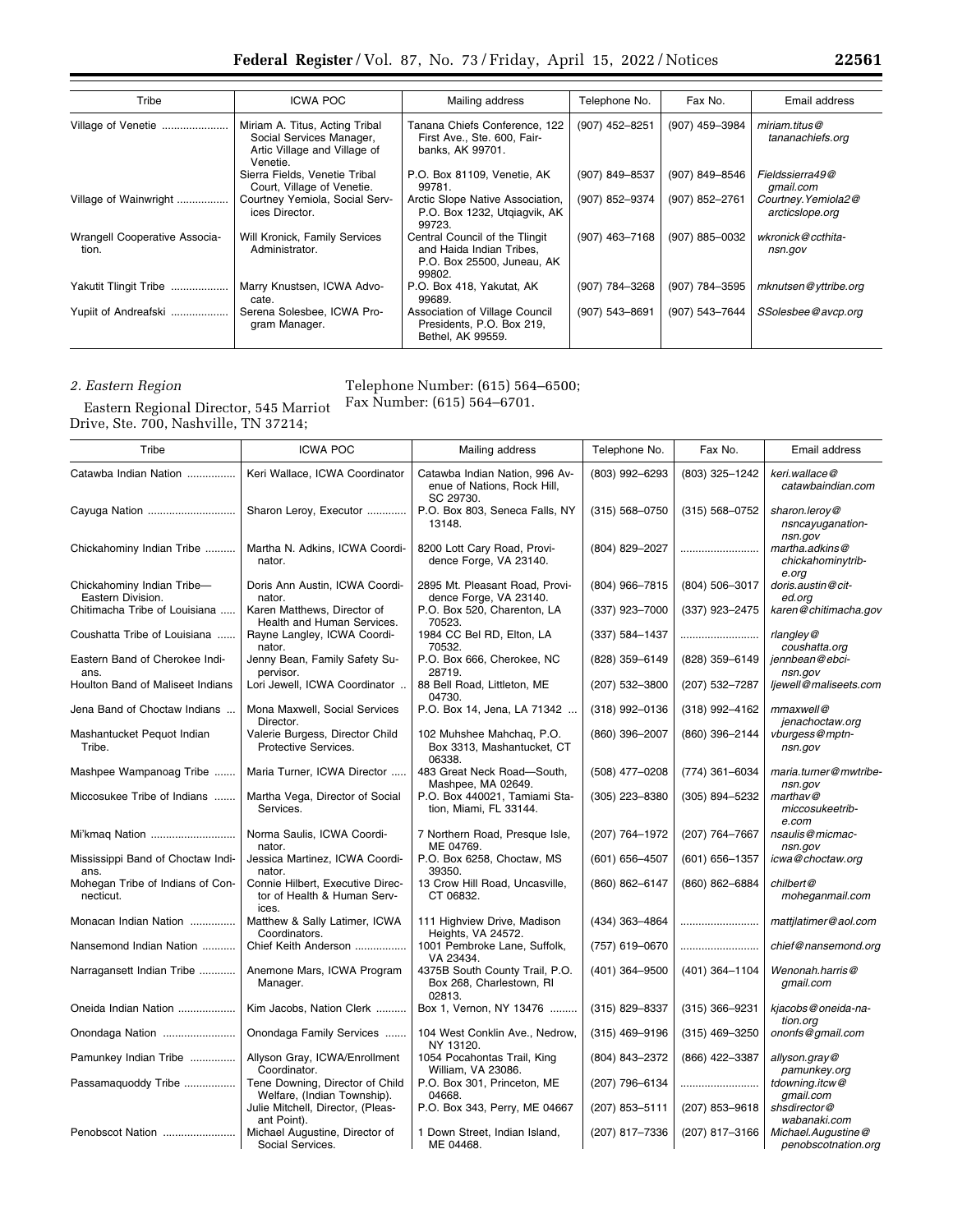| Tribe | ICWA POC | Mailing address | Telephone No. | Fax No. | Email address |
|---|---|---|---|---|---|
| Village of Venetie | Miriam A. Titus, Acting Tribal Social Services Manager, Artic Village and Village of Venetie. | Tanana Chiefs Conference, 122 First Ave., Ste. 600, Fairbanks, AK 99701. | (907) 452–8251 | (907) 459–3984 | *miriam.titus@tananachiefs.org* |
| | Sierra Fields, Venetie Tribal Court, Village of Venetie. | P.O. Box 81109, Venetie, AK 99781. | (907) 849–8537 | (907) 849–8546 | *Fieldssierra49@gmail.com* |
| Village of Wainwright | Courtney Yemiola, Social Services Director. | Arctic Slope Native Association, P.O. Box 1232, Utqiagvik, AK 99723. | (907) 852–9374 | (907) 852–2761 | *Courtney.Yemiola2@arcticslope.org* |
| Wrangell Cooperative Association. | Will Kronick, Family Services Administrator. | Central Council of the Tlingit and Haida Indian Tribes, P.O. Box 25500, Juneau, AK 99802. | (907) 463–7168 | (907) 885–0032 | *wkronick@ccthita-nsn.gov* |
| Yakutit Tlingit Tribe | Marry Knustsen, ICWA Advocate. | P.O. Box 418, Yakutat, AK 99689. | (907) 784–3268 | (907) 784–3595 | *mknutsen@yttribe.org* |
| Yupiit of Andreafski | Serena Solesbee, ICWA Program Manager. | Association of Village Council Presidents, P.O. Box 219, Bethel, AK 99559. | (907) 543–8691 | (907) 543–7644 | *SSolesbee@avcp.org* |

*2. Eastern Region*

Eastern Regional Director, 545 Marriot Drive, Ste. 700, Nashville, TN 37214; Telephone Number: (615) 564–6500; Fax Number: (615) 564–6701.

| Tribe | ICWA POC | Mailing address | Telephone No. | Fax No. | Email address |
|---|---|---|---|---|---|
| Catawba Indian Nation | Keri Wallace, ICWA Coordinator | Catawba Indian Nation, 996 Avenue of Nations, Rock Hill, SC 29730. | (803) 992–6293 | (803) 325–1242 | *keri.wallace@catawbaindian.com* |
| Cayuga Nation | Sharon Leroy, Executor | P.O. Box 803, Seneca Falls, NY 13148. | (315) 568–0750 | (315) 568–0752 | *sharon.leroy@nsncayuganation-nsn.gov* |
| Chickahominy Indian Tribe | Martha N. Adkins, ICWA Coordinator. | 8200 Lott Cary Road, Providence Forge, VA 23140. | (804) 829–2027 | | *martha.adkins@chickahominytribe.org* |
| Chickahominy Indian Tribe—Eastern Division. | Doris Ann Austin, ICWA Coordinator. | 2895 Mt. Pleasant Road, Providence Forge, VA 23140. | (804) 966–7815 | (804) 506–3017 | *doris.austin@cit-ed.org* |
| Chitimacha Tribe of Louisiana | Karen Matthews, Director of Health and Human Services. | P.O. Box 520, Charenton, LA 70523. | (337) 923–7000 | (337) 923–2475 | *karen@chitimacha.gov* |
| Coushatta Tribe of Louisiana | Rayne Langley, ICWA Coordinator. | 1984 CC Bel RD, Elton, LA 70532. | (337) 584–1437 | | *rlangley@coushatta.org* |
| Eastern Band of Cherokee Indians. | Jenny Bean, Family Safety Supervisor. | P.O. Box 666, Cherokee, NC 28719. | (828) 359–6149 | (828) 359–6149 | *jennbean@ebci-nsn.gov* |
| Houlton Band of Maliseet Indians | Lori Jewell, ICWA Coordinator | 88 Bell Road, Littleton, ME 04730. | (207) 532–3800 | (207) 532–7287 | *ljewell@maliseets.com* |
| Jena Band of Choctaw Indians | Mona Maxwell, Social Services Director. | P.O. Box 14, Jena, LA 71342 | (318) 992–0136 | (318) 992–4162 | *mmaxwell@jenachoctaw.org* |
| Mashantucket Pequot Indian Tribe. | Valerie Burgess, Director Child Protective Services. | 102 Muhshee Mahchaq, P.O. Box 3313, Mashantucket, CT 06338. | (860) 396–2007 | (860) 396–2144 | *vburgess@mptn-nsn.gov* |
| Mashpee Wampanoag Tribe | Maria Turner, ICWA Director | 483 Great Neck Road—South, Mashpee, MA 02649. | (508) 477–0208 | (774) 361–6034 | *maria.turner@mwtribe-nsn.gov* |
| Miccosukee Tribe of Indians | Martha Vega, Director of Social Services. | P.O. Box 440021, Tamiami Station, Miami, FL 33144. | (305) 223–8380 | (305) 894–5232 | *marthav@miccosukeetribe.com* |
| Mi'kmaq Nation | Norma Saulis, ICWA Coordinator. | 7 Northern Road, Presque Isle, ME 04769. | (207) 764–1972 | (207) 764–7667 | *nsaulis@micmac-nsn.gov* |
| Mississippi Band of Choctaw Indians. | Jessica Martinez, ICWA Coordinator. | P.O. Box 6258, Choctaw, MS 39350. | (601) 656–4507 | (601) 656–1357 | *icwa@choctaw.org* |
| Mohegan Tribe of Indians of Connecticut. | Connie Hilbert, Executive Director of Health & Human Services. | 13 Crow Hill Road, Uncasville, CT 06832. | (860) 862–6147 | (860) 862–6884 | *chilbert@moheganmail.com* |
| Monacan Indian Nation | Matthew & Sally Latimer, ICWA Coordinators. | 111 Highview Drive, Madison Heights, VA 24572. | (434) 363–4864 | | *mattjlatimer@aol.com* |
| Nansemond Indian Nation | Chief Keith Anderson | 1001 Pembroke Lane, Suffolk, VA 23434. | (757) 619–0670 | | *chief@nansemond.org* |
| Narragansett Indian Tribe | Anemone Mars, ICWA Program Manager. | 4375B South County Trail, P.O. Box 268, Charlestown, RI 02813. | (401) 364–9500 | (401) 364–1104 | *Wenonah.harris@gmail.com* |
| Oneida Indian Nation | Kim Jacobs, Nation Clerk | Box 1, Vernon, NY 13476 | (315) 829–8337 | (315) 366–9231 | *kjacobs@oneida-nation.org* |
| Onondaga Nation | Onondaga Family Services | 104 West Conklin Ave., Nedrow, NY 13120. | (315) 469–9196 | (315) 469–3250 | *ononfs@gmail.com* |
| Pamunkey Indian Tribe | Allyson Gray, ICWA/Enrollment Coordinator. | 1054 Pocahontas Trail, King William, VA 23086. | (804) 843–2372 | (866) 422–3387 | *allyson.gray@pamunkey.org* |
| Passamaquoddy Tribe | Tene Downing, Director of Child Welfare, (Indian Township). | P.O. Box 301, Princeton, ME 04668. | (207) 796–6134 | | *tdowning.itcw@gmail.com* |
| | Julie Mitchell, Director, (Pleasant Point). | P.O. Box 343, Perry, ME 04667 | (207) 853–5111 | (207) 853–9618 | *shsdirector@wabanaki.com* |
| Penobscot Nation | Michael Augustine, Director of Social Services. | 1 Down Street, Indian Island, ME 04468. | (207) 817–7336 | (207) 817–3166 | *Michael.Augustine@penobscotnation.org* |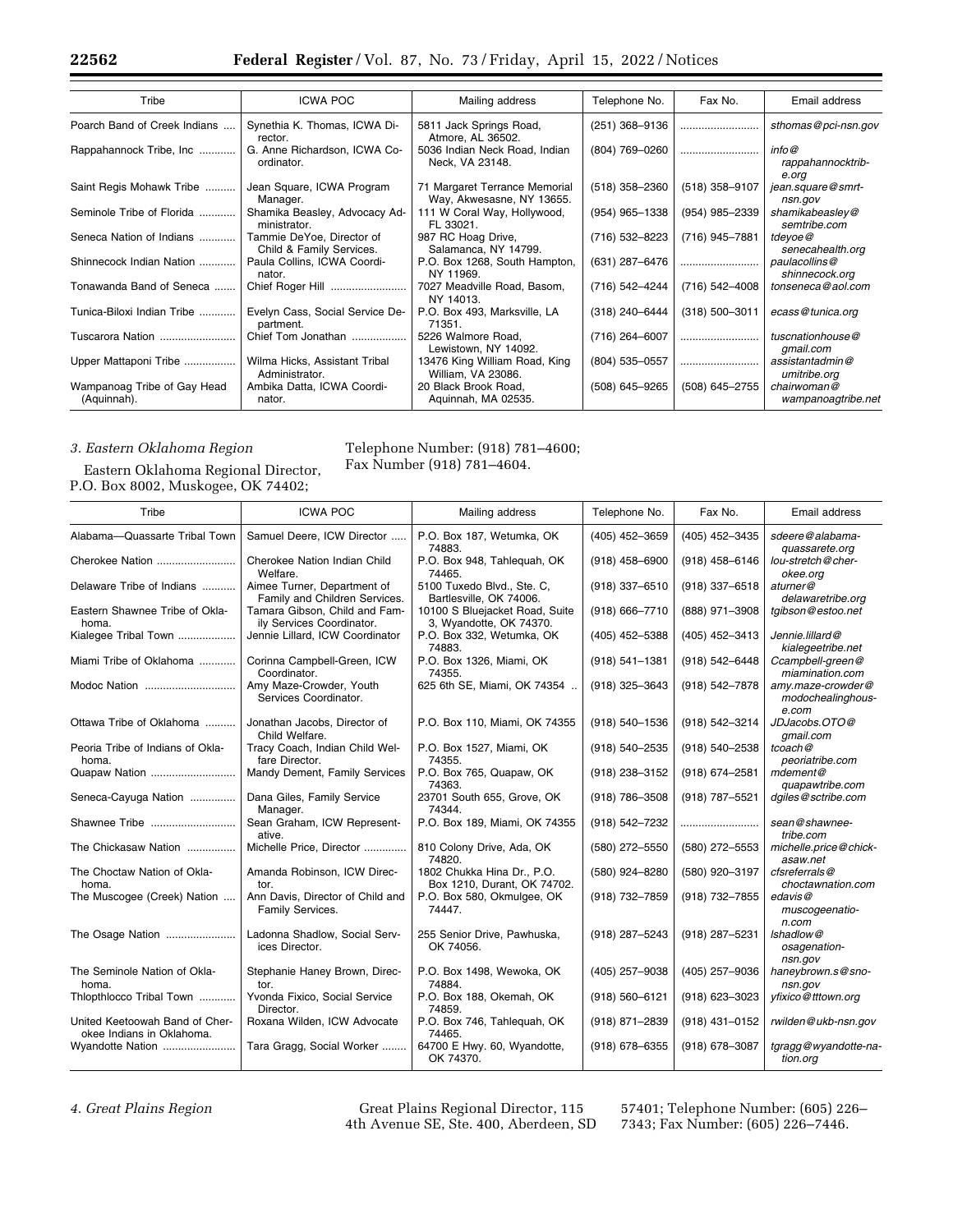| Tribe | ICWA POC | Mailing address | Telephone No. | Fax No. | Email address |
|---|---|---|---|---|---|
| Poarch Band of Creek Indians | Synethia K. Thomas, ICWA Director. | 5811 Jack Springs Road, Atmore, AL 36502. | (251) 368–9136 | | sthomas@pci-nsn.gov |
| Rappahannock Tribe, Inc | G. Anne Richardson, ICWA Coordinator. | 5036 Indian Neck Road, Indian Neck, VA 23148. | (804) 769–0260 | | info@rappahannocktribe.org |
| Saint Regis Mohawk Tribe | Jean Square, ICWA Program Manager. | 71 Margaret Terrance Memorial Way, Akwesasne, NY 13655. | (518) 358–2360 | (518) 358–9107 | jean.square@smrt-nsn.gov |
| Seminole Tribe of Florida | Shamika Beasley, Advocacy Administrator. | 111 W Coral Way, Hollywood, FL 33021. | (954) 965–1338 | (954) 985–2339 | shamikabeasley@semtribe.com |
| Seneca Nation of Indians | Tammie DeYoe, Director of Child & Family Services. | 987 RC Hoag Drive, Salamanca, NY 14799. | (716) 532–8223 | (716) 945–7881 | tdeyoe@senecahealth.org |
| Shinnecock Indian Nation | Paula Collins, ICWA Coordinator. | P.O. Box 1268, South Hampton, NY 11969. | (631) 287–6476 | | paulacollins@shinnecock.org |
| Tonawanda Band of Seneca | Chief Roger Hill | 7027 Meadville Road, Basom, NY 14013. | (716) 542–4244 | (716) 542–4008 | tonseneca@aol.com |
| Tunica-Biloxi Indian Tribe | Evelyn Cass, Social Service Department. | P.O. Box 493, Marksville, LA 71351. | (318) 240–6444 | (318) 500–3011 | ecass@tunica.org |
| Tuscarora Nation | Chief Tom Jonathan | 5226 Walmore Road, Lewistown, NY 14092. | (716) 264–6007 | | tuscnationhouse@gmail.com |
| Upper Mattaponi Tribe | Wilma Hicks, Assistant Tribal Administrator. | 13476 King William Road, King William, VA 23086. | (804) 535–0557 | | assistantadmin@umitribe.org |
| Wampanoag Tribe of Gay Head (Aquinnah). | Ambika Datta, ICWA Coordinator. | 20 Black Brook Road, Aquinnah, MA 02535. | (508) 645–9265 | (508) 645–2755 | chairwoman@wampanoagtribe.net |

### *3. Eastern Oklahoma Region*

Eastern Oklahoma Regional Director, P.O. Box 8002, Muskogee, OK 74402; Telephone Number: (918) 781–4600; Fax Number (918) 781–4604.

| Tribe | ICWA POC | Mailing address | Telephone No. | Fax No. | Email address |
|---|---|---|---|---|---|
| Alabama—Quassarte Tribal Town | Samuel Deere, ICW Director | P.O. Box 187, Wetumka, OK 74883. | (405) 452–3659 | (405) 452–3435 | sdeere@alabama-quassarete.org |
| Cherokee Nation | Cherokee Nation Indian Child Welfare. | P.O. Box 948, Tahlequah, OK 74465. | (918) 458–6900 | (918) 458–6146 | lou-stretch@cherokee.org |
| Delaware Tribe of Indians | Aimee Turner, Department of Family and Children Services. | 5100 Tuxedo Blvd., Ste. C, Bartlesville, OK 74006. | (918) 337–6510 | (918) 337–6518 | aturner@delawaretribe.org |
| Eastern Shawnee Tribe of Oklahoma. | Tamara Gibson, Child and Family Services Coordinator. | 10100 S Bluejacket Road, Suite 3, Wyandotte, OK 74370. | (918) 666–7710 | (888) 971–3908 | tgibson@estoo.net |
| Kialegee Tribal Town | Jennie Lillard, ICW Coordinator | P.O. Box 332, Wetumka, OK 74883. | (405) 452–5388 | (405) 452–3413 | Jennie.lillard@kialegeetribe.net |
| Miami Tribe of Oklahoma | Corinna Campbell-Green, ICW Coordinator. | P.O. Box 1326, Miami, OK 74355. | (918) 541–1381 | (918) 542–6448 | Ccampbell-green@miamination.com |
| Modoc Nation | Amy Maze-Crowder, Youth Services Coordinator. | 625 6th SE, Miami, OK 74354 | (918) 325–3643 | (918) 542–7878 | amy.maze-crowder@modochealinghouse.com |
| Ottawa Tribe of Oklahoma | Jonathan Jacobs, Director of Child Welfare. | P.O. Box 110, Miami, OK 74355 | (918) 540–1536 | (918) 542–3214 | JDJacobs.OTO@gmail.com |
| Peoria Tribe of Indians of Oklahoma. | Tracy Coach, Indian Child Welfare Director. | P.O. Box 1527, Miami, OK 74355. | (918) 540–2535 | (918) 540–2538 | tcoach@peoriatribe.com |
| Quapaw Nation | Mandy Dement, Family Services | P.O. Box 765, Quapaw, OK 74363. | (918) 238–3152 | (918) 674–2581 | mdement@quapawtribe.com |
| Seneca-Cayuga Nation | Dana Giles, Family Service Manager. | 23701 South 655, Grove, OK 74344. | (918) 786–3508 | (918) 787–5521 | dgiles@sctribe.com |
| Shawnee Tribe | Sean Graham, ICW Representative. | P.O. Box 189, Miami, OK 74355 | (918) 542–7232 | | sean@shawneetribe.com |
| The Chickasaw Nation | Michelle Price, Director | 810 Colony Drive, Ada, OK 74820. | (580) 272–5550 | (580) 272–5553 | michelle.price@chickasaw.net |
| The Choctaw Nation of Oklahoma. | Amanda Robinson, ICW Director. | 1802 Chukka Hina Dr., P.O. Box 1210, Durant, OK 74702. | (580) 924–8280 | (580) 920–3197 | cfsreferrals@choctawnation.com |
| The Muscogee (Creek) Nation | Ann Davis, Director of Child and Family Services. | P.O. Box 580, Okmulgee, OK 74447. | (918) 732–7859 | (918) 732–7855 | edavis@muscogeenation.com |
| The Osage Nation | Ladonna Shadlow, Social Services Director. | 255 Senior Drive, Pawhuska, OK 74056. | (918) 287–5243 | (918) 287–5231 | lshadlow@osagenation-nsn.gov |
| The Seminole Nation of Oklahoma. | Stephanie Haney Brown, Director. | P.O. Box 1498, Wewoka, OK 74884. | (405) 257–9038 | (405) 257–9036 | haneybrown.s@sno-nsn.gov |
| Thlopthlocco Tribal Town | Yvonda Fixico, Social Service Director. | P.O. Box 188, Okemah, OK 74859. | (918) 560–6121 | (918) 623–3023 | yfixico@tttown.org |
| United Keetoowah Band of Cherokee Indians in Oklahoma. | Roxana Wilden, ICW Advocate | P.O. Box 746, Tahlequah, OK 74465. | (918) 871–2839 | (918) 431–0152 | rwilden@ukb-nsn.gov |
| Wyandotte Nation | Tara Gragg, Social Worker | 64700 E Hwy. 60, Wyandotte, OK 74370. | (918) 678–6355 | (918) 678–3087 | tgragg@wyandotte-nation.org |

### *4. Great Plains Region*

Great Plains Regional Director, 115 4th Avenue SE, Ste. 400, Aberdeen, SD 57401; Telephone Number: (605) 226–7343; Fax Number: (605) 226–7446.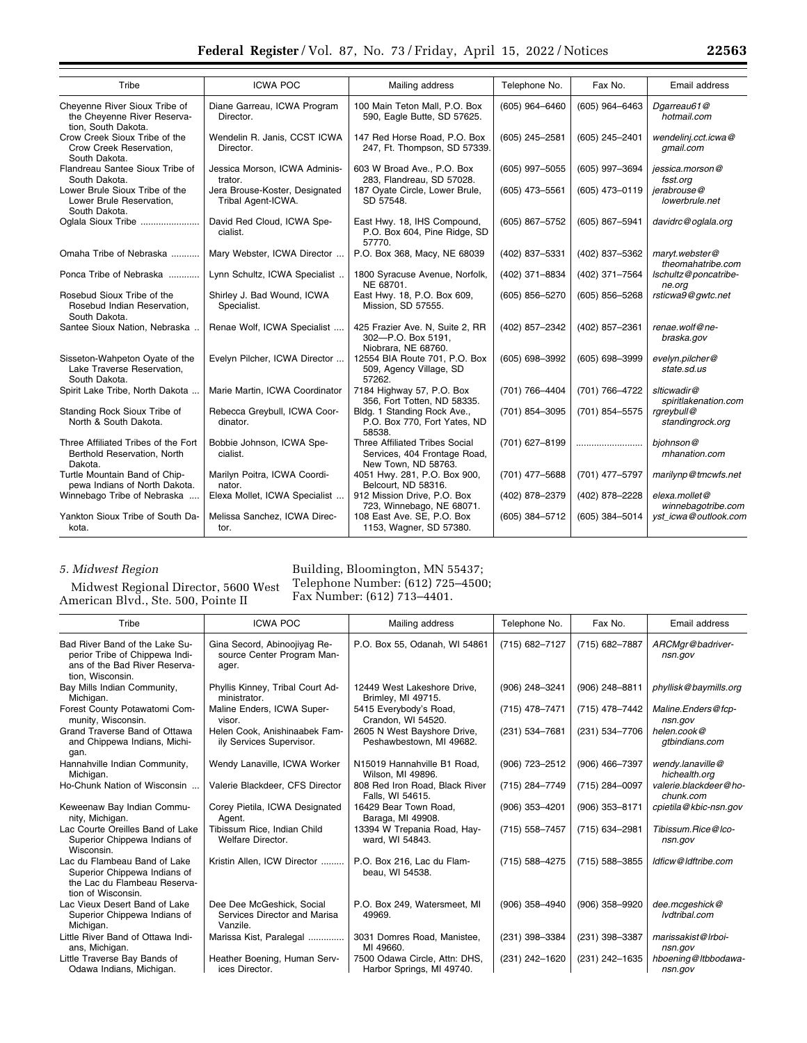| Tribe | ICWA POC | Mailing address | Telephone No. | Fax No. | Email address |
|---|---|---|---|---|---|
| Cheyenne River Sioux Tribe of the Cheyenne River Reservation, South Dakota. | Diane Garreau, ICWA Program Director. | 100 Main Teton Mall, P.O. Box 590, Eagle Butte, SD 57625. | (605) 964–6460 | (605) 964–6463 | *Dgarreau61@hotmail.com* |
| Crow Creek Sioux Tribe of the Crow Creek Reservation, South Dakota. | Wendelin R. Janis, CCST ICWA Director. | 147 Red Horse Road, P.O. Box 247, Ft. Thompson, SD 57339. | (605) 245–2581 | (605) 245–2401 | *wendelinj.cct.icwa@gmail.com* |
| Flandreau Santee Sioux Tribe of South Dakota. | Jessica Morson, ICWA Administrator. | 603 W Broad Ave., P.O. Box 283, Flandreau, SD 57028. | (605) 997–5055 | (605) 997–3694 | *jessica.morson@fsst.org* |
| Lower Brule Sioux Tribe of the Lower Brule Reservation, South Dakota. | Jera Brouse-Koster, Designated Tribal Agent-ICWA. | 187 Oyate Circle, Lower Brule, SD 57548. | (605) 473–5561 | (605) 473–0119 | *jerabrouse@lowerbrule.net* |
| Oglala Sioux Tribe | David Red Cloud, ICWA Specialist. | East Hwy. 18, IHS Compound, P.O. Box 604, Pine Ridge, SD 57770. | (605) 867–5752 | (605) 867–5941 | *davidrc@oglala.org* |
| Omaha Tribe of Nebraska | Mary Webster, ICWA Director | P.O. Box 368, Macy, NE 68039 | (402) 837–5331 | (402) 837–5362 | *maryt.webster@theomahatribe.com* |
| Ponca Tribe of Nebraska | Lynn Schultz, ICWA Specialist | 1800 Syracuse Avenue, Norfolk, NE 68701. | (402) 371–8834 | (402) 371–7564 | *lschultz@poncatribe-ne.org* |
| Rosebud Sioux Tribe of the Rosebud Indian Reservation, South Dakota. | Shirley J. Bad Wound, ICWA Specialist. | East Hwy. 18, P.O. Box 609, Mission, SD 57555. | (605) 856–5270 | (605) 856–5268 | *rsticwa9@gwtc.net* |
| Santee Sioux Nation, Nebraska | Renae Wolf, ICWA Specialist | 425 Frazier Ave. N, Suite 2, RR 302—P.O. Box 5191, Niobrara, NE 68760. | (402) 857–2342 | (402) 857–2361 | *renae.wolf@nebraska.gov* |
| Sisseton-Wahpeton Oyate of the Lake Traverse Reservation, South Dakota. | Evelyn Pilcher, ICWA Director | 12554 BIA Route 701, P.O. Box 509, Agency Village, SD 57262. | (605) 698–3992 | (605) 698–3999 | *evelyn.pilcher@state.sd.us* |
| Spirit Lake Tribe, North Dakota | Marie Martin, ICWA Coordinator | 7184 Highway 57, P.O. Box 356, Fort Totten, ND 58335. | (701) 766–4404 | (701) 766–4722 | *slticwadir@spiritlakenation.com* |
| Standing Rock Sioux Tribe of North & South Dakota. | Rebecca Greybull, ICWA Coordinator. | Bldg. 1 Standing Rock Ave., P.O. Box 770, Fort Yates, ND 58538. | (701) 854–3095 | (701) 854–5575 | *rgreybull@standingrock.org* |
| Three Affiliated Tribes of the Fort Berthold Reservation, North Dakota. | Bobbie Johnson, ICWA Specialist. | Three Affiliated Tribes Social Services, 404 Frontage Road, New Town, ND 58763. | (701) 627–8199 | | *bjohnson@mhanation.com* |
| Turtle Mountain Band of Chippewa Indians of North Dakota. | Marilyn Poitra, ICWA Coordinator. | 4051 Hwy. 281, P.O. Box 900, Belcourt, ND 58316. | (701) 477–5688 | (701) 477–5797 | *marilynp@tmcwfs.net* |
| Winnebago Tribe of Nebraska | Elexa Mollet, ICWA Specialist | 912 Mission Drive, P.O. Box 723, Winnebago, NE 68071. | (402) 878–2379 | (402) 878–2228 | *elexa.mollet@winnebagotribe.com* |
| Yankton Sioux Tribe of South Dakota. | Melissa Sanchez, ICWA Director. | 108 East Ave. SE, P.O. Box 1153, Wagner, SD 57380. | (605) 384–5712 | (605) 384–5014 | *yst_icwa@outlook.com* |

### *5. Midwest Region*

Midwest Regional Director, 5600 West American Blvd., Ste. 500, Pointe II Building, Bloomington, MN 55437; Telephone Number: (612) 725–4500; Fax Number: (612) 713–4401.

| Tribe | ICWA POC | Mailing address | Telephone No. | Fax No. | Email address |
|---|---|---|---|---|---|
| Bad River Band of the Lake Superior Tribe of Chippewa Indians of the Bad River Reservation, Wisconsin. | Gina Secord, Abinoojiyag Resource Center Program Manager. | P.O. Box 55, Odanah, WI 54861 | (715) 682–7127 | (715) 682–7887 | *ARCMgr@badriver-nsn.gov* |
| Bay Mills Indian Community, Michigan. | Phyllis Kinney, Tribal Court Administrator. | 12449 West Lakeshore Drive, Brimley, MI 49715. | (906) 248–3241 | (906) 248–8811 | *phyllisk@baymills.org* |
| Forest County Potawatomi Community, Wisconsin. | Maline Enders, ICWA Supervisor. | 5415 Everybody's Road, Crandon, WI 54520. | (715) 478–7471 | (715) 478–7442 | *Maline.Enders@fcp-nsn.gov* |
| Grand Traverse Band of Ottawa and Chippewa Indians, Michigan. | Helen Cook, Anishinaabek Family Services Supervisor. | 2605 N West Bayshore Drive, Peshawbestown, MI 49682. | (231) 534–7681 | (231) 534–7706 | *helen.cook@gtbindians.com* |
| Hannahville Indian Community, Michigan. | Wendy Lanaville, ICWA Worker | N15019 Hannahville B1 Road, Wilson, MI 49896. | (906) 723–2512 | (906) 466–7397 | *wendy.lanaville@hichealth.org* |
| Ho-Chunk Nation of Wisconsin | Valerie Blackdeer, CFS Director | 808 Red Iron Road, Black River Falls, WI 54615. | (715) 284–7749 | (715) 284–0097 | *valerie.blackdeer@ho-chunk.com* |
| Keweenaw Bay Indian Community, Michigan. | Corey Pietila, ICWA Designated Agent. | 16429 Bear Town Road, Baraga, MI 49908. | (906) 353–4201 | (906) 353–8171 | *cpietila@kbic-nsn.gov* |
| Lac Courte Oreilles Band of Lake Superior Chippewa Indians of Wisconsin. | Tibissum Rice, Indian Child Welfare Director. | 13394 W Trepania Road, Hayward, WI 54843. | (715) 558–7457 | (715) 634–2981 | *Tibissum.Rice@lco-nsn.gov* |
| Lac du Flambeau Band of Lake Superior Chippewa Indians of the Lac du Flambeau Reservation of Wisconsin. | Kristin Allen, ICW Director | P.O. Box 216, Lac du Flambeau, WI 54538. | (715) 588–4275 | (715) 588–3855 | *ldficw@ldftribe.com* |
| Lac Vieux Desert Band of Lake Superior Chippewa Indians of Michigan. | Dee Dee McGeshick, Social Services Director and Marisa Vanzile. | P.O. Box 249, Watersmeet, MI 49969. | (906) 358–4940 | (906) 358–9920 | *dee.mcgeshick@lvdtribal.com* |
| Little River Band of Ottawa Indians, Michigan. | Marissa Kist, Paralegal | 3031 Domres Road, Manistee, MI 49660. | (231) 398–3384 | (231) 398–3387 | *marissakist@lrboi-nsn.gov* |
| Little Traverse Bay Bands of Odawa Indians, Michigan. | Heather Boening, Human Services Director. | 7500 Odawa Circle, Attn: DHS, Harbor Springs, MI 49740. | (231) 242–1620 | (231) 242–1635 | *hboening@ltbbodawa-nsn.gov* |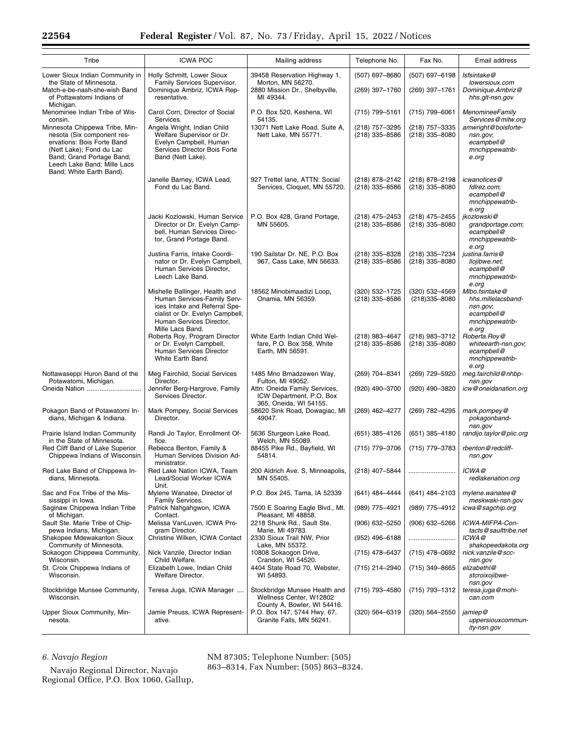| Tribe | ICWA POC | Mailing address | Telephone No. | Fax No. | Email address |
|---|---|---|---|---|---|
| Lower Sioux Indian Community in the State of Minnesota. | Holly Schmitt, Lower Sioux Family Services Supervisor. | 39458 Reservation Highway 1, Morton, MN 56270. | (507) 697–8680 | (507) 697–6198 | lsfsintake@lowersioux.com |
| Match-e-be-nash-she-wish Band of Pottawatomi Indians of Michigan. | Dominique Ambriz, ICWA Representative. | 2880 Mission Dr., Shelbyville, MI 49344. | (269) 397–1760 | (269) 397–1761 | Dominique.Ambriz@hhs.glt-nsn.gov |
| Menominee Indian Tribe of Wisconsin. | Carol Corn, Director of Social Services. | P.O. Box 520, Keshena, WI 54135. | (715) 799–5161 | (715) 799–6061 | MenomineeFamilyServices@mitw.org |
| Minnesota Chippewa Tribe, Minnesota (Six component reservations: Bois Forte Band (Nett Lake); Fond du Lac Band; Grand Portage Band; Leech Lake Band; Mille Lacs Band; White Earth Band). | Angela Wright, Indian Child Welfare Supervisor or Dr. Evelyn Campbell, Human Services Director Bois Forte Band (Nett Lake). | 13071 Nett Lake Road, Suite A, Nett Lake, MN 55771. | (218) 757–3295 (218) 335–8586 | (218) 757–3335 (218) 335–8080 | amwright@boisforte-nsn.gov; ecampbell@mnchippewatribe.org |
| | Janelle Barney, ICWA Lead, Fond du Lac Band. | 927 Trettel lane, ATTN: Social Services, Cloquet, MN 55720. | (218) 878–2142 (218) 335–8586 | (218) 878–2198 (218) 335–8080 | icwanotices@fdlrez.com; ecampbell@mnchippewatribe.org |
| | Jacki Kozlowski, Human Service Director or Dr. Evelyn Campbell, Human Services Director, Grand Portage Band. | P.O. Box 428, Grand Portage, MN 55605. | (218) 475–2453 (218) 335–8586 | (218) 475–2455 (218) 335–8080 | jkozlowski@grandportage.com; ecampbell@mnchippewatribe.org |
| | Justina Farris, Intake Coordinator or Dr. Evelyn Campbell, Human Services Director, Leech Lake Band. | 190 Sailstar Dr. NE, P.O. Box 967, Cass Lake, MN 56633. | (218) 335–8328 (218) 335–8586 | (218) 335–7234 (218) 335–8080 | justina.farris@llojibwe.net; ecampbell@mnchippewatribe.org |
| | Mishelle Ballinger, Health and Human Services-Family Services Intake and Referral Specialist or Dr. Evelyn Campbell, Human Services Director, Mille Lacs Band. | 18562 Minobimaadizi Loop, Onamia, MN 56359. | (320) 532–1725 (218) 335–8586 | (320) 532–4569 (218)335–8080 | Mlbo.fsintake@hhs.millelacsband-nsn.gov; ecampbell@mnchippewatribe.org |
| | Roberta Roy, Program Director or Dr. Evelyn Campbell, Human Services Director White Earth Band. | White Earth Indian Child Welfare, P.O. Box 358, White Earth, MN 56591. | (218) 983–4647 (218) 335–8586 | (218) 983–3712 (218) 335–8080 | Roberta.Roy@whiteearth-nsn.gov; ecampbell@mnchippewatribe.org |
| Nottawaseppi Huron Band of the Potawatomi, Michigan. | Meg Fairchild, Social Services Director. | 1485 Mno Bmadzewen Way, Fulton, MI 49052. | (269) 704–8341 | (269) 729–5920 | meg.fairchild@nhbp-nsn.gov |
| Oneida Nation | Jennifer Berg-Hargrove, Family Services Director. | Attn: Oneida Family Services, ICW Department, P.O. Box 365, Oneida, WI 54155. | (920) 490–3700 | (920) 490–3820 | icw@oneidanation.org |
| Pokagon Band of Potawatomi Indians, Michigan & Indiana. | Mark Pompey, Social Services Director. | 58620 Sink Road, Dowagiac, MI 49047. | (269) 462–4277 | (269) 782–4295 | mark.pompey@pokagonband-nsn.gov |
| Prairie Island Indian Community in the State of Minnesota. | Randi Jo Taylor, Enrollment Office. | 5636 Sturgeon Lake Road, Welch, MN 55089. | (651) 385–4126 | (651) 385–4180 | randijo.taylor@piic.org |
| Red Cliff Band of Lake Superior Chippewa Indians of Wisconsin. | Rebecca Benton, Family & Human Services Division Administrator. | 88455 Pike Rd., Bayfield, WI 54814. | (715) 779–3706 | (715) 779–3783 | rbenton@redcliff-nsn.gov |
| Red Lake Band of Chippewa Indians, Minnesota. | Red Lake Nation ICWA, Team Lead/Social Worker ICWA Unit. | 200 Aldrich Ave. S, Minneapolis, MN 55405. | (218) 407–5844 | .......................... | ICWA@redlakenation.org |
| Sac and Fox Tribe of the Mississippi in Iowa. | Mylene Wanatee, Director of Family Services. | P.O. Box 245, Tama, IA 52339 | (641) 484–4444 | (641) 484–2103 | mylene.wanatee@meskwaki-nsn.gov |
| Saginaw Chippewa Indian Tribe of Michigan. | Patrick Nahgahgwon, ICWA Contact. | 7500 E Soaring Eagle Blvd., Mt. Pleasant, MI 48858. | (989) 775–4921 | (989) 775–4912 | icwa@sagchip.org |
| Sault Ste. Marie Tribe of Chippewa Indians, Michigan. | Melissa VanLuven, ICWA Program Director. | 2218 Shunk Rd., Sault Ste. Marie, MI 49783. | (906) 632–5250 | (906) 632–5266 | ICWA-MIFPA-Contacts@saulttribe.net |
| Shakopee Mdewakanton Sioux Community of Minnesota. | Christine Wilken, ICWA Contact | 2330 Sioux Trail NW, Prior Lake, MN 55372. | (952) 496–6188 | .......................... | ICWA@shakopeedakota.org |
| Sokaogon Chippewa Community, Wisconsin. | Nick Vanzile, Director Indian Child Welfare. | 10808 Sokaogon Drive, Crandon, WI 54520. | (715) 478–6437 | (715) 478–0692 | nick.vanzile@scc-nsn.gov |
| St. Croix Chippewa Indians of Wisconsin. | Elizabeth Lowe, Indian Child Welfare Director. | 4404 State Road 70, Webster, WI 54893. | (715) 214–2940 | (715) 349–8665 | elizabethl@stcroixojibwe-nsn.gov |
| Stockbridge Munsee Community, Wisconsin. | Teresa Juga, ICWA Manager .... | Stockbridge Munsee Health and Wellness Center, W12802 County A, Bowler, WI 54416. | (715) 793–4580 | (715) 793–1312 | teresa.juga@mohican.com |
| Upper Sioux Community, Minnesota. | Jamie Preuss, ICWA Representative. | P.O. Box 147, 5744 Hwy. 67, Granite Falls, MN 56241. | (320) 564–6319 | (320) 564–2550 | jamiep@uppersiouxcommunity-nsn.gov |

*6. Navajo Region*

Navajo Regional Director, Navajo Regional Office, P.O. Box 1060, Gallup, NM 87305; Telephone Number: (505) 863–8314, Fax Number: (505) 863–8324.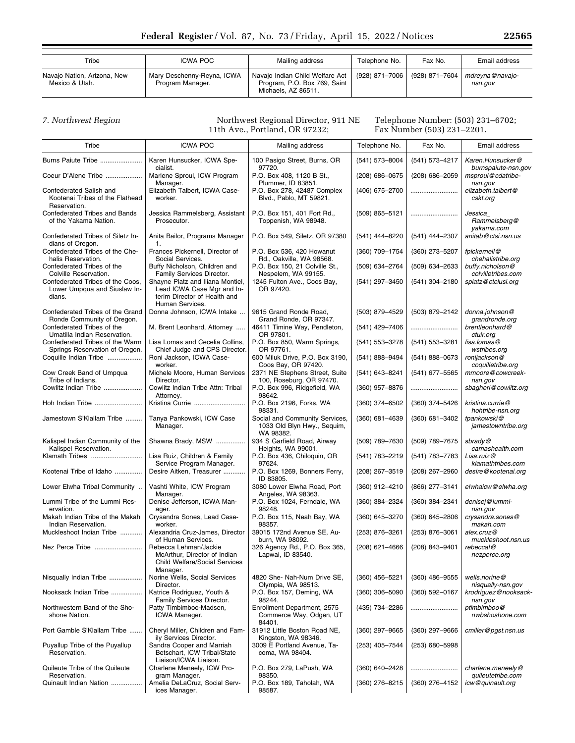| Tribe | ICWA POC | Mailing address | Telephone No. | Fax No. | Email address |
|---|---|---|---|---|---|
| Navajo Nation, Arizona, New Mexico & Utah. | Mary Deschenny-Reyna, ICWA Program Manager. | Navajo Indian Child Welfare Act Program, P.O. Box 769, Saint Michaels, AZ 86511. | (928) 871–7006 | (928) 871–7604 | *mdreyna@navajo-nsn.gov* |

*7. Northwest Region*

Northwest Regional Director, 911 NE 11th Ave., Portland, OR 97232; Telephone Number: (503) 231–6702; Fax Number (503) 231–2201.

| Tribe | ICWA POC | Mailing address | Telephone No. | Fax No. | Email address |
|---|---|---|---|---|---|
| Burns Paiute Tribe | Karen Hunsucker, ICWA Specialist. | 100 Pasigo Street, Burns, OR 97720. | (541) 573–8004 | (541) 573–4217 | *Karen.Hunsucker@burnspaiute-nsn.gov* |
| Coeur D'Alene Tribe | Marlene Sproul, ICW Program Manager. | P.O. Box 408, 1120 B St., Plummer, ID 83851. | (208) 686–0675 | (208) 686–2059 | *msproul@cdatribe-nsn.gov* |
| Confederated Salish and Kootenai Tribes of the Flathead Reservation. | Elizabeth Talbert, ICWA Caseworker. | P.O. Box 278, 42487 Complex Blvd., Pablo, MT 59821. | (406) 675–2700 | | *elizabeth.talbert@cskt.org* |
| Confederated Tribes and Bands of the Yakama Nation. | Jessica Rammelsberg, Assistant Prosecutor. | P.O. Box 151, 401 Fort Rd., Toppenish, WA 98948. | (509) 865–5121 | | *Jessica_Rammelsberg@yakama.com* |
| Confederated Tribes of Siletz Indians of Oregon. | Anita Bailor, Programs Manager 1. | P.O. Box 549, Siletz, OR 97380 | (541) 444–8220 | (541) 444–2307 | *anitab@ctsi.nsn.us* |
| Confederated Tribes of the Chehalis Reservation. | Frances Pickernell, Director of Social Services. | P.O. Box 536, 420 Howanut Rd., Oakville, WA 98568. | (360) 709–1754 | (360) 273–5207 | *fpickernell@chehalistribe.org* |
| Confederated Tribes of the Colville Reservation. | Buffy Nicholson, Children and Family Services Director. | P.O. Box 150, 21 Colville St., Nespelem, WA 99155. | (509) 634–2764 | (509) 634–2633 | *buffy.nicholson@colvilletribes.com* |
| Confederated Tribes of the Coos, Lower Umpqua and Siuslaw Indians. | Shayne Platz and Iliana Montiel, Lead ICWA Case Mgr and Interim Director of Health and Human Services. | 1245 Fulton Ave., Coos Bay, OR 97420. | (541) 297–3450 | (541) 304–2180 | *splatz@ctclusi.org* |
| Confederated Tribes of the Grand Ronde Community of Oregon. | Donna Johnson, ICWA Intake | 9615 Grand Ronde Road, Grand Ronde, OR 97347. | (503) 879–4529 | (503) 879–2142 | *donna.johnson@grandronde.org* |
| Confederated Tribes of the Umatilla Indian Reservation. | M. Brent Leonhard, Attorney | 46411 Timine Way, Pendleton, OR 97801. | (541) 429–7406 | | *brentleonhard@ctuir.org* |
| Confederated Tribes of the Warm Springs Reservation of Oregon. | Lisa Lomas and Cecelia Collins, Chief Judge and CPS Director. | P.O. Box 850, Warm Springs, OR 97761. | (541) 553–3278 | (541) 553–3281 | *lisa.lomas@wstribes.org* |
| Coquille Indian Tribe | Roni Jackson, ICWA Caseworker. | 600 Miluk Drive, P.O. Box 3190, Coos Bay, OR 97420. | (541) 888–9494 | (541) 888–0673 | *ronijackson@coquilletribe.org* |
| Cow Creek Band of Umpqua Tribe of Indians. | Michele Moore, Human Services Director. | 2371 NE Stephens Street, Suite 100, Roseburg, OR 97470. | (541) 643–8241 | (541) 677–5565 | *mmoore@cowcreek-nsn.gov* |
| Cowlitz Indian Tribe | Cowlitz Indian Tribe Attn: Tribal Attorney. | P.O. Box 996, Ridgefield, WA 98642. | (360) 957–8876 | | *sbagheri@cowlitz.org* |
| Hoh Indian Tribe | Kristina Currie | P.O. Box 2196, Forks, WA 98331. | (360) 374–6502 | (360) 374–5426 | *kristina.currie@hohtribe-nsn.org* |
| Jamestown S'Klallam Tribe | Tanya Pankowski, ICW Case Manager. | Social and Community Services, 1033 Old Blyn Hwy., Sequim, WA 98382. | (360) 681–4639 | (360) 681–3402 | *tpankowski@jamestowntribe.org* |
| Kalispel Indian Community of the Kalispel Reservation. | Shawna Brady, MSW | 934 S Garfield Road, Airway Heights, WA 99001. | (509) 789–7630 | (509) 789–7675 | *sbrady@camashealth.com* |
| Klamath Tribes | Lisa Ruiz, Children & Family Service Program Manager. | P.O. Box 436, Chiloquin, OR 97624. | (541) 783–2219 | (541) 783–7783 | *Lisa.ruiz@klamathtribes.com* |
| Kootenai Tribe of Idaho | Desire Aitken, Treasurer | P.O. Box 1269, Bonners Ferry, ID 83805. | (208) 267–3519 | (208) 267–2960 | *desire@kootenai.org* |
| Lower Elwha Tribal Community | Vashti White, ICW Program Manager. | 3080 Lower Elwha Road, Port Angeles, WA 98363. | (360) 912–4210 | (866) 277–3141 | *elwhaicw@elwha.org* |
| Lummi Tribe of the Lummi Reservation. | Denise Jefferson, ICWA Manager. | P.O. Box 1024, Ferndale, WA 98248. | (360) 384–2324 | (360) 384–2341 | *denisej@lummi-nsn.gov* |
| Makah Indian Tribe of the Makah Indian Reservation. | Crysandra Sones, Lead Caseworker. | P.O. Box 115, Neah Bay, WA 98357. | (360) 645–3270 | (360) 645–2806 | *crysandra.sones@makah.com* |
| Muckleshoot Indian Tribe | Alexandria Cruz-James, Director of Human Services. | 39015 172nd Avenue SE, Auburn, WA 98092. | (253) 876–3261 | (253) 876–3061 | *alex.cruz@muckleshoot.nsn.us* |
| Nez Perce Tribe | Rebecca Lehman/Jackie McArthur, Director of Indian Child Welfare/Social Services Manager. | 326 Agency Rd., P.O. Box 365, Lapwai, ID 83540. | (208) 621–4666 | (208) 843–9401 | *rebeccal@nezperce.org* |
| Nisqually Indian Tribe | Norine Wells, Social Services Director. | 4820 She- Nah-Num Drive SE, Olympia, WA 98513. | (360) 456–5221 | (360) 486–9555 | *wells.norine@nisqually-nsn.gov* |
| Nooksack Indian Tribe | Katrice Rodriguez, Youth & Family Services Director. | P.O. Box 157, Deming, WA 98244. | (360) 306–5090 | (360) 592–0167 | *krodriguez@nooksack-nsn.gov* |
| Northwestern Band of the Shoshone Nation. | Patty Timbimboo-Madsen, ICWA Manager. | Enrollment Department, 2575 Commerce Way, Odgen, UT 84401. | (435) 734–2286 | | *ptimbimboo@nwbshoshone.com* |
| Port Gamble S'Klallam Tribe | Cheryl Miller, Children and Family Services Director. | 31912 Little Boston Road NE, Kingston, WA 98346. | (360) 297–9665 | (360) 297–9666 | *cmiller@pgst.nsn.us* |
| Puyallup Tribe of the Puyallup Reservation. | Sandra Cooper and Marriah Betschart, ICW Tribal/State Liaison/ICWA Liaison. | 3009 E Portland Avenue, Tacoma, WA 98404. | (253) 405–7544 | (253) 680–5998 | |
| Quileute Tribe of the Quileute Reservation. | Charlene Meneely, ICW Program Manager. | P.O. Box 279, LaPush, WA 98350. | (360) 640–2428 | | *charlene.meneely@quileutetribe.com* |
| Quinault Indian Nation | Amelia DeLaCruz, Social Services Manager. | P.O. Box 189, Taholah, WA 98587. | (360) 276–8215 | (360) 276–4152 | *icw@quinault.org* |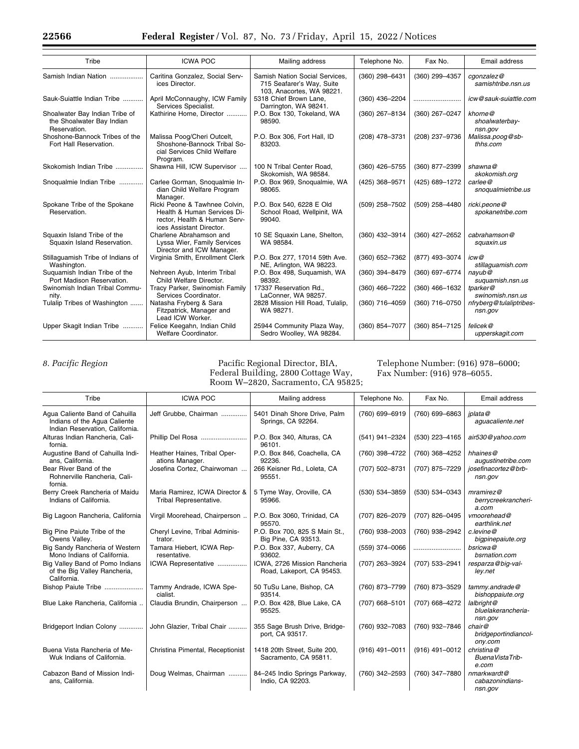| Tribe | ICWA POC | Mailing address | Telephone No. | Fax No. | Email address |
|---|---|---|---|---|---|
| Samish Indian Nation | Caritina Gonzalez, Social Services Director. | Samish Nation Social Services, 715 Seafarer's Way, Suite 103, Anacortes, WA 98221. | (360) 298–6431 | (360) 299–4357 | cgonzalez@samishtribe.nsn.us |
| Sauk-Suiattle Indian Tribe | April McConnaughy, ICW Family Services Specialist. | 5318 Chief Brown Lane, Darrington, WA 98241. | (360) 436–2204 | | icw@sauk-suiattle.com |
| Shoalwater Bay Indian Tribe of the Shoalwater Bay Indian Reservation. | Kathirine Horne, Director | P.O. Box 130, Tokeland, WA 98590. | (360) 267–8134 | (360) 267–0247 | khorne@shoalwaterbay-nsn.gov |
| Shoshone-Bannock Tribes of the Fort Hall Reservation. | Malissa Poog/Cheri Outcelt, Shoshone-Bannock Tribal Social Services Child Welfare Program. | P.O. Box 306, Fort Hall, ID 83203. | (208) 478–3731 | (208) 237–9736 | Malissa.poog@sb-thhs.com |
| Skokomish Indian Tribe | Shawna Hill, ICW Supervisor | 100 N Tribal Center Road, Skokomish, WA 98584. | (360) 426–5755 | (360) 877–2399 | shawna@skokomish.org |
| Snoqualmie Indian Tribe | Carlee Gorman, Snoqualmie Indian Child Welfare Program Manager. | P.O. Box 969, Snoqualmie, WA 98065. | (425) 368–9571 | (425) 689–1272 | carlee@snoqualmietribe.us |
| Spokane Tribe of the Spokane Reservation. | Ricki Peone & Tawhnee Colvin, Health & Human Services Director, Health & Human Services Assistant Director. | P.O. Box 540, 6228 E Old School Road, Wellpinit, WA 99040. | (509) 258–7502 | (509) 258–4480 | ricki.peone@spokanetribe.com |
| Squaxin Island Tribe of the Squaxin Island Reservation. | Charlene Abrahamson and Lyssa Wier, Family Services Director and ICW Manager. | 10 SE Squaxin Lane, Shelton, WA 98584. | (360) 432–3914 | (360) 427–2652 | cabrahamson@squaxin.us |
| Stillaguamish Tribe of Indians of Washington. | Virginia Smith, Enrollment Clerk | P.O. Box 277, 17014 59th Ave. NE, Arlington, WA 98223. | (360) 652–7362 | (877) 493–3074 | icw@stillaguamish.com |
| Suquamish Indian Tribe of the Port Madison Reservation. | Nehreen Ayub, Interim Tribal Child Welfare Director. | P.O. Box 498, Suquamish, WA 98392. | (360) 394–8479 | (360) 697–6774 | nayub@suquamish.nsn.us |
| Swinomish Indian Tribal Community. | Tracy Parker, Swinomish Family Services Coordinator. | 17337 Reservation Rd., LaConner, WA 98257. | (360) 466–7222 | (360) 466–1632 | tparker@swinomish.nsn.us |
| Tulalip Tribes of Washington | Natasha Fryberg & Sara Fitzpatrick, Manager and Lead ICW Worker. | 2828 Mission Hill Road, Tulalip, WA 98271. | (360) 716–4059 | (360) 716–0750 | nfryberg@tulaliptribes-nsn.gov |
| Upper Skagit Indian Tribe | Felice Keegahn, Indian Child Welfare Coordinator. | 25944 Community Plaza Way, Sedro Woolley, WA 98284. | (360) 854–7077 | (360) 854–7125 | felicek@upperskagit.com |

*8. Pacific Region*

Pacific Regional Director, BIA, Federal Building, 2800 Cottage Way, Room W–2820, Sacramento, CA 95825; Telephone Number: (916) 978–6000; Fax Number: (916) 978–6055.

| Tribe | ICWA POC | Mailing address | Telephone No. | Fax No. | Email address |
|---|---|---|---|---|---|
| Agua Caliente Band of Cahuilla Indians of the Agua Caliente Indian Reservation, California. | Jeff Grubbe, Chairman | 5401 Dinah Shore Drive, Palm Springs, CA 92264. | (760) 699–6919 | (760) 699–6863 | jplata@aguacaliente.net |
| Alturas Indian Rancheria, California. | Phillip Del Rosa | P.O. Box 340, Alturas, CA 96101. | (541) 941–2324 | (530) 223–4165 | air530@yahoo.com |
| Augustine Band of Cahuilla Indians, California. | Heather Haines, Tribal Operations Manager. | P.O. Box 846, Coachella, CA 92236. | (760) 398–4722 | (760) 368–4252 | hhaines@augustinetribe.com |
| Bear River Band of the Rohnerville Rancheria, California. | Josefina Cortez, Chairwoman | 266 Keisner Rd., Loleta, CA 95551. | (707) 502–8731 | (707) 875–7229 | josefinacortez@brb-nsn.gov |
| Berry Creek Rancheria of Maidu Indians of California. | Maria Ramirez, ICWA Director & Tribal Representative. | 5 Tyme Way, Oroville, CA 95966. | (530) 534–3859 | (530) 534–0343 | mramirez@berrycreekrancheria.com |
| Big Lagoon Rancheria, California | Virgil Moorehead, Chairperson | P.O. Box 3060, Trinidad, CA 95570. | (707) 826–2079 | (707) 826–0495 | vmoorehead@earthlink.net |
| Big Pine Paiute Tribe of the Owens Valley. | Cheryl Levine, Tribal Administrator. | P.O. Box 700, 825 S Main St., Big Pine, CA 93513. | (760) 938–2003 | (760) 938–2942 | c.levine@bigpinepaiute.org |
| Big Sandy Rancheria of Western Mono Indians of California. | Tamara Hiebert, ICWA Representative. | P.O. Box 337, Auberry, CA 93602. | (559) 374–0066 | | bsricwa@bsrnation.com |
| Big Valley Band of Pomo Indians of the Big Valley Rancheria, California. | ICWA Representative | ICWA, 2726 Mission Rancheria Road, Lakeport, CA 95453. | (707) 263–3924 | (707) 533–2941 | resparza@big-valley.net |
| Bishop Paiute Tribe | Tammy Andrade, ICWA Specialist. | 50 TuSu Lane, Bishop, CA 93514. | (760) 873–7799 | (760) 873–3529 | tammy.andrade@bishoppaiute.org |
| Blue Lake Rancheria, California | Claudia Brundin, Chairperson | P.O. Box 428, Blue Lake, CA 95525. | (707) 668–5101 | (707) 668–4272 | lalbright@bluelakerancheria-nsn.gov |
| Bridgeport Indian Colony | John Glazier, Tribal Chair | 355 Sage Brush Drive, Bridgeport, CA 93517. | (760) 932–7083 | (760) 932–7846 | chair@bridgeportindiancolony.com |
| Buena Vista Rancheria of Me-Wuk Indians of California. | Christina Pimental, Receptionist | 1418 20th Street, Suite 200, Sacramento, CA 95811. | (916) 491–0011 | (916) 491–0012 | christina@BuenaVistaTribe.com |
| Cabazon Band of Mission Indians, California. | Doug Welmas, Chairman | 84–245 Indio Springs Parkway, Indio, CA 92203. | (760) 342–2593 | (760) 347–7880 | nmarkwardt@cabazonindians-nsn.gov |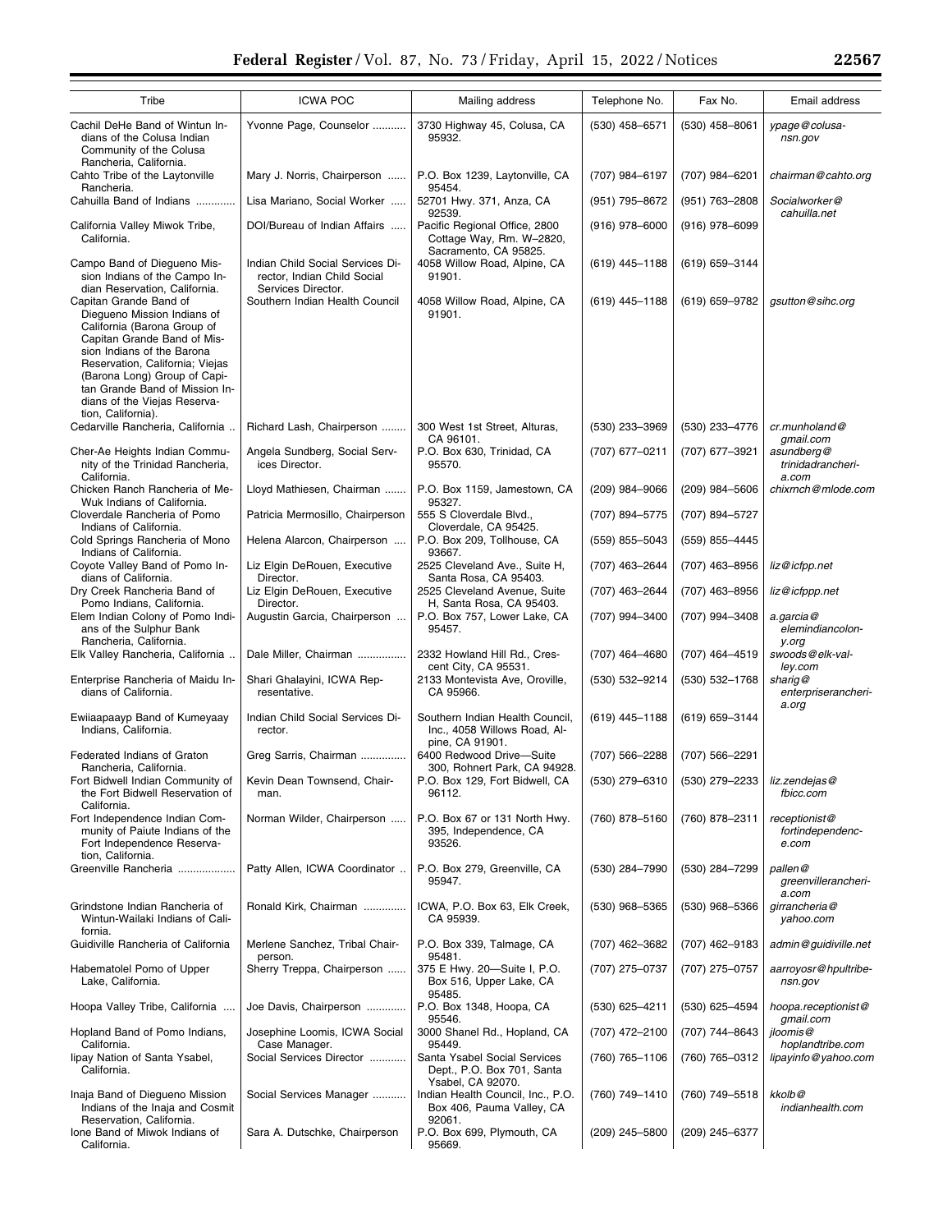| Tribe | ICWA POC | Mailing address | Telephone No. | Fax No. | Email address |
|---|---|---|---|---|---|
| Cachil DeHe Band of Wintun Indians of the Colusa Indian Community of the Colusa Rancheria, California. | Yvonne Page, Counselor | 3730 Highway 45, Colusa, CA 95932. | (530) 458–6571 | (530) 458–8061 | *ypage@colusa-nsn.gov* |
| Cahto Tribe of the Laytonville Rancheria. | Mary J. Norris, Chairperson | P.O. Box 1239, Laytonville, CA 95454. | (707) 984–6197 | (707) 984–6201 | *chairman@cahto.org* |
| Cahuilla Band of Indians | Lisa Mariano, Social Worker | 52701 Hwy. 371, Anza, CA 92539. | (951) 795–8672 | (951) 763–2808 | *Socialworker@cahuilla.net* |
| California Valley Miwok Tribe, California. | DOI/Bureau of Indian Affairs | Pacific Regional Office, 2800 Cottage Way, Rm. W–2820, Sacramento, CA 95825. | (916) 978–6000 | (916) 978–6099 | |
| Campo Band of Diegueno Mission Indians of the Campo Indian Reservation, California. | Indian Child Social Services Director, Indian Child Social Services Director. | 4058 Willow Road, Alpine, CA 91901. | (619) 445–1188 | (619) 659–3144 | |
| Capitan Grande Band of Diegueno Mission Indians of California (Barona Group of Capitan Grande Band of Mission Indians of the Barona Reservation, California; Viejas (Barona Long) Group of Capitan Grande Band of Mission Indians of the Viejas Reservation, California). | Southern Indian Health Council | 4058 Willow Road, Alpine, CA 91901. | (619) 445–1188 | (619) 659–9782 | *gsutton@sihc.org* |
| Cedarville Rancheria, California | Richard Lash, Chairperson | 300 West 1st Street, Alturas, CA 96101. | (530) 233–3969 | (530) 233–4776 | *cr.munholand@gmail.com* |
| Cher-Ae Heights Indian Community of the Trinidad Rancheria, California. | Angela Sundberg, Social Services Director. | P.O. Box 630, Trinidad, CA 95570. | (707) 677–0211 | (707) 677–3921 | *asundberg@trinidadrancheria.com* |
| Chicken Ranch Rancheria of Me-Wuk Indians of California. | Lloyd Mathiesen, Chairman | P.O. Box 1159, Jamestown, CA 95327. | (209) 984–9066 | (209) 984–5606 | *chixrnch@mlode.com* |
| Cloverdale Rancheria of Pomo Indians of California. | Patricia Mermosillo, Chairperson | 555 S Cloverdale Blvd., Cloverdale, CA 95425. | (707) 894–5775 | (707) 894–5727 | |
| Cold Springs Rancheria of Mono Indians of California. | Helena Alarcon, Chairperson | P.O. Box 209, Tollhouse, CA 93667. | (559) 855–5043 | (559) 855–4445 | |
| Coyote Valley Band of Pomo Indians of California. | Liz Elgin DeRouen, Executive Director. | 2525 Cleveland Ave., Suite H, Santa Rosa, CA 95403. | (707) 463–2644 | (707) 463–8956 | *liz@icfpp.net* |
| Dry Creek Rancheria Band of Pomo Indians, California. | Liz Elgin DeRouen, Executive Director. | 2525 Cleveland Avenue, Suite H, Santa Rosa, CA 95403. | (707) 463–2644 | (707) 463–8956 | *liz@icfppp.net* |
| Elem Indian Colony of Pomo Indians of the Sulphur Bank Rancheria, California. | Augustin Garcia, Chairperson | P.O. Box 757, Lower Lake, CA 95457. | (707) 994–3400 | (707) 994–3408 | *a.garcia@elemindiancolony.org* |
| Elk Valley Rancheria, California | Dale Miller, Chairman | 2332 Howland Hill Rd., Crescent City, CA 95531. | (707) 464–4680 | (707) 464–4519 | *swoods@elk-valley.com* |
| Enterprise Rancheria of Maidu Indians of California. | Shari Ghalayini, ICWA Representative. | 2133 Montevista Ave, Oroville, CA 95966. | (530) 532–9214 | (530) 532–1768 | *sharig@enterpriserancheria.org* |
| Ewiiaapaayp Band of Kumeyaay Indians, California. | Indian Child Social Services Director. | Southern Indian Health Council, Inc., 4058 Willows Road, Alpine, CA 91901. | (619) 445–1188 | (619) 659–3144 | |
| Federated Indians of Graton Rancheria, California. | Greg Sarris, Chairman | 6400 Redwood Drive—Suite 300, Rohnert Park, CA 94928. | (707) 566–2288 | (707) 566–2291 | |
| Fort Bidwell Indian Community of the Fort Bidwell Reservation of California. | Kevin Dean Townsend, Chairman. | P.O. Box 129, Fort Bidwell, CA 96112. | (530) 279–6310 | (530) 279–2233 | *liz.zendejas@fbicc.com* |
| Fort Independence Indian Community of Paiute Indians of the Fort Independence Reservation, California. | Norman Wilder, Chairperson | P.O. Box 67 or 131 North Hwy. 395, Independence, CA 93526. | (760) 878–5160 | (760) 878–2311 | *receptionist@fortindependence.com* |
| Greenville Rancheria | Patty Allen, ICWA Coordinator | P.O. Box 279, Greenville, CA 95947. | (530) 284–7990 | (530) 284–7299 | *pallen@greenvillerancheria.com* |
| Grindstone Indian Rancheria of Wintun-Wailaki Indians of California. | Ronald Kirk, Chairman | ICWA, P.O. Box 63, Elk Creek, CA 95939. | (530) 968–5365 | (530) 968–5366 | *girrancheria@yahoo.com* |
| Guidiville Rancheria of California | Merlene Sanchez, Tribal Chairperson. | P.O. Box 339, Talmage, CA 95481. | (707) 462–3682 | (707) 462–9183 | *admin@guidiville.net* |
| Habematolel Pomo of Upper Lake, California. | Sherry Treppa, Chairperson | 375 E Hwy. 20—Suite I, P.O. Box 516, Upper Lake, CA 95485. | (707) 275–0737 | (707) 275–0757 | *aarroyosr@hpultribe-nsn.gov* |
| Hoopa Valley Tribe, California | Joe Davis, Chairperson | P.O. Box 1348, Hoopa, CA 95546. | (530) 625–4211 | (530) 625–4594 | *hoopa.receptionist@gmail.com* |
| Hopland Band of Pomo Indians, California. | Josephine Loomis, ICWA Social Case Manager. | 3000 Shanel Rd., Hopland, CA 95449. | (707) 472–2100 | (707) 744–8643 | *jloomis@hoplandtribe.com* |
| Iipay Nation of Santa Ysabel, California. | Social Services Director | Santa Ysabel Social Services Dept., P.O. Box 701, Santa Ysabel, CA 92070. | (760) 765–1106 | (760) 765–0312 | *iipayinfo@yahoo.com* |
| Inaja Band of Diegueno Mission Indians of the Inaja and Cosmit Reservation, California. | Social Services Manager | Indian Health Council, Inc., P.O. Box 406, Pauma Valley, CA 92061. | (760) 749–1410 | (760) 749–5518 | *kkolb@indianhealth.com* |
| Ione Band of Miwok Indians of California. | Sara A. Dutschke, Chairperson | P.O. Box 699, Plymouth, CA 95669. | (209) 245–5800 | (209) 245–6377 | |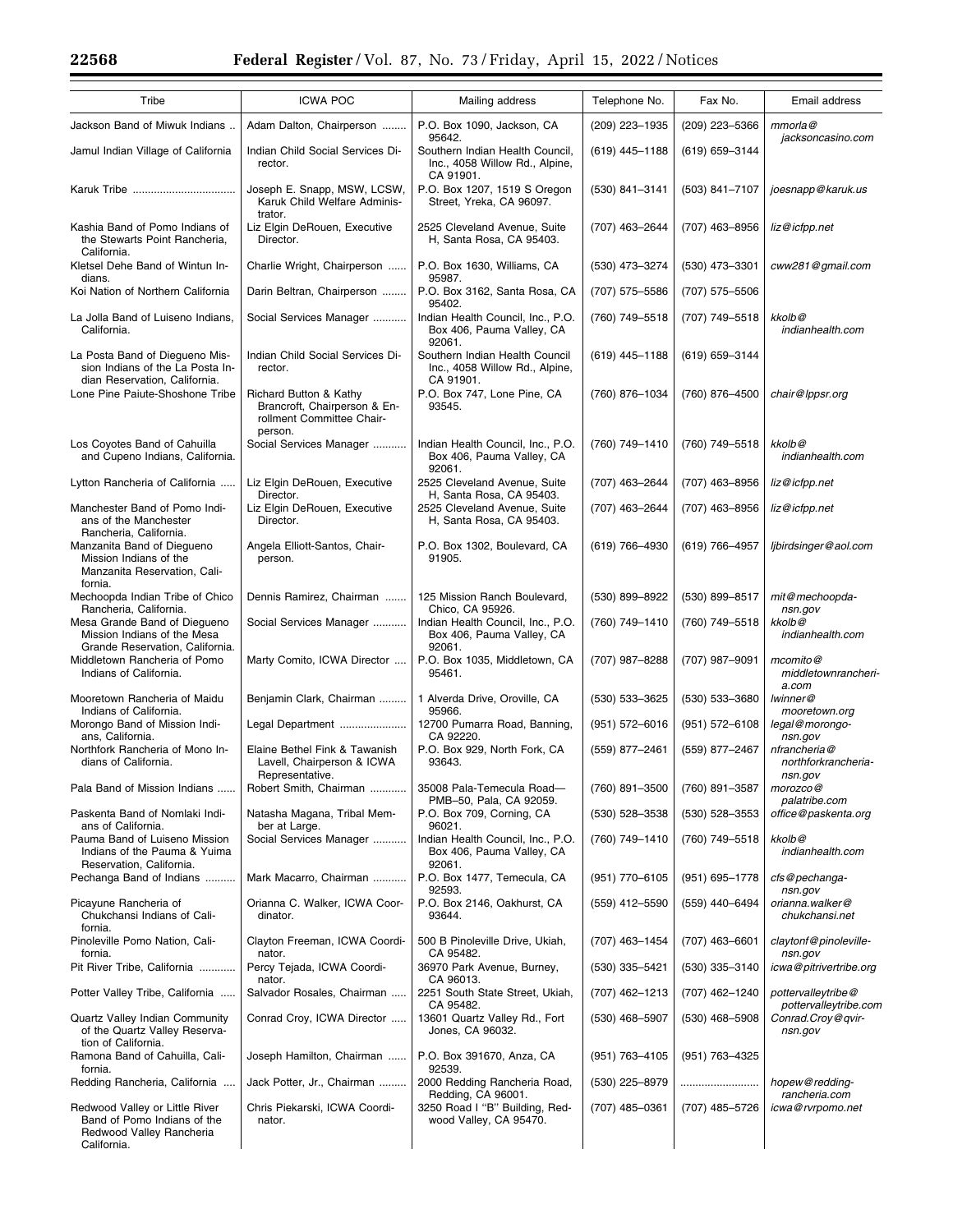| Tribe | ICWA POC | Mailing address | Telephone No. | Fax No. | Email address |
|---|---|---|---|---|---|
| Jackson Band of Miwuk Indians | Adam Dalton, Chairperson | P.O. Box 1090, Jackson, CA 95642. | (209) 223–1935 | (209) 223–5366 | *mmorla@jacksoncasino.com* |
| Jamul Indian Village of California | Indian Child Social Services Director. | Southern Indian Health Council, Inc., 4058 Willow Rd., Alpine, CA 91901. | (619) 445–1188 | (619) 659–3144 | |
| Karuk Tribe | Joseph E. Snapp, MSW, LCSW, Karuk Child Welfare Administrator. | P.O. Box 1207, 1519 S Oregon Street, Yreka, CA 96097. | (530) 841–3141 | (503) 841–7107 | *joesnapp@karuk.us* |
| Kashia Band of Pomo Indians of the Stewarts Point Rancheria, California. | Liz Elgin DeRouen, Executive Director. | 2525 Cleveland Avenue, Suite H, Santa Rosa, CA 95403. | (707) 463–2644 | (707) 463–8956 | *liz@icfpp.net* |
| Kletsel Dehe Band of Wintun Indians. | Charlie Wright, Chairperson | P.O. Box 1630, Williams, CA 95987. | (530) 473–3274 | (530) 473–3301 | *cww281@gmail.com* |
| Koi Nation of Northern California | Darin Beltran, Chairperson | P.O. Box 3162, Santa Rosa, CA 95402. | (707) 575–5586 | (707) 575–5506 | |
| La Jolla Band of Luiseno Indians, California. | Social Services Manager | Indian Health Council, Inc., P.O. Box 406, Pauma Valley, CA 92061. | (760) 749–5518 | (707) 749–5518 | *kkolb@indianhealth.com* |
| La Posta Band of Diegueno Mission Indians of the La Posta Indian Reservation, California. | Indian Child Social Services Director. | Southern Indian Health Council Inc., 4058 Willow Rd., Alpine, CA 91901. | (619) 445–1188 | (619) 659–3144 | |
| Lone Pine Paiute-Shoshone Tribe | Richard Button & Kathy Brancroft, Chairperson & Enrollment Committee Chairperson. | P.O. Box 747, Lone Pine, CA 93545. | (760) 876–1034 | (760) 876–4500 | *chair@lppsr.org* |
| Los Coyotes Band of Cahuilla and Cupeno Indians, California. | Social Services Manager | Indian Health Council, Inc., P.O. Box 406, Pauma Valley, CA 92061. | (760) 749–1410 | (760) 749–5518 | *kkolb@indianhealth.com* |
| Lytton Rancheria of California | Liz Elgin DeRouen, Executive Director. | 2525 Cleveland Avenue, Suite H, Santa Rosa, CA 95403. | (707) 463–2644 | (707) 463–8956 | *liz@icfpp.net* |
| Manchester Band of Pomo Indians of the Manchester Rancheria, California. | Liz Elgin DeRouen, Executive Director. | 2525 Cleveland Avenue, Suite H, Santa Rosa, CA 95403. | (707) 463–2644 | (707) 463–8956 | *liz@icfpp.net* |
| Manzanita Band of Diegueno Mission Indians of the Manzanita Reservation, California. | Angela Elliott-Santos, Chairperson. | P.O. Box 1302, Boulevard, CA 91905. | (619) 766–4930 | (619) 766–4957 | *ljbirdsinger@aol.com* |
| Mechoopda Indian Tribe of Chico Rancheria, California. | Dennis Ramirez, Chairman | 125 Mission Ranch Boulevard, Chico, CA 95926. | (530) 899–8922 | (530) 899–8517 | *mit@mechoopda-nsn.gov* |
| Mesa Grande Band of Diegueno Mission Indians of the Mesa Grande Reservation, California. | Social Services Manager | Indian Health Council, Inc., P.O. Box 406, Pauma Valley, CA 92061. | (760) 749–1410 | (760) 749–5518 | *kkolb@indianhealth.com* |
| Middletown Rancheria of Pomo Indians of California. | Marty Comito, ICWA Director | P.O. Box 1035, Middletown, CA 95461. | (707) 987–8288 | (707) 987–9091 | *mcomito@middletownrancheria.com* |
| Mooretown Rancheria of Maidu Indians of California. | Benjamin Clark, Chairman | 1 Alverda Drive, Oroville, CA 95966. | (530) 533–3625 | (530) 533–3680 | *lwinner@mooretown.org* |
| Morongo Band of Mission Indians, California. | Legal Department | 12700 Pumarra Road, Banning, CA 92220. | (951) 572–6016 | (951) 572–6108 | *legal@morongo-nsn.gov* |
| Northfork Rancheria of Mono Indians of California. | Elaine Bethel Fink & Tawanish Lavell, Chairperson & ICWA Representative. | P.O. Box 929, North Fork, CA 93643. | (559) 877–2461 | (559) 877–2467 | *nfrancheria@northforkrancheria-nsn.gov* |
| Pala Band of Mission Indians | Robert Smith, Chairman | 35008 Pala-Temecula Road—PMB–50, Pala, CA 92059. | (760) 891–3500 | (760) 891–3587 | *morozco@palatribe.com* |
| Paskenta Band of Nomlaki Indians of California. | Natasha Magana, Tribal Member at Large. | P.O. Box 709, Corning, CA 96021. | (530) 528–3538 | (530) 528–3553 | *office@paskenta.org* |
| Pauma Band of Luiseno Mission Indians of the Pauma & Yuima Reservation, California. | Social Services Manager | Indian Health Council, Inc., P.O. Box 406, Pauma Valley, CA 92061. | (760) 749–1410 | (760) 749–5518 | *kkolb@indianhealth.com* |
| Pechanga Band of Indians | Mark Macarro, Chairman | P.O. Box 1477, Temecula, CA 92593. | (951) 770–6105 | (951) 695–1778 | *cfs@pechanga-nsn.gov* |
| Picayune Rancheria of Chukchansi Indians of California. | Orianna C. Walker, ICWA Coordinator. | P.O. Box 2146, Oakhurst, CA 93644. | (559) 412–5590 | (559) 440–6494 | *orianna.walker@chukchansi.net* |
| Pinoleville Pomo Nation, California. | Clayton Freeman, ICWA Coordinator. | 500 B Pinoleville Drive, Ukiah, CA 95482. | (707) 463–1454 | (707) 463–6601 | *claytonf@pinoleville-nsn.gov* |
| Pit River Tribe, California | Percy Tejada, ICWA Coordinator. | 36970 Park Avenue, Burney, CA 96013. | (530) 335–5421 | (530) 335–3140 | *icwa@pitrivertribe.org* |
| Potter Valley Tribe, California | Salvador Rosales, Chairman | 2251 South State Street, Ukiah, CA 95482. | (707) 462–1213 | (707) 462–1240 | *pottervalleytribe@pottervalleytribe.com* |
| Quartz Valley Indian Community of the Quartz Valley Reservation of California. | Conrad Croy, ICWA Director | 13601 Quartz Valley Rd., Fort Jones, CA 96032. | (530) 468–5907 | (530) 468–5908 | *Conrad.Croy@qvir-nsn.gov* |
| Ramona Band of Cahuilla, California. | Joseph Hamilton, Chairman | P.O. Box 391670, Anza, CA 92539. | (951) 763–4105 | (951) 763–4325 | |
| Redding Rancheria, California | Jack Potter, Jr., Chairman | 2000 Redding Rancheria Road, Redding, CA 96001. | (530) 225–8979 | | *hopew@redding-rancheria.com* |
| Redwood Valley or Little River Band of Pomo Indians of the Redwood Valley Rancheria California. | Chris Piekarski, ICWA Coordinator. | 3250 Road I "B" Building, Redwood Valley, CA 95470. | (707) 485–0361 | (707) 485–5726 | *icwa@rvrpomo.net* |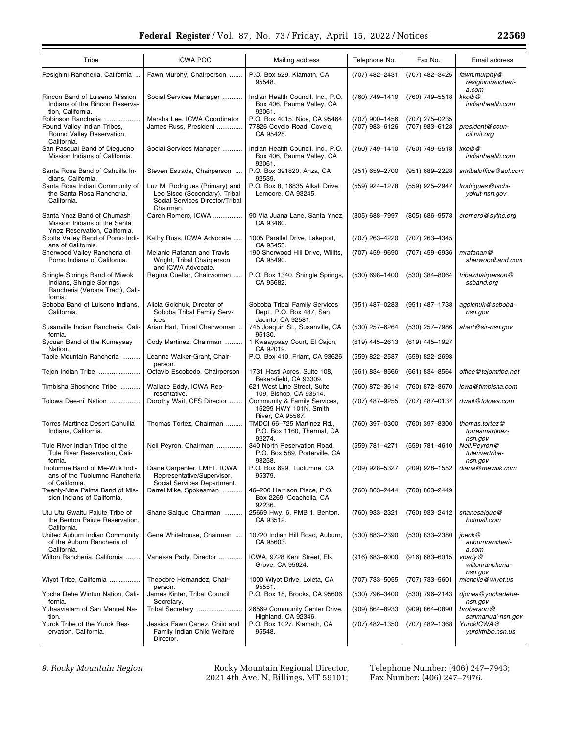| Tribe | ICWA POC | Mailing address | Telephone No. | Fax No. | Email address |
|---|---|---|---|---|---|
| Resighini Rancheria, California ... | Fawn Murphy, Chairperson ....... | P.O. Box 529, Klamath, CA 95548. | (707) 482–2431 | (707) 482–3425 | *fawn.murphy@resighinirancheria.com* |
| Rincon Band of Luiseno Mission Indians of the Rincon Reservation, California. | Social Services Manager ........... | Indian Health Council, Inc., P.O. Box 406, Pauma Valley, CA 92061. | (760) 749–1410 | (760) 749–5518 | *kkolb@indianhealth.com* |
| Robinson Rancheria .................... | Marsha Lee, ICWA Coordinator | P.O. Box 4015, Nice, CA 95464 | (707) 900–1456 | (707) 275–0235 | |
| Round Valley Indian Tribes, Round Valley Reservation, California. | James Russ, President .............. | 77826 Covelo Road, Covelo, CA 95428. | (707) 983–6126 | (707) 983–6128 | *president@council.rvit.org* |
| San Pasqual Band of Diegueno Mission Indians of California. | Social Services Manager ........... | Indian Health Council, Inc., P.O. Box 406, Pauma Valley, CA 92061. | (760) 749–1410 | (760) 749–5518 | *kkolb@indianhealth.com* |
| Santa Rosa Band of Cahuilla Indians, California. | Steven Estrada, Chairperson .... | P.O. Box 391820, Anza, CA 92539. | (951) 659–2700 | (951) 689–2228 | *srtribaloffice@aol.com* |
| Santa Rosa Indian Community of the Santa Rosa Rancheria, California. | Luz M. Rodrigues (Primary) and Leo Sisco (Secondary), Tribal Social Services Director/Tribal Chairman. | P.O. Box 8, 16835 Alkali Drive, Lemoore, CA 93245. | (559) 924–1278 | (559) 925–2947 | *lrodrigues@tachi-yokut-nsn.gov* |
| Santa Ynez Band of Chumash Mission Indians of the Santa Ynez Reservation, California. | Caren Romero, ICWA ................ | 90 Via Juana Lane, Santa Ynez, CA 93460. | (805) 688–7997 | (805) 686–9578 | *cromero@sythc.org* |
| Scotts Valley Band of Pomo Indians of California. | Kathy Russ, ICWA Advocate ..... | 1005 Parallel Drive, Lakeport, CA 95453. | (707) 263–4220 | (707) 263–4345 | |
| Sherwood Valley Rancheria of Pomo Indians of California. | Melanie Rafanan and Travis Wright, Tribal Chairperson and ICWA Advocate. | 190 Sherwood Hill Drive, Willits, CA 95490. | (707) 459–9690 | (707) 459–6936 | *mrafanan@sherwoodband.com* |
| Shingle Springs Band of Miwok Indians, Shingle Springs Rancheria (Verona Tract), California. | Regina Cuellar, Chairwoman ..... | P.O. Box 1340, Shingle Springs, CA 95682. | (530) 698–1400 | (530) 384–8064 | *tribalchairperson@ssband.org* |
| Soboba Band of Luiseno Indians, California. | Alicia Golchuk, Director of Soboba Tribal Family Services. | Soboba Tribal Family Services Dept., P.O. Box 487, San Jacinto, CA 92581. | (951) 487–0283 | (951) 487–1738 | *agolchuk@soboba-nsn.gov* |
| Susanville Indian Rancheria, California. | Arian Hart, Tribal Chairwoman .. | 745 Joaquin St., Susanville, CA 96130. | (530) 257–6264 | (530) 257–7986 | *ahart@sir-nsn.gov* |
| Sycuan Band of the Kumeyaay Nation. | Cody Martinez, Chairman .......... | 1 Kwaaypaay Court, El Cajon, CA 92019. | (619) 445–2613 | (619) 445–1927 | |
| Table Mountain Rancheria .......... | Leanne Walker-Grant, Chairperson. | P.O. Box 410, Friant, CA 93626 | (559) 822–2587 | (559) 822–2693 | |
| Tejon Indian Tribe ....................... | Octavio Escobedo, Chairperson | 1731 Hasti Acres, Suite 108, Bakersfield, CA 93309. | (661) 834–8566 | (661) 834–8564 | *office@tejontribe.net* |
| Timbisha Shoshone Tribe ........... | Wallace Eddy, ICWA Representative. | 621 West Line Street, Suite 109, Bishop, CA 93514. | (760) 872–3614 | (760) 872–3670 | *icwa@timbisha.com* |
| Tolowa Dee-ni' Nation ................. | Dorothy Wait, CFS Director ....... | Community & Family Services, 16299 HWY 101N, Smith River, CA 95567. | (707) 487–9255 | (707) 487–0137 | *dwait@tolowa.com* |
| Torres Martinez Desert Cahuilla Indians, California. | Thomas Tortez, Chairman ......... | TMDCI 66–725 Martinez Rd., P.O. Box 1160, Thermal, CA 92274. | (760) 397–0300 | (760) 397–8300 | *thomas.tortez@torresmartinez-nsn.gov* |
| Tule River Indian Tribe of the Tule River Reservation, California. | Neil Peyron, Chairman .............. | 340 North Reservation Road, P.O. Box 589, Porterville, CA 93258. | (559) 781–4271 | (559) 781–4610 | *Neil.Peyron@tulerivertribe-nsn.gov* |
| Tuolumne Band of Me-Wuk Indians of the Tuolumne Rancheria of California. | Diane Carpenter, LMFT, ICWA Representative/Supervisor, Social Services Department. | P.O. Box 699, Tuolumne, CA 95379. | (209) 928–5327 | (209) 928–1552 | *diana@mewuk.com* |
| Twenty-Nine Palms Band of Mission Indians of California. | Darrel Mike, Spokesman ........... | 46–200 Harrison Place, P.O. Box 2269, Coachella, CA 92236. | (760) 863–2444 | (760) 863–2449 | |
| Utu Utu Gwaitu Paiute Tribe of the Benton Paiute Reservation, California. | Shane Salque, Chairman .......... | 25669 Hwy. 6, PMB 1, Benton, CA 93512. | (760) 933–2321 | (760) 933–2412 | *shanesalque@hotmail.com* |
| United Auburn Indian Community of the Auburn Rancheria of California. | Gene Whitehouse, Chairman .... | 10720 Indian Hill Road, Auburn, CA 95603. | (530) 883–2390 | (530) 833–2380 | *jbeck@auburnrancheria.com* |
| Wilton Rancheria, California ........ | Vanessa Pady, Director ............. | ICWA, 9728 Kent Street, Elk Grove, CA 95624. | (916) 683–6000 | (916) 683–6015 | *vpady@wiltonrancheria-nsn.gov* |
| Wiyot Tribe, California ................. | Theodore Hernandez, Chairperson. | 1000 Wiyot Drive, Loleta, CA 95551. | (707) 733–5055 | (707) 733–5601 | *michelle@wiyot.us* |
| Yocha Dehe Wintun Nation, California. | James Kinter, Tribal Council Secretary. | P.O. Box 18, Brooks, CA 95606 | (530) 796–3400 | (530) 796–2143 | *djones@yochadehe-nsn.gov* |
| Yuhaaviatam of San Manuel Nation. | Tribal Secretary ......................... | 26569 Community Center Drive, Highland, CA 92346. | (909) 864–8933 | (909) 864–0890 | *broberson@sanmanual-nsn.gov* |
| Yurok Tribe of the Yurok Reservation, California. | Jessica Fawn Canez, Child and Family Indian Child Welfare Director. | P.O. Box 1027, Klamath, CA 95548. | (707) 482–1350 | (707) 482–1368 | *YurokICWA@yuroktribe.nsn.us* |

*9. Rocky Mountain Region*

Rocky Mountain Regional Director, 2021 4th Ave. N, Billings, MT 59101; Telephone Number: (406) 247–7943; Fax Number: (406) 247–7976.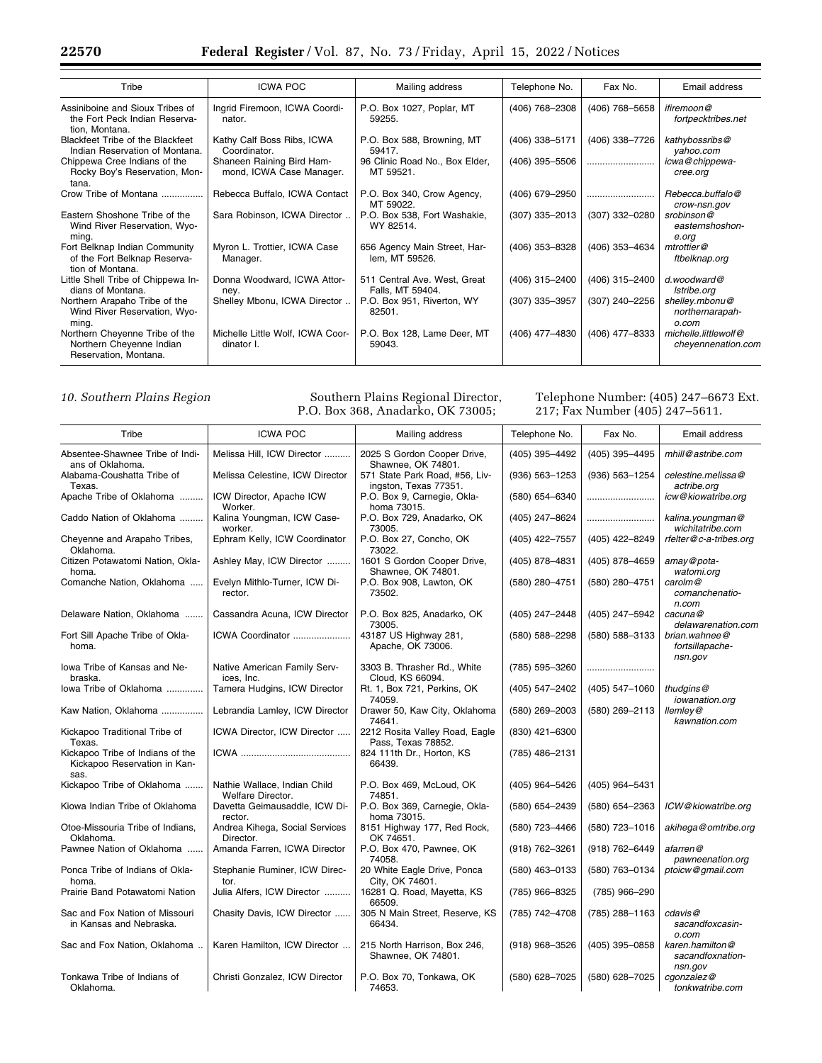| Tribe | ICWA POC | Mailing address | Telephone No. | Fax No. | Email address |
|---|---|---|---|---|---|
| Assiniboine and Sioux Tribes of the Fort Peck Indian Reservation, Montana. | Ingrid Firemoon, ICWA Coordinator. | P.O. Box 1027, Poplar, MT 59255. | (406) 768–2308 | (406) 768–5658 | ifiremoon@fortpecktribes.net |
| Blackfeet Tribe of the Blackfeet Indian Reservation of Montana. | Kathy Calf Boss Ribs, ICWA Coordinator. | P.O. Box 588, Browning, MT 59417. | (406) 338–5171 | (406) 338–7726 | kathybossribs@yahoo.com |
| Chippewa Cree Indians of the Rocky Boy's Reservation, Montana. | Shaneen Raining Bird Hammond, ICWA Case Manager. | 96 Clinic Road No., Box Elder, MT 59521. | (406) 395–5506 | .......................... | icwa@chippewa-cree.org |
| Crow Tribe of Montana ................ | Rebecca Buffalo, ICWA Contact | P.O. Box 340, Crow Agency, MT 59022. | (406) 679–2950 | .......................... | Rebecca.buffalo@crow-nsn.gov |
| Eastern Shoshone Tribe of the Wind River Reservation, Wyoming. | Sara Robinson, ICWA Director .. | P.O. Box 538, Fort Washakie, WY 82514. | (307) 335–2013 | (307) 332–0280 | srobinson@easternshoshone.org |
| Fort Belknap Indian Community of the Fort Belknap Reservation of Montana. | Myron L. Trottier, ICWA Case Manager. | 656 Agency Main Street, Harlem, MT 59526. | (406) 353–8328 | (406) 353–4634 | mtrottier@ftbelknap.org |
| Little Shell Tribe of Chippewa Indians of Montana. | Donna Woodward, ICWA Attorney. | 511 Central Ave. West, Great Falls, MT 59404. | (406) 315–2400 | (406) 315–2400 | d.woodward@lstribe.org |
| Northern Arapaho Tribe of the Wind River Reservation, Wyoming. | Shelley Mbonu, ICWA Director .. | P.O. Box 951, Riverton, WY 82501. | (307) 335–3957 | (307) 240–2256 | shelley.mbonu@northernarapaho.com |
| Northern Cheyenne Tribe of the Northern Cheyenne Indian Reservation, Montana. | Michelle Little Wolf, ICWA Coordinator I. | P.O. Box 128, Lame Deer, MT 59043. | (406) 477–4830 | (406) 477–8333 | michelle.littlewolf@cheyennenation.com |

*10. Southern Plains Region*

Southern Plains Regional Director, P.O. Box 368, Anadarko, OK 73005; Telephone Number: (405) 247–6673 Ext. 217; Fax Number (405) 247–5611.

| Tribe | ICWA POC | Mailing address | Telephone No. | Fax No. | Email address |
|---|---|---|---|---|---|
| Absentee-Shawnee Tribe of Indians of Oklahoma. | Melissa Hill, ICW Director .......... | 2025 S Gordon Cooper Drive, Shawnee, OK 74801. | (405) 395–4492 | (405) 395–4495 | mhill@astribe.com |
| Alabama-Coushatta Tribe of Texas. | Melissa Celestine, ICW Director | 571 State Park Road, #56, Livingston, Texas 77351. | (936) 563–1253 | (936) 563–1254 | celestine.melissa@actribe.org |
| Apache Tribe of Oklahoma ......... | ICW Director, Apache ICW Worker. | P.O. Box 9, Carnegie, Oklahoma 73015. | (580) 654–6340 | .......................... | icw@kiowatribe.org |
| Caddo Nation of Oklahoma ......... | Kalina Youngman, ICW Caseworker. | P.O. Box 729, Anadarko, OK 73005. | (405) 247–8624 | .......................... | kalina.youngman@wichitatribe.com |
| Cheyenne and Arapaho Tribes, Oklahoma. | Ephram Kelly, ICW Coordinator | P.O. Box 27, Concho, OK 73022. | (405) 422–7557 | (405) 422–8249 | rfelter@c-a-tribes.org |
| Citizen Potawatomi Nation, Oklahoma. | Ashley May, ICW Director ......... | 1601 S Gordon Cooper Drive, Shawnee, OK 74801. | (405) 878–4831 | (405) 878–4659 | amay@potawatomi.org |
| Comanche Nation, Oklahoma ..... | Evelyn Mithlo-Turner, ICW Director. | P.O. Box 908, Lawton, OK 73502. | (580) 280–4751 | (580) 280–4751 | carolm@comanchenation.com |
| Delaware Nation, Oklahoma ....... | Cassandra Acuna, ICW Director | P.O. Box 825, Anadarko, OK 73005. | (405) 247–2448 | (405) 247–5942 | cacuna@delawarenation.com |
| Fort Sill Apache Tribe of Oklahoma. | ICWA Coordinator ...................... | 43187 US Highway 281, Apache, OK 73006. | (580) 588–2298 | (580) 588–3133 | brian.wahnee@fortsillapache-nsn.gov |
| Iowa Tribe of Kansas and Nebraska. | Native American Family Services, Inc. | 3303 B. Thrasher Rd., White Cloud, KS 66094. | (785) 595–3260 | .......................... | |
| Iowa Tribe of Oklahoma .............. | Tamera Hudgins, ICW Director | Rt. 1, Box 721, Perkins, OK 74059. | (405) 547–2402 | (405) 547–1060 | thudgins@iowanation.org |
| Kaw Nation, Oklahoma ................ | Lebrandia Lamley, ICW Director | Drawer 50, Kaw City, Oklahoma 74641. | (580) 269–2003 | (580) 269–2113 | llemley@kawnation.com |
| Kickapoo Traditional Tribe of Texas. | ICWA Director, ICW Director ..... | 2212 Rosita Valley Road, Eagle Pass, Texas 78852. | (830) 421–6300 | | |
| Kickapoo Tribe of Indians of the Kickapoo Reservation in Kansas. | ICWA .......................................... | 824 111th Dr., Horton, KS 66439. | (785) 486–2131 | | |
| Kickapoo Tribe of Oklahoma ....... | Nathie Wallace, Indian Child Welfare Director. | P.O. Box 469, McLoud, OK 74851. | (405) 964–5426 | (405) 964–5431 | |
| Kiowa Indian Tribe of Oklahoma | Davetta Geimausaddle, ICW Director. | P.O. Box 369, Carnegie, Oklahoma 73015. | (580) 654–2439 | (580) 654–2363 | ICW@kiowatribe.org |
| Otoe-Missouria Tribe of Indians, Oklahoma. | Andrea Kihega, Social Services Director. | 8151 Highway 177, Red Rock, OK 74651. | (580) 723–4466 | (580) 723–1016 | akihega@omtribe.org |
| Pawnee Nation of Oklahoma ...... | Amanda Farren, ICWA Director | P.O. Box 470, Pawnee, OK 74058. | (918) 762–3261 | (918) 762–6449 | afarren@pawneenation.org |
| Ponca Tribe of Indians of Oklahoma. | Stephanie Ruminer, ICW Director. | 20 White Eagle Drive, Ponca City, OK 74601. | (580) 463–0133 | (580) 763–0134 | ptoicw@gmail.com |
| Prairie Band Potawatomi Nation | Julia Alfers, ICW Director .......... | 16281 Q. Road, Mayetta, KS 66509. | (785) 966–8325 | (785) 966–290 | |
| Sac and Fox Nation of Missouri in Kansas and Nebraska. | Chasity Davis, ICW Director ...... | 305 N Main Street, Reserve, KS 66434. | (785) 742–4708 | (785) 288–1163 | cdavis@sacandfoxcasino.com |
| Sac and Fox Nation, Oklahoma .. | Karen Hamilton, ICW Director ... | 215 North Harrison, Box 246, Shawnee, OK 74801. | (918) 968–3526 | (405) 395–0858 | karen.hamilton@sacandfoxnation-nsn.gov |
| Tonkawa Tribe of Indians of Oklahoma. | Christi Gonzalez, ICW Director | P.O. Box 70, Tonkawa, OK 74653. | (580) 628–7025 | (580) 628–7025 | cgonzalez@tonkwatribe.com |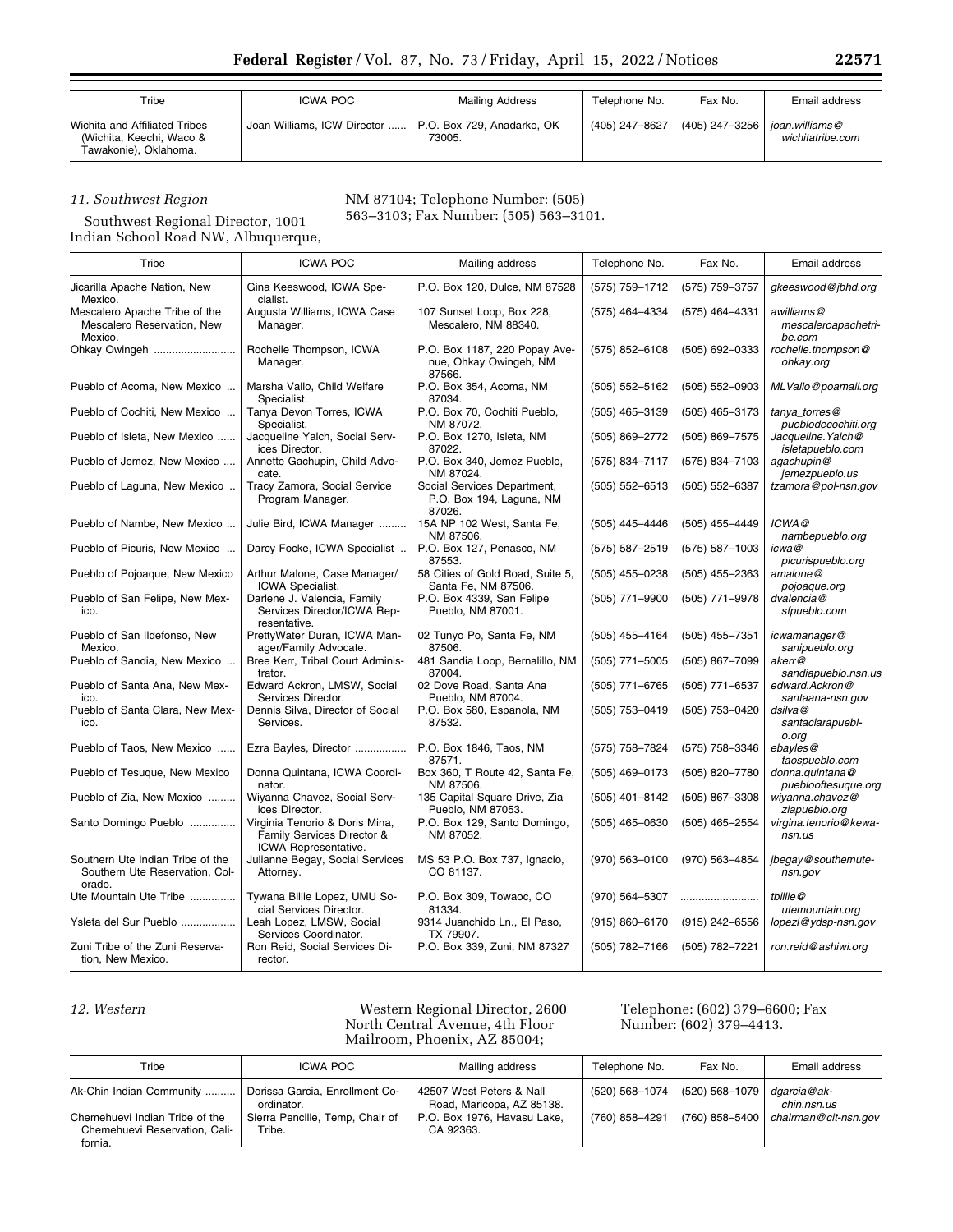| Tribe | ICWA POC | Mailing Address | Telephone No. | Fax No. | Email address |
|---|---|---|---|---|---|
| Wichita and Affiliated Tribes (Wichita, Keechi, Waco & Tawakonie), Oklahoma. | Joan Williams, ICW Director | P.O. Box 729, Anadarko, OK 73005. | (405) 247–8627 | (405) 247–3256 | *joan.williams@wichitatribe.com* |

### *11. Southwest Region*

Southwest Regional Director, 1001 Indian School Road NW, Albuquerque, NM 87104; Telephone Number: (505) 563–3103; Fax Number: (505) 563–3101.

| Tribe | ICWA POC | Mailing address | Telephone No. | Fax No. | Email address |
|---|---|---|---|---|---|
| Jicarilla Apache Nation, New Mexico. | Gina Keeswood, ICWA Specialist. | P.O. Box 120, Dulce, NM 87528 | (575) 759–1712 | (575) 759–3757 | *gkeeswood@jbhd.org* |
| Mescalero Apache Tribe of the Mescalero Reservation, New Mexico. | Augusta Williams, ICWA Case Manager. | 107 Sunset Loop, Box 228, Mescalero, NM 88340. | (575) 464–4334 | (575) 464–4331 | *awilliams@mescaleroapachetribe.com* |
| Ohkay Owingeh | Rochelle Thompson, ICWA Manager. | P.O. Box 1187, 220 Popay Avenue, Ohkay Owingeh, NM 87566. | (575) 852–6108 | (505) 692–0333 | *rochelle.thompson@ohkay.org* |
| Pueblo of Acoma, New Mexico | Marsha Vallo, Child Welfare Specialist. | P.O. Box 354, Acoma, NM 87034. | (505) 552–5162 | (505) 552–0903 | *MLVallo@poamail.org* |
| Pueblo of Cochiti, New Mexico | Tanya Devon Torres, ICWA Specialist. | P.O. Box 70, Cochiti Pueblo, NM 87072. | (505) 465–3139 | (505) 465–3173 | *tanya_torres@pueblodecochiti.org* |
| Pueblo of Isleta, New Mexico | Jacqueline Yalch, Social Services Director. | P.O. Box 1270, Isleta, NM 87022. | (505) 869–2772 | (505) 869–7575 | *Jacqueline.Yalch@isletapueblo.com* |
| Pueblo of Jemez, New Mexico | Annette Gachupin, Child Advocate. | P.O. Box 340, Jemez Pueblo, NM 87024. | (575) 834–7117 | (575) 834–7103 | *agachupin@jemezpueblo.us* |
| Pueblo of Laguna, New Mexico | Tracy Zamora, Social Service Program Manager. | Social Services Department, P.O. Box 194, Laguna, NM 87026. | (505) 552–6513 | (505) 552–6387 | *tzamora@pol-nsn.gov* |
| Pueblo of Nambe, New Mexico | Julie Bird, ICWA Manager | 15A NP 102 West, Santa Fe, NM 87506. | (505) 445–4446 | (505) 455–4449 | *ICWA@nambepueblo.org* |
| Pueblo of Picuris, New Mexico | Darcy Focke, ICWA Specialist | P.O. Box 127, Penasco, NM 87553. | (575) 587–2519 | (575) 587–1003 | *icwa@picurispueblo.org* |
| Pueblo of Pojoaque, New Mexico | Arthur Malone, Case Manager/ICWA Specialist. | 58 Cities of Gold Road, Suite 5, Santa Fe, NM 87506. | (505) 455–0238 | (505) 455–2363 | *amalone@pojoaque.org* |
| Pueblo of San Felipe, New Mexico. | Darlene J. Valencia, Family Services Director/ICWA Representative. | P.O. Box 4339, San Felipe Pueblo, NM 87001. | (505) 771–9900 | (505) 771–9978 | *dvalencia@sfpueblo.com* |
| Pueblo of San Ildefonso, New Mexico. | PrettyWater Duran, ICWA Manager/Family Advocate. | 02 Tunyo Po, Santa Fe, NM 87506. | (505) 455–4164 | (505) 455–7351 | *icwamanager@sanipueblo.org* |
| Pueblo of Sandia, New Mexico | Bree Kerr, Tribal Court Administrator. | 481 Sandia Loop, Bernalillo, NM 87004. | (505) 771–5005 | (505) 867–7099 | *akerr@sandiapueblo.nsn.us* |
| Pueblo of Santa Ana, New Mexico. | Edward Ackron, LMSW, Social Services Director. | 02 Dove Road, Santa Ana Pueblo, NM 87004. | (505) 771–6765 | (505) 771–6537 | *edward.Ackron@santaana-nsn.gov* |
| Pueblo of Santa Clara, New Mexico. | Dennis Silva, Director of Social Services. | P.O. Box 580, Espanola, NM 87532. | (505) 753–0419 | (505) 753–0420 | *dsilva@santaclarapueblo.org* |
| Pueblo of Taos, New Mexico | Ezra Bayles, Director | P.O. Box 1846, Taos, NM 87571. | (575) 758–7824 | (575) 758–3346 | *ebayles@taospueblo.com* |
| Pueblo of Tesuque, New Mexico | Donna Quintana, ICWA Coordinator. | Box 360, T Route 42, Santa Fe, NM 87506. | (505) 469–0173 | (505) 820–7780 | *donna.quintana@pueblooftesuque.org* |
| Pueblo of Zia, New Mexico | Wiyanna Chavez, Social Services Director. | 135 Capital Square Drive, Zia Pueblo, NM 87053. | (505) 401–8142 | (505) 867–3308 | *wiyanna.chavez@ziapueblo.org* |
| Santo Domingo Pueblo | Virginia Tenorio & Doris Mina, Family Services Director & ICWA Representative. | P.O. Box 129, Santo Domingo, NM 87052. | (505) 465–0630 | (505) 465–2554 | *virgina.tenorio@kewa-nsn.us* |
| Southern Ute Indian Tribe of the Southern Ute Reservation, Colorado. | Julianne Begay, Social Services Attorney. | MS 53 P.O. Box 737, Ignacio, CO 81137. | (970) 563–0100 | (970) 563–4854 | *jbegay@southernute-nsn.gov* |
| Ute Mountain Ute Tribe | Tywana Billie Lopez, UMU Social Services Director. | P.O. Box 309, Towaoc, CO 81334. | (970) 564–5307 | | *tbillie@utemountain.org* |
| Ysleta del Sur Pueblo | Leah Lopez, LMSW, Social Services Coordinator. | 9314 Juanchido Ln., El Paso, TX 79907. | (915) 860–6170 | (915) 242–6556 | *lopezl@ydsp-nsn.gov* |
| Zuni Tribe of the Zuni Reservation, New Mexico. | Ron Reid, Social Services Director. | P.O. Box 339, Zuni, NM 87327 | (505) 782–7166 | (505) 782–7221 | *ron.reid@ashiwi.org* |

### *12. Western*

Western Regional Director, 2600 North Central Avenue, 4th Floor Mailroom, Phoenix, AZ 85004; Telephone: (602) 379–6600; Fax Number: (602) 379–4413.

| Tribe | ICWA POC | Mailing address | Telephone No. | Fax No. | Email address |
|---|---|---|---|---|---|
| Ak-Chin Indian Community | Dorissa Garcia, Enrollment Coordinator. | 42507 West Peters & Nall Road, Maricopa, AZ 85138. | (520) 568–1074 | (520) 568–1079 | *dgarcia@ak-chin.nsn.us* |
| Chemehuevi Indian Tribe of the Chemehuevi Reservation, California. | Sierra Pencille, Temp, Chair of Tribe. | P.O. Box 1976, Havasu Lake, CA 92363. | (760) 858–4291 | (760) 858–5400 | *chairman@cit-nsn.gov* |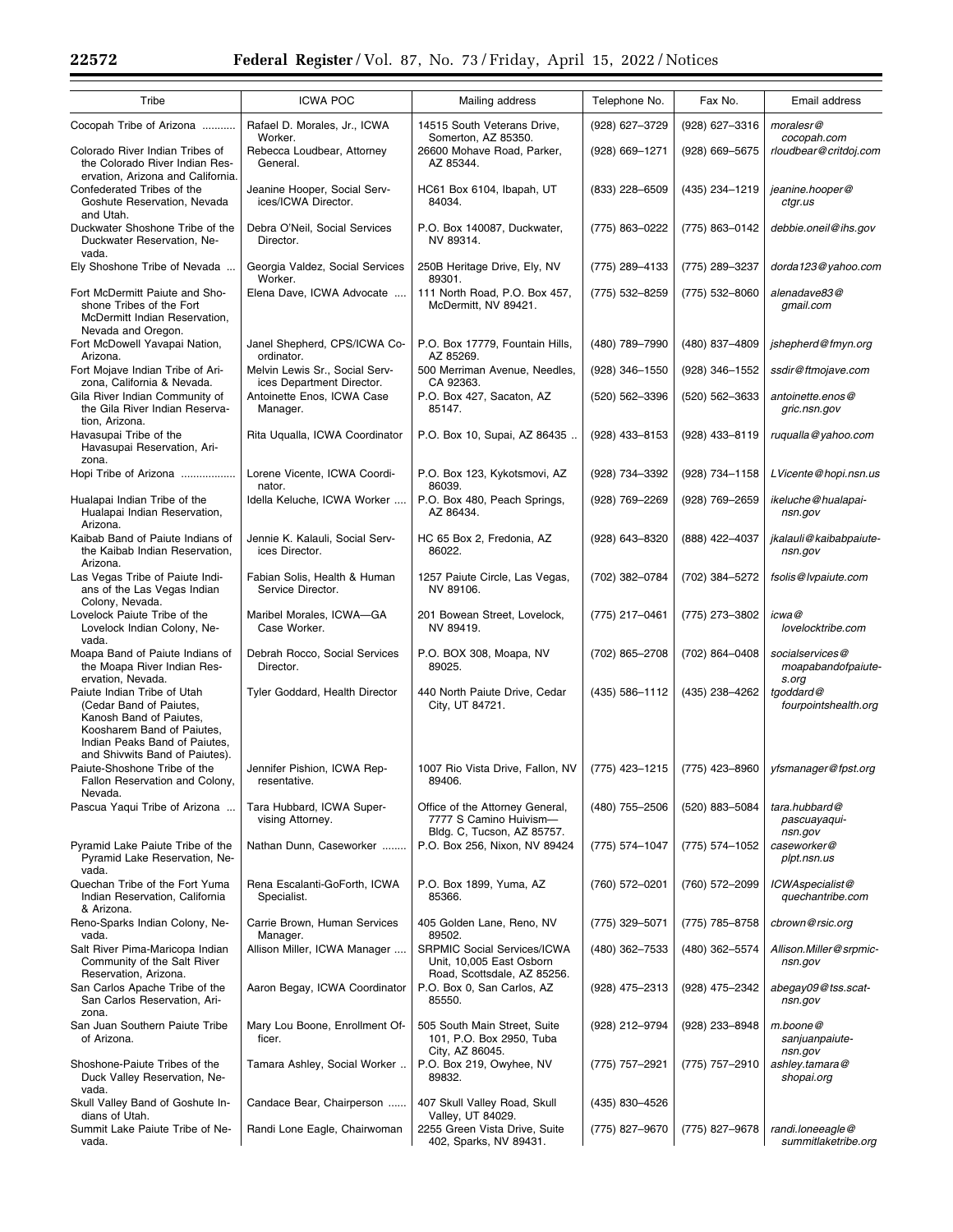| Tribe | ICWA POC | Mailing address | Telephone No. | Fax No. | Email address |
|---|---|---|---|---|---|
| Cocopah Tribe of Arizona | Rafael D. Morales, Jr., ICWA Worker. | 14515 South Veterans Drive, Somerton, AZ 85350. | (928) 627–3729 | (928) 627–3316 | *moralesr@cocopah.com* |
| Colorado River Indian Tribes of the Colorado River Indian Reservation, Arizona and California. | Rebecca Loudbear, Attorney General. | 26600 Mohave Road, Parker, AZ 85344. | (928) 669–1271 | (928) 669–5675 | *rloudbear@critdoj.com* |
| Confederated Tribes of the Goshute Reservation, Nevada and Utah. | Jeanine Hooper, Social Services/ICWA Director. | HC61 Box 6104, Ibapah, UT 84034. | (833) 228–6509 | (435) 234–1219 | *jeanine.hooper@ctgr.us* |
| Duckwater Shoshone Tribe of the Duckwater Reservation, Nevada. | Debra O'Neil, Social Services Director. | P.O. Box 140087, Duckwater, NV 89314. | (775) 863–0222 | (775) 863–0142 | *debbie.oneil@ihs.gov* |
| Ely Shoshone Tribe of Nevada | Georgia Valdez, Social Services Worker. | 250B Heritage Drive, Ely, NV 89301. | (775) 289–4133 | (775) 289–3237 | *dorda123@yahoo.com* |
| Fort McDermitt Paiute and Shoshone Tribes of the Fort McDermitt Indian Reservation, Nevada and Oregon. | Elena Dave, ICWA Advocate | 111 North Road, P.O. Box 457, McDermitt, NV 89421. | (775) 532–8259 | (775) 532–8060 | *alenadave83@gmail.com* |
| Fort McDowell Yavapai Nation, Arizona. | Janel Shepherd, CPS/ICWA Coordinator. | P.O. Box 17779, Fountain Hills, AZ 85269. | (480) 789–7990 | (480) 837–4809 | *jshepherd@fmyn.org* |
| Fort Mojave Indian Tribe of Arizona, California & Nevada. | Melvin Lewis Sr., Social Services Department Director. | 500 Merriman Avenue, Needles, CA 92363. | (928) 346–1550 | (928) 346–1552 | *ssdir@ftmojave.com* |
| Gila River Indian Community of the Gila River Indian Reservation, Arizona. | Antoinette Enos, ICWA Case Manager. | P.O. Box 427, Sacaton, AZ 85147. | (520) 562–3396 | (520) 562–3633 | *antoinette.enos@gric.nsn.gov* |
| Havasupai Tribe of the Havasupai Reservation, Arizona. | Rita Uqualla, ICWA Coordinator | P.O. Box 10, Supai, AZ 86435 | (928) 433–8153 | (928) 433–8119 | *ruqualla@yahoo.com* |
| Hopi Tribe of Arizona | Lorene Vicente, ICWA Coordinator. | P.O. Box 123, Kykotsmovi, AZ 86039. | (928) 734–3392 | (928) 734–1158 | *LVicente@hopi.nsn.us* |
| Hualapai Indian Tribe of the Hualapai Indian Reservation, Arizona. | Idella Keluche, ICWA Worker | P.O. Box 480, Peach Springs, AZ 86434. | (928) 769–2269 | (928) 769–2659 | *ikeluche@hualapai-nsn.gov* |
| Kaibab Band of Paiute Indians of the Kaibab Indian Reservation, Arizona. | Jennie K. Kalauli, Social Services Director. | HC 65 Box 2, Fredonia, AZ 86022. | (928) 643–8320 | (888) 422–4037 | *jkalauli@kaibabpaiute-nsn.gov* |
| Las Vegas Tribe of Paiute Indians of the Las Vegas Indian Colony, Nevada. | Fabian Solis, Health & Human Service Director. | 1257 Paiute Circle, Las Vegas, NV 89106. | (702) 382–0784 | (702) 384–5272 | *fsolis@lvpaiute.com* |
| Lovelock Paiute Tribe of the Lovelock Indian Colony, Nevada. | Maribel Morales, ICWA—GA Case Worker. | 201 Bowean Street, Lovelock, NV 89419. | (775) 217–0461 | (775) 273–3802 | *icwa@lovelocktribe.com* |
| Moapa Band of Paiute Indians of the Moapa River Indian Reservation, Nevada. | Debrah Rocco, Social Services Director. | P.O. BOX 308, Moapa, NV 89025. | (702) 865–2708 | (702) 864–0408 | *socialservices@moapabandofpaiutes.org* |
| Paiute Indian Tribe of Utah (Cedar Band of Paiutes, Kanosh Band of Paiutes, Koosharem Band of Paiutes, Indian Peaks Band of Paiutes, and Shivwits Band of Paiutes). | Tyler Goddard, Health Director | 440 North Paiute Drive, Cedar City, UT 84721. | (435) 586–1112 | (435) 238–4262 | *tgoddard@fourpointshealth.org* |
| Paiute-Shoshone Tribe of the Fallon Reservation and Colony, Nevada. | Jennifer Pishion, ICWA Representative. | 1007 Rio Vista Drive, Fallon, NV 89406. | (775) 423–1215 | (775) 423–8960 | *yfsmanager@fpst.org* |
| Pascua Yaqui Tribe of Arizona | Tara Hubbard, ICWA Supervising Attorney. | Office of the Attorney General, 7777 S Camino Huivism—Bldg. C, Tucson, AZ 85757. | (480) 755–2506 | (520) 883–5084 | *tara.hubbard@pascuayaqui-nsn.gov* |
| Pyramid Lake Paiute Tribe of the Pyramid Lake Reservation, Nevada. | Nathan Dunn, Caseworker | P.O. Box 256, Nixon, NV 89424 | (775) 574–1047 | (775) 574–1052 | *caseworker@plpt.nsn.us* |
| Quechan Tribe of the Fort Yuma Indian Reservation, California & Arizona. | Rena Escalanti-GoForth, ICWA Specialist. | P.O. Box 1899, Yuma, AZ 85366. | (760) 572–0201 | (760) 572–2099 | *ICWAspecialist@quechantribe.com* |
| Reno-Sparks Indian Colony, Nevada. | Carrie Brown, Human Services Manager. | 405 Golden Lane, Reno, NV 89502. | (775) 329–5071 | (775) 785–8758 | *cbrown@rsic.org* |
| Salt River Pima-Maricopa Indian Community of the Salt River Reservation, Arizona. | Allison Miller, ICWA Manager | SRPMIC Social Services/ICWA Unit, 10,005 East Osborn Road, Scottsdale, AZ 85256. | (480) 362–7533 | (480) 362–5574 | *Allison.Miller@srpmic-nsn.gov* |
| San Carlos Apache Tribe of the San Carlos Reservation, Arizona. | Aaron Begay, ICWA Coordinator | P.O. Box 0, San Carlos, AZ 85550. | (928) 475–2313 | (928) 475–2342 | *abegay09@tss.scat-nsn.gov* |
| San Juan Southern Paiute Tribe of Arizona. | Mary Lou Boone, Enrollment Officer. | 505 South Main Street, Suite 101, P.O. Box 2950, Tuba City, AZ 86045. | (928) 212–9794 | (928) 233–8948 | *m.boone@sanjuanpaiute-nsn.gov* |
| Shoshone-Paiute Tribes of the Duck Valley Reservation, Nevada. | Tamara Ashley, Social Worker | P.O. Box 219, Owyhee, NV 89832. | (775) 757–2921 | (775) 757–2910 | *ashley.tamara@shopai.org* |
| Skull Valley Band of Goshute Indians of Utah. | Candace Bear, Chairperson | 407 Skull Valley Road, Skull Valley, UT 84029. | (435) 830–4526 | | |
| Summit Lake Paiute Tribe of Nevada. | Randi Lone Eagle, Chairwoman | 2255 Green Vista Drive, Suite 402, Sparks, NV 89431. | (775) 827–9670 | (775) 827–9678 | *randi.loneeagle@summitlaketribe.org* |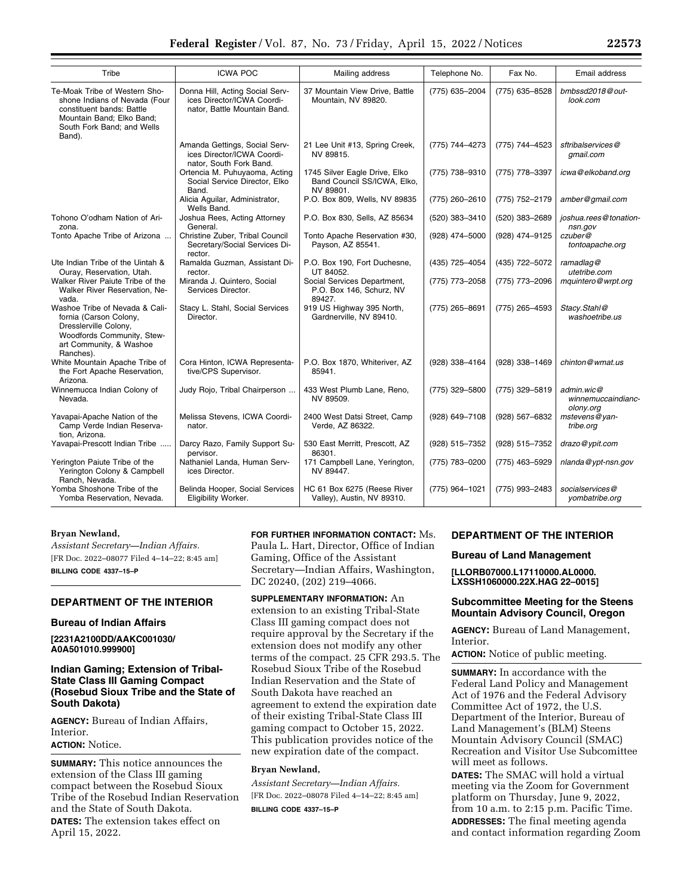| Tribe | ICWA POC | Mailing address | Telephone No. | Fax No. | Email address |
|---|---|---|---|---|---|
| Te-Moak Tribe of Western Shoshone Indians of Nevada (Four constituent bands: Battle Mountain Band; Elko Band; South Fork Band; and Wells Band). | Donna Hill, Acting Social Services Director/ICWA Coordinator, Battle Mountain Band. | 37 Mountain View Drive, Battle Mountain, NV 89820. | (775) 635–2004 | (775) 635–8528 | *bmbssd2018@outlook.com* |
| | Amanda Gettings, Social Services Director/ICWA Coordinator, South Fork Band. | 21 Lee Unit #13, Spring Creek, NV 89815. | (775) 744–4273 | (775) 744–4523 | *sftribalservices@gmail.com* |
| | Ortencia M. Puhuyaoma, Acting Social Service Director, Elko Band. | 1745 Silver Eagle Drive, Elko Band Council SS/ICWA, Elko, NV 89801. | (775) 738–9310 | (775) 778–3397 | *icwa@elkoband.org* |
| | Alicia Aguilar, Administrator, Wells Band. | P.O. Box 809, Wells, NV 89835 | (775) 260–2610 | (775) 752–2179 | *amber@gmail.com* |
| Tohono O'odham Nation of Arizona. | Joshua Rees, Acting Attorney General. | P.O. Box 830, Sells, AZ 85634 | (520) 383–3410 | (520) 383–2689 | *joshua.rees@tonation-nsn.gov* |
| Tonto Apache Tribe of Arizona ... | Christine Zuber, Tribal Council Secretary/Social Services Director. | Tonto Apache Reservation #30, Payson, AZ 85541. | (928) 474–5000 | (928) 474–9125 | *czuber@tontoapache.org* |
| Ute Indian Tribe of the Uintah & Ouray, Reservation, Utah. | Ramalda Guzman, Assistant Director. | P.O. Box 190, Fort Duchesne, UT 84052. | (435) 725–4054 | (435) 722–5072 | *ramadlag@utetribe.com* |
| Walker River Paiute Tribe of the Walker River Reservation, Nevada. | Miranda J. Quintero, Social Services Director. | Social Services Department, P.O. Box 146, Schurz, NV 89427. | (775) 773–2058 | (775) 773–2096 | *mquintero@wrpt.org* |
| Washoe Tribe of Nevada & California (Carson Colony, Dresslerville Colony, Woodfords Community, Stewart Community, & Washoe Ranches). | Stacy L. Stahl, Social Services Director. | 919 US Highway 395 North, Gardnerville, NV 89410. | (775) 265–8691 | (775) 265–4593 | *Stacy.Stahl@washoetribe.us* |
| White Mountain Apache Tribe of the Fort Apache Reservation, Arizona. | Cora Hinton, ICWA Representative/CPS Supervisor. | P.O. Box 1870, Whiteriver, AZ 85941. | (928) 338–4164 | (928) 338–1469 | *chinton@wmat.us* |
| Winnemucca Indian Colony of Nevada. | Judy Rojo, Tribal Chairperson ... | 433 West Plumb Lane, Reno, NV 89509. | (775) 329–5800 | (775) 329–5819 | *admin.wic@winnemuccaindiancolony.org* |
| Yavapai-Apache Nation of the Camp Verde Indian Reservation, Arizona. | Melissa Stevens, ICWA Coordinator. | 2400 West Datsi Street, Camp Verde, AZ 86322. | (928) 649–7108 | (928) 567–6832 | *mstevens@yan-tribe.org* |
| Yavapai-Prescott Indian Tribe ..... | Darcy Razo, Family Support Supervisor. | 530 East Merritt, Prescott, AZ 86301. | (928) 515–7352 | (928) 515–7352 | *drazo@ypit.com* |
| Yerington Paiute Tribe of the Yerington Colony & Campbell Ranch, Nevada. | Nathaniel Landa, Human Services Director. | 171 Campbell Lane, Yerington, NV 89447. | (775) 783–0200 | (775) 463–5929 | *nlanda@ypt-nsn.gov* |
| Yomba Shoshone Tribe of the Yomba Reservation, Nevada. | Belinda Hooper, Social Services Eligibility Worker. | HC 61 Box 6275 (Reese River Valley), Austin, NV 89310. | (775) 964–1021 | (775) 993–2483 | *socialservices@yombatribe.org* |

**Bryan Newland,**

*Assistant Secretary—Indian Affairs.*

[FR Doc. 2022–08077 Filed 4–14–22; 8:45 am]

**BILLING CODE 4337–15–P**

## DEPARTMENT OF THE INTERIOR

### Bureau of Indian Affairs

**[2231A2100DD/AAKC001030/A0A501010.999900]**

### Indian Gaming; Extension of Tribal-State Class III Gaming Compact (Rosebud Sioux Tribe and the State of South Dakota)

**AGENCY:** Bureau of Indian Affairs, Interior.

**ACTION:** Notice.

**SUMMARY:** This notice announces the extension of the Class III gaming compact between the Rosebud Sioux Tribe of the Rosebud Indian Reservation and the State of South Dakota.

**DATES:** The extension takes effect on April 15, 2022.

**FOR FURTHER INFORMATION CONTACT:** Ms. Paula L. Hart, Director, Office of Indian Gaming, Office of the Assistant Secretary—Indian Affairs, Washington, DC 20240, (202) 219–4066.

**SUPPLEMENTARY INFORMATION:** An extension to an existing Tribal-State Class III gaming compact does not require approval by the Secretary if the extension does not modify any other terms of the compact. 25 CFR 293.5. The Rosebud Sioux Tribe of the Rosebud Indian Reservation and the State of South Dakota have reached an agreement to extend the expiration date of their existing Tribal-State Class III gaming compact to October 15, 2022. This publication provides notice of the new expiration date of the compact.

**Bryan Newland,**

*Assistant Secretary—Indian Affairs.*

[FR Doc. 2022–08078 Filed 4–14–22; 8:45 am]

**BILLING CODE 4337–15–P**

## DEPARTMENT OF THE INTERIOR

### Bureau of Land Management

**[LLORB07000.L17110000.AL0000.LXSSH1060000.22X.HAG 22–0015]**

### Subcommittee Meeting for the Steens Mountain Advisory Council, Oregon

**AGENCY:** Bureau of Land Management, Interior.

**ACTION:** Notice of public meeting.

**SUMMARY:** In accordance with the Federal Land Policy and Management Act of 1976 and the Federal Advisory Committee Act of 1972, the U.S. Department of the Interior, Bureau of Land Management's (BLM) Steens Mountain Advisory Council (SMAC) Recreation and Visitor Use Subcommittee will meet as follows.

**DATES:** The SMAC will hold a virtual meeting via the Zoom for Government platform on Thursday, June 9, 2022, from 10 a.m. to 2:15 p.m. Pacific Time.

**ADDRESSES:** The final meeting agenda and contact information regarding Zoom